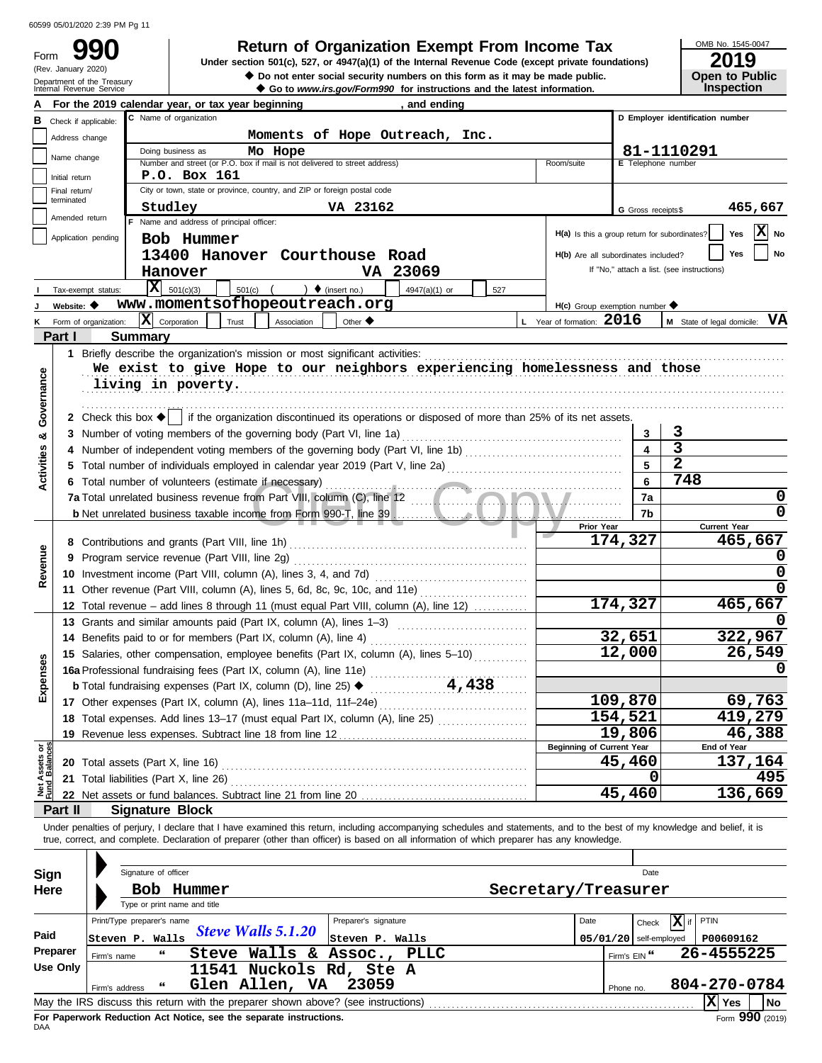60599 05/01/2020 2:39 PM Pg 11

# Form 990 — Return of Organization Exempt From Income Tax

(Rev. January 2020)
Department of the Treasury
Internal Revenue Service

Under section 501(c), 527, or 4947(a)(1) of the Internal Revenue Code (except private foundations)

◆ Do not enter social security numbers on this form as it may be made public.
◆ Go to *www.irs.gov/Form990* for instructions and the latest information.

OMB No. 1545-0047
**2019**
**Open to Public Inspection**

**A** For the 2019 calendar year, or tax year beginning , and ending

**B** Check if applicable:
- Address change
- Name change
- Initial return
- Final return/terminated
- Amended return
- Application pending

**C** Name of organization: Moments of Hope Outreach, Inc.
Doing business as: Mo Hope
Number and street (or P.O. box if mail is not delivered to street address): P.O. Box 161 — Room/suite:
City or town, state or province, country, and ZIP or foreign postal code: Studley VA 23162

**D** Employer identification number: 81-1110291
**E** Telephone number:
**G** Gross receipts $ 465,667

**F** Name and address of principal officer:
Bob Hummer
13400 Hanover Courthouse Road
Hanover VA 23069

H(a) Is this a group return for subordinates? Yes [ ] No [X]
H(b) Are all subordinates included? Yes [ ] No [ ]
If "No," attach a list. (see instructions)

**I** Tax-exempt status: [X] 501(c)(3) [ ] 501(c) ( ) ◆ (insert no.) [ ] 4947(a)(1) or [ ] 527

**J** Website: ◆ www.momentsofhopeoutreach.org

H(c) Group exemption number ◆

**K** Form of organization: [X] Corporation [ ] Trust [ ] Association [ ] Other ◆

**L** Year of formation: 2016 **M** State of legal domicile: VA

## Part I Summary

**Activities & Governance**

1 Briefly describe the organization's mission or most significant activities:
We exist to give Hope to our neighbors experiencing homelessness and those living in poverty.

2 Check this box ◆ [ ] if the organization discontinued its operations or disposed of more than 25% of its net assets.

| Line | Description | | Value |
|---|---|---|---|
| 3 | Number of voting members of the governing body (Part VI, line 1a) | 3 | 3 |
| 4 | Number of independent voting members of the governing body (Part VI, line 1b) | 4 | 3 |
| 5 | Total number of individuals employed in calendar year 2019 (Part V, line 2a) | 5 | 2 |
| 6 | Total number of volunteers (estimate if necessary) | 6 | 748 |
| 7a | Total unrelated business revenue from Part VIII, column (C), line 12 | 7a | 0 |
| 7b | Net unrelated business taxable income from Form 990-T, line 39 | 7b | 0 |

| Line | Description | Prior Year | Current Year |
|---|---|---|---|
| **Revenue** | | | |
| 8 | Contributions and grants (Part VIII, line 1h) | 174,327 | 465,667 |
| 9 | Program service revenue (Part VIII, line 2g) | | 0 |
| 10 | Investment income (Part VIII, column (A), lines 3, 4, and 7d) | | 0 |
| 11 | Other revenue (Part VIII, column (A), lines 5, 6d, 8c, 9c, 10c, and 11e) | | 0 |
| 12 | Total revenue – add lines 8 through 11 (must equal Part VIII, column (A), line 12) | 174,327 | 465,667 |
| **Expenses** | | | |
| 13 | Grants and similar amounts paid (Part IX, column (A), lines 1–3) | | 0 |
| 14 | Benefits paid to or for members (Part IX, column (A), line 4) | 32,651 | 322,967 |
| 15 | Salaries, other compensation, employee benefits (Part IX, column (A), lines 5–10) | 12,000 | 26,549 |
| 16a | Professional fundraising fees (Part IX, column (A), line 11e) | | 0 |
| b | Total fundraising expenses (Part IX, column (D), line 25) ◆ 4,438 | | |
| 17 | Other expenses (Part IX, column (A), lines 11a–11d, 11f–24e) | 109,870 | 69,763 |
| 18 | Total expenses. Add lines 13–17 (must equal Part IX, column (A), line 25) | 154,521 | 419,279 |
| 19 | Revenue less expenses. Subtract line 18 from line 12 | 19,806 | 46,388 |

| Line | Net Assets or Fund Balances | Beginning of Current Year | End of Year |
|---|---|---|---|
| 20 | Total assets (Part X, line 16) | 45,460 | 137,164 |
| 21 | Total liabilities (Part X, line 26) | 0 | 495 |
| 22 | Net assets or fund balances. Subtract line 21 from line 20 | 45,460 | 136,669 |

## Part II Signature Block

Under penalties of perjury, I declare that I have examined this return, including accompanying schedules and statements, and to the best of my knowledge and belief, it is true, correct, and complete. Declaration of preparer (other than officer) is based on all information of which preparer has any knowledge.

**Sign Here**

Signature of officer — Date

Bob Hummer — Secretary/Treasurer
Type or print name and title

**Paid Preparer Use Only**

| Print/Type preparer's name | Preparer's signature | Date | Check [X] if self-employed | PTIN |
|---|---|---|---|---|
| Steven P. Walls | Steve Walls 5.1.20 — Steven P. Walls | 05/01/20 | | P00609162 |

Firm's name: Steve Walls & Assoc., PLLC — Firm's EIN: 26-4555225
Firm's address: 11541 Nuckols Rd, Ste A, Glen Allen, VA 23059 — Phone no. 804-270-0784

May the IRS discuss this return with the preparer shown above? (see instructions) [X] Yes [ ] No

**For Paperwork Reduction Act Notice, see the separate instructions.**
DAA
Form **990** (2019)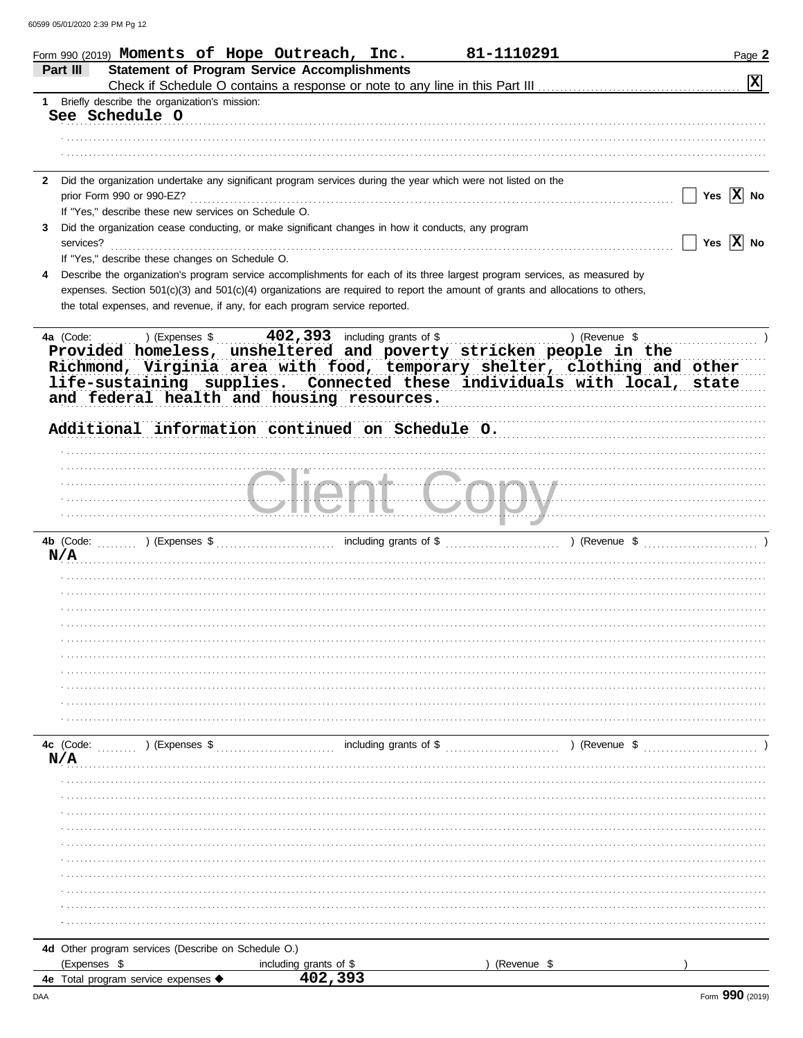Form 990 (2019) **Moments of Hope Outreach, Inc.** **81-1110291** Page **2**

## Part III Statement of Program Service Accomplishments

Check if Schedule O contains a response or note to any line in this Part III . . . . . [X]

**1** Briefly describe the organization's mission:

**See Schedule O**

**2** Did the organization undertake any significant program services during the year which were not listed on the prior Form 990 or 990-EZ? . . . . . [ ] Yes [X] No

If "Yes," describe these new services on Schedule O.

**3** Did the organization cease conducting, or make significant changes in how it conducts, any program services? . . . . . [ ] Yes [X] No

If "Yes," describe these changes on Schedule O.

**4** Describe the organization's program service accomplishments for each of its three largest program services, as measured by expenses. Section 501(c)(3) and 501(c)(4) organizations are required to report the amount of grants and allocations to others, the total expenses, and revenue, if any, for each program service reported.

**4a** (Code: ) (Expenses $ **402,393** including grants of $ ) (Revenue $ )

**Provided homeless, unsheltered and poverty stricken people in the Richmond, Virginia area with food, temporary shelter, clothing and other life-sustaining supplies. Connected these individuals with local, state and federal health and housing resources.**

**Additional information continued on Schedule O.**

**4b** (Code: ) (Expenses $ including grants of $ ) (Revenue $ )

**N/A**

**4c** (Code: ) (Expenses $ including grants of $ ) (Revenue $ )

**N/A**

**4d** Other program services (Describe on Schedule O.)

(Expenses $ including grants of $ ) (Revenue $ )

**4e** Total program service expenses ◆ **402,393**

Form **990** (2019)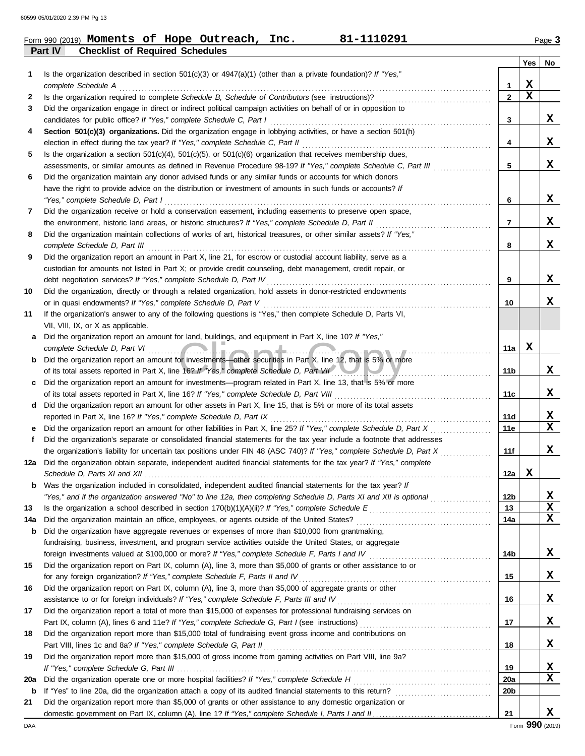Form 990 (2019) **Moments of Hope Outreach, Inc.** **81-1110291**

## Part IV Checklist of Required Schedules

| | | | Yes | No |
|---|---|---|---|---|
| 1 | Is the organization described in section 501(c)(3) or 4947(a)(1) (other than a private foundation)? *If "Yes," complete Schedule A* | 1 | X | |
| 2 | Is the organization required to complete *Schedule B, Schedule of Contributors* (see instructions)? | 2 | X | |
| 3 | Did the organization engage in direct or indirect political campaign activities on behalf of or in opposition to candidates for public office? *If "Yes," complete Schedule C, Part I* | 3 | | X |
| 4 | **Section 501(c)(3) organizations.** Did the organization engage in lobbying activities, or have a section 501(h) election in effect during the tax year? *If "Yes," complete Schedule C, Part II* | 4 | | X |
| 5 | Is the organization a section 501(c)(4), 501(c)(5), or 501(c)(6) organization that receives membership dues, assessments, or similar amounts as defined in Revenue Procedure 98-19? *If "Yes," complete Schedule C, Part III* | 5 | | X |
| 6 | Did the organization maintain any donor advised funds or any similar funds or accounts for which donors have the right to provide advice on the distribution or investment of amounts in such funds or accounts? *If "Yes," complete Schedule D, Part I* | 6 | | X |
| 7 | Did the organization receive or hold a conservation easement, including easements to preserve open space, the environment, historic land areas, or historic structures? *If "Yes," complete Schedule D, Part II* | 7 | | X |
| 8 | Did the organization maintain collections of works of art, historical treasures, or other similar assets? *If "Yes," complete Schedule D, Part III* | 8 | | X |
| 9 | Did the organization report an amount in Part X, line 21, for escrow or custodial account liability, serve as a custodian for amounts not listed in Part X; or provide credit counseling, debt management, credit repair, or debt negotiation services? *If "Yes," complete Schedule D, Part IV* | 9 | | X |
| 10 | Did the organization, directly or through a related organization, hold assets in donor-restricted endowments or in quasi endowments? *If "Yes," complete Schedule D, Part V* | 10 | | X |
| 11 | If the organization's answer to any of the following questions is "Yes," then complete Schedule D, Parts VI, VII, VIII, IX, or X as applicable. | | | |
| a | Did the organization report an amount for land, buildings, and equipment in Part X, line 10? *If "Yes," complete Schedule D, Part VI* | 11a | X | |
| b | Did the organization report an amount for investments—other securities in Part X, line 12, that is 5% or more of its total assets reported in Part X, line 16? *If "Yes," complete Schedule D, Part VII* | 11b | | X |
| c | Did the organization report an amount for investments—program related in Part X, line 13, that is 5% or more of its total assets reported in Part X, line 16? *If "Yes," complete Schedule D, Part VIII* | 11c | | X |
| d | Did the organization report an amount for other assets in Part X, line 15, that is 5% or more of its total assets reported in Part X, line 16? *If "Yes," complete Schedule D, Part IX* | 11d | | X |
| e | Did the organization report an amount for other liabilities in Part X, line 25? *If "Yes," complete Schedule D, Part X* | 11e | | X |
| f | Did the organization's separate or consolidated financial statements for the tax year include a footnote that addresses the organization's liability for uncertain tax positions under FIN 48 (ASC 740)? *If "Yes," complete Schedule D, Part X* | 11f | | X |
| 12a | Did the organization obtain separate, independent audited financial statements for the tax year? *If "Yes," complete Schedule D, Parts XI and XII* | 12a | X | |
| b | Was the organization included in consolidated, independent audited financial statements for the tax year? *If "Yes," and if the organization answered "No" to line 12a, then completing Schedule D, Parts XI and XII is optional* | 12b | | X |
| 13 | Is the organization a school described in section 170(b)(1)(A)(ii)? *If "Yes," complete Schedule E* | 13 | | X |
| 14a | Did the organization maintain an office, employees, or agents outside of the United States? | 14a | | X |
| b | Did the organization have aggregate revenues or expenses of more than $10,000 from grantmaking, fundraising, business, investment, and program service activities outside the United States, or aggregate foreign investments valued at $100,000 or more? *If "Yes," complete Schedule F, Parts I and IV* | 14b | | X |
| 15 | Did the organization report on Part IX, column (A), line 3, more than $5,000 of grants or other assistance to or for any foreign organization? *If "Yes," complete Schedule F, Parts II and IV* | 15 | | X |
| 16 | Did the organization report on Part IX, column (A), line 3, more than $5,000 of aggregate grants or other assistance to or for foreign individuals? *If "Yes," complete Schedule F, Parts III and IV* | 16 | | X |
| 17 | Did the organization report a total of more than $15,000 of expenses for professional fundraising services on Part IX, column (A), lines 6 and 11e? *If "Yes," complete Schedule G, Part I* (see instructions) | 17 | | X |
| 18 | Did the organization report more than $15,000 total of fundraising event gross income and contributions on Part VIII, lines 1c and 8a? *If "Yes," complete Schedule G, Part II* | 18 | | X |
| 19 | Did the organization report more than $15,000 of gross income from gaming activities on Part VIII, line 9a? *If "Yes," complete Schedule G, Part III* | 19 | | X |
| 20a | Did the organization operate one or more hospital facilities? *If "Yes," complete Schedule H* | 20a | | X |
| b | If "Yes" to line 20a, did the organization attach a copy of its audited financial statements to this return? | 20b | | |
| 21 | Did the organization report more than $5,000 of grants or other assistance to any domestic organization or domestic government on Part IX, column (A), line 1? *If "Yes," complete Schedule I, Parts I and II* | 21 | | X |

Form **990** (2019)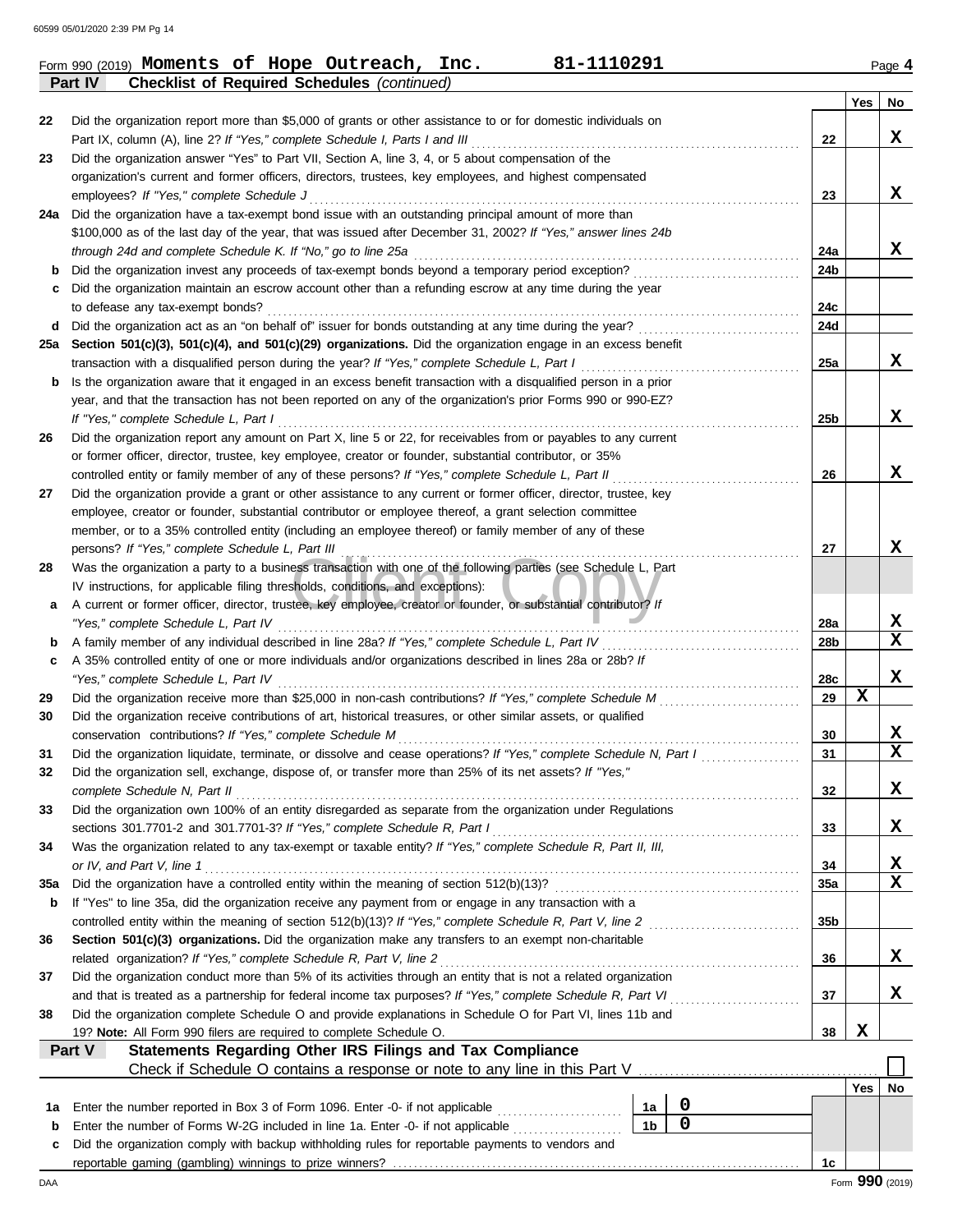Form 990 (2019) **Moments of Hope Outreach, Inc.** **81-1110291** Page **4**

**Part IV** **Checklist of Required Schedules** *(continued)*

| | | | Yes | No |
|---|---|---|---|---|
| 22 | Did the organization report more than $5,000 of grants or other assistance to or for domestic individuals on Part IX, column (A), line 2? *If "Yes," complete Schedule I, Parts I and III* | 22 | | X |
| 23 | Did the organization answer "Yes" to Part VII, Section A, line 3, 4, or 5 about compensation of the organization's current and former officers, directors, trustees, key employees, and highest compensated employees? *If "Yes," complete Schedule J* | 23 | | X |
| 24a | Did the organization have a tax-exempt bond issue with an outstanding principal amount of more than $100,000 as of the last day of the year, that was issued after December 31, 2002? *If "Yes," answer lines 24b through 24d and complete Schedule K. If "No," go to line 25a* | 24a | | X |
| b | Did the organization invest any proceeds of tax-exempt bonds beyond a temporary period exception? | 24b | | |
| c | Did the organization maintain an escrow account other than a refunding escrow at any time during the year to defease any tax-exempt bonds? | 24c | | |
| d | Did the organization act as an "on behalf of" issuer for bonds outstanding at any time during the year? | 24d | | |
| 25a | **Section 501(c)(3), 501(c)(4), and 501(c)(29) organizations.** Did the organization engage in an excess benefit transaction with a disqualified person during the year? *If "Yes," complete Schedule L, Part I* | 25a | | X |
| b | Is the organization aware that it engaged in an excess benefit transaction with a disqualified person in a prior year, and that the transaction has not been reported on any of the organization's prior Forms 990 or 990-EZ? *If "Yes," complete Schedule L, Part I* | 25b | | X |
| 26 | Did the organization report any amount on Part X, line 5 or 22, for receivables from or payables to any current or former officer, director, trustee, key employee, creator or founder, substantial contributor, or 35% controlled entity or family member of any of these persons? *If "Yes," complete Schedule L, Part II* | 26 | | X |
| 27 | Did the organization provide a grant or other assistance to any current or former officer, director, trustee, key employee, creator or founder, substantial contributor or employee thereof, a grant selection committee member, or to a 35% controlled entity (including an employee thereof) or family member of any of these persons? *If "Yes," complete Schedule L, Part III* | 27 | | X |
| 28 | Was the organization a party to a business transaction with one of the following parties (see Schedule L, Part IV instructions, for applicable filing thresholds, conditions, and exceptions): | | | |
| a | A current or former officer, director, trustee, key employee, creator or founder, or substantial contributor? *If "Yes," complete Schedule L, Part IV* | 28a | | X |
| b | A family member of any individual described in line 28a? *If "Yes," complete Schedule L, Part IV* | 28b | | X |
| c | A 35% controlled entity of one or more individuals and/or organizations described in lines 28a or 28b? *If "Yes," complete Schedule L, Part IV* | 28c | | X |
| 29 | Did the organization receive more than $25,000 in non-cash contributions? *If "Yes," complete Schedule M* | 29 | X | |
| 30 | Did the organization receive contributions of art, historical treasures, or other similar assets, or qualified conservation contributions? *If "Yes," complete Schedule M* | 30 | | X |
| 31 | Did the organization liquidate, terminate, or dissolve and cease operations? *If "Yes," complete Schedule N, Part I* | 31 | | X |
| 32 | Did the organization sell, exchange, dispose of, or transfer more than 25% of its net assets? *If "Yes," complete Schedule N, Part II* | 32 | | X |
| 33 | Did the organization own 100% of an entity disregarded as separate from the organization under Regulations sections 301.7701-2 and 301.7701-3? *If "Yes," complete Schedule R, Part I* | 33 | | X |
| 34 | Was the organization related to any tax-exempt or taxable entity? *If "Yes," complete Schedule R, Part II, III, or IV, and Part V, line 1* | 34 | | X |
| 35a | Did the organization have a controlled entity within the meaning of section 512(b)(13)? | 35a | | X |
| b | If "Yes" to line 35a, did the organization receive any payment from or engage in any transaction with a controlled entity within the meaning of section 512(b)(13)? *If "Yes," complete Schedule R, Part V, line 2* | 35b | | |
| 36 | **Section 501(c)(3) organizations.** Did the organization make any transfers to an exempt non-charitable related organization? *If "Yes," complete Schedule R, Part V, line 2* | 36 | | X |
| 37 | Did the organization conduct more than 5% of its activities through an entity that is not a related organization and that is treated as a partnership for federal income tax purposes? *If "Yes," complete Schedule R, Part VI* | 37 | | X |
| 38 | Did the organization complete Schedule O and provide explanations in Schedule O for Part VI, lines 11b and 19? **Note:** All Form 990 filers are required to complete Schedule O. | 38 | X | |

**Part V** **Statements Regarding Other IRS Filings and Tax Compliance**

Check if Schedule O contains a response or note to any line in this Part V ☐

| | | | | | Yes | No |
|---|---|---|---|---|---|---|
| 1a | Enter the number reported in Box 3 of Form 1096. Enter -0- if not applicable | 1a | 0 | | | |
| b | Enter the number of Forms W-2G included in line 1a. Enter -0- if not applicable | 1b | 0 | | | |
| c | Did the organization comply with backup withholding rules for reportable payments to vendors and reportable gaming (gambling) winnings to prize winners? | | | 1c | | |

Form **990** (2019)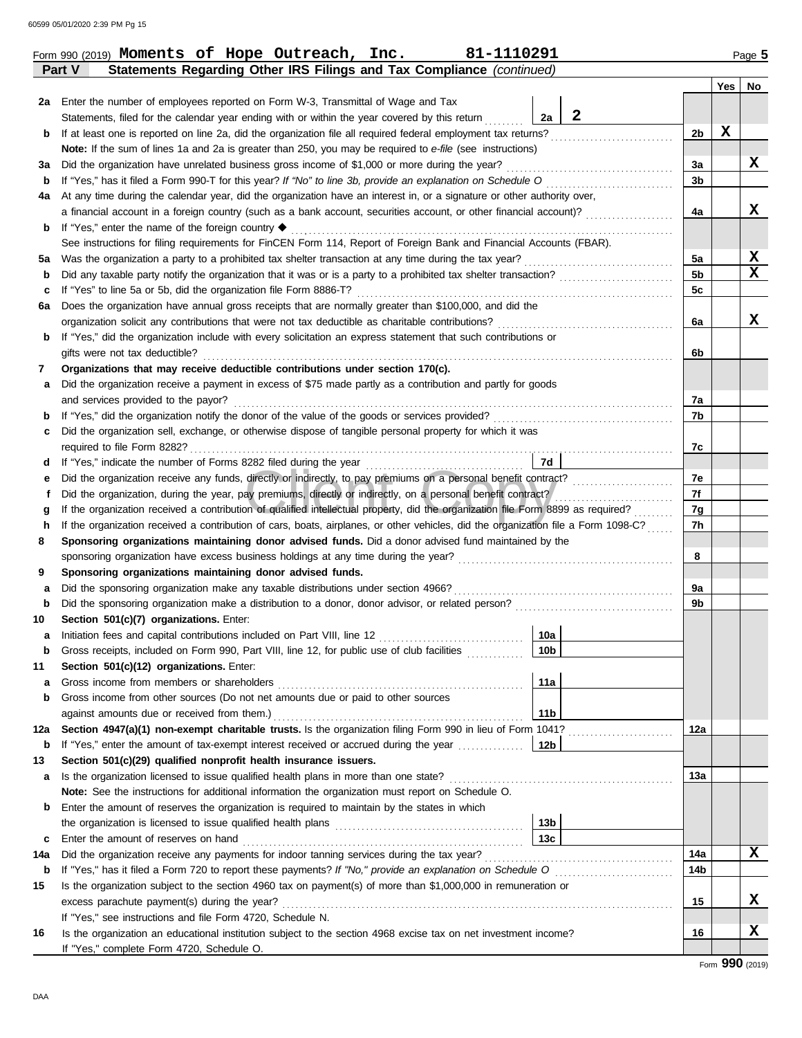Form 990 (2019) **Moments of Hope Outreach, Inc.** **81-1110291** Page **5**

**Part V** **Statements Regarding Other IRS Filings and Tax Compliance** *(continued)*

| | | | | Yes | No |
|---|---|---|---|---|---|
| **2a** | Enter the number of employees reported on Form W-3, Transmittal of Wage and Tax Statements, filed for the calendar year ending with or within the year covered by this return | 2a: **2** | | | |
| **b** | If at least one is reported on line 2a, did the organization file all required federal employment tax returns? | | 2b | X | |
| | **Note:** If the sum of lines 1a and 2a is greater than 250, you may be required to *e-file* (see instructions) | | | | |
| **3a** | Did the organization have unrelated business gross income of $1,000 or more during the year? | | 3a | | X |
| **b** | If "Yes," has it filed a Form 990-T for this year? *If "No" to line 3b, provide an explanation on Schedule O* | | 3b | | |
| **4a** | At any time during the calendar year, did the organization have an interest in, or a signature or other authority over, a financial account in a foreign country (such as a bank account, securities account, or other financial account)? | | 4a | | X |
| **b** | If "Yes," enter the name of the foreign country ◆ | | | | |
| | See instructions for filing requirements for FinCEN Form 114, Report of Foreign Bank and Financial Accounts (FBAR). | | | | |
| **5a** | Was the organization a party to a prohibited tax shelter transaction at any time during the tax year? | | 5a | | X |
| **b** | Did any taxable party notify the organization that it was or is a party to a prohibited tax shelter transaction? | | 5b | | X |
| **c** | If "Yes" to line 5a or 5b, did the organization file Form 8886-T? | | 5c | | |
| **6a** | Does the organization have annual gross receipts that are normally greater than $100,000, and did the organization solicit any contributions that were not tax deductible as charitable contributions? | | 6a | | X |
| **b** | If "Yes," did the organization include with every solicitation an express statement that such contributions or gifts were not tax deductible? | | 6b | | |
| **7** | **Organizations that may receive deductible contributions under section 170(c).** | | | | |
| **a** | Did the organization receive a payment in excess of $75 made partly as a contribution and partly for goods and services provided to the payor? | | 7a | | |
| **b** | If "Yes," did the organization notify the donor of the value of the goods or services provided? | | 7b | | |
| **c** | Did the organization sell, exchange, or otherwise dispose of tangible personal property for which it was required to file Form 8282? | | 7c | | |
| **d** | If "Yes," indicate the number of Forms 8282 filed during the year | 7d | | | |
| **e** | Did the organization receive any funds, directly or indirectly, to pay premiums on a personal benefit contract? | | 7e | | |
| **f** | Did the organization, during the year, pay premiums, directly or indirectly, on a personal benefit contract? | | 7f | | |
| **g** | If the organization received a contribution of qualified intellectual property, did the organization file Form 8899 as required? | | 7g | | |
| **h** | If the organization received a contribution of cars, boats, airplanes, or other vehicles, did the organization file a Form 1098-C? | | 7h | | |
| **8** | **Sponsoring organizations maintaining donor advised funds.** Did a donor advised fund maintained by the sponsoring organization have excess business holdings at any time during the year? | | 8 | | |
| **9** | **Sponsoring organizations maintaining donor advised funds.** | | | | |
| **a** | Did the sponsoring organization make any taxable distributions under section 4966? | | 9a | | |
| **b** | Did the sponsoring organization make a distribution to a donor, donor advisor, or related person? | | 9b | | |
| **10** | **Section 501(c)(7) organizations.** Enter: | | | | |
| **a** | Initiation fees and capital contributions included on Part VIII, line 12 | 10a | | | |
| **b** | Gross receipts, included on Form 990, Part VIII, line 12, for public use of club facilities | 10b | | | |
| **11** | **Section 501(c)(12) organizations.** Enter: | | | | |
| **a** | Gross income from members or shareholders | 11a | | | |
| **b** | Gross income from other sources (Do not net amounts due or paid to other sources against amounts due or received from them.) | 11b | | | |
| **12a** | **Section 4947(a)(1) non-exempt charitable trusts.** Is the organization filing Form 990 in lieu of Form 1041? | | 12a | | |
| **b** | If "Yes," enter the amount of tax-exempt interest received or accrued during the year | 12b | | | |
| **13** | **Section 501(c)(29) qualified nonprofit health insurance issuers.** | | | | |
| **a** | Is the organization licensed to issue qualified health plans in more than one state? | | 13a | | |
| | **Note:** See the instructions for additional information the organization must report on Schedule O. | | | | |
| **b** | Enter the amount of reserves the organization is required to maintain by the states in which the organization is licensed to issue qualified health plans | 13b | | | |
| **c** | Enter the amount of reserves on hand | 13c | | | |
| **14a** | Did the organization receive any payments for indoor tanning services during the tax year? | | 14a | | X |
| **b** | If "Yes," has it filed a Form 720 to report these payments? *If "No," provide an explanation on Schedule O* | | 14b | | |
| **15** | Is the organization subject to the section 4960 tax on payment(s) of more than $1,000,000 in remuneration or excess parachute payment(s) during the year? | | 15 | | X |
| | If "Yes," see instructions and file Form 4720, Schedule N. | | | | |
| **16** | Is the organization an educational institution subject to the section 4968 excise tax on net investment income? | | 16 | | X |
| | If "Yes," complete Form 4720, Schedule O. | | | | |

Form **990** (2019)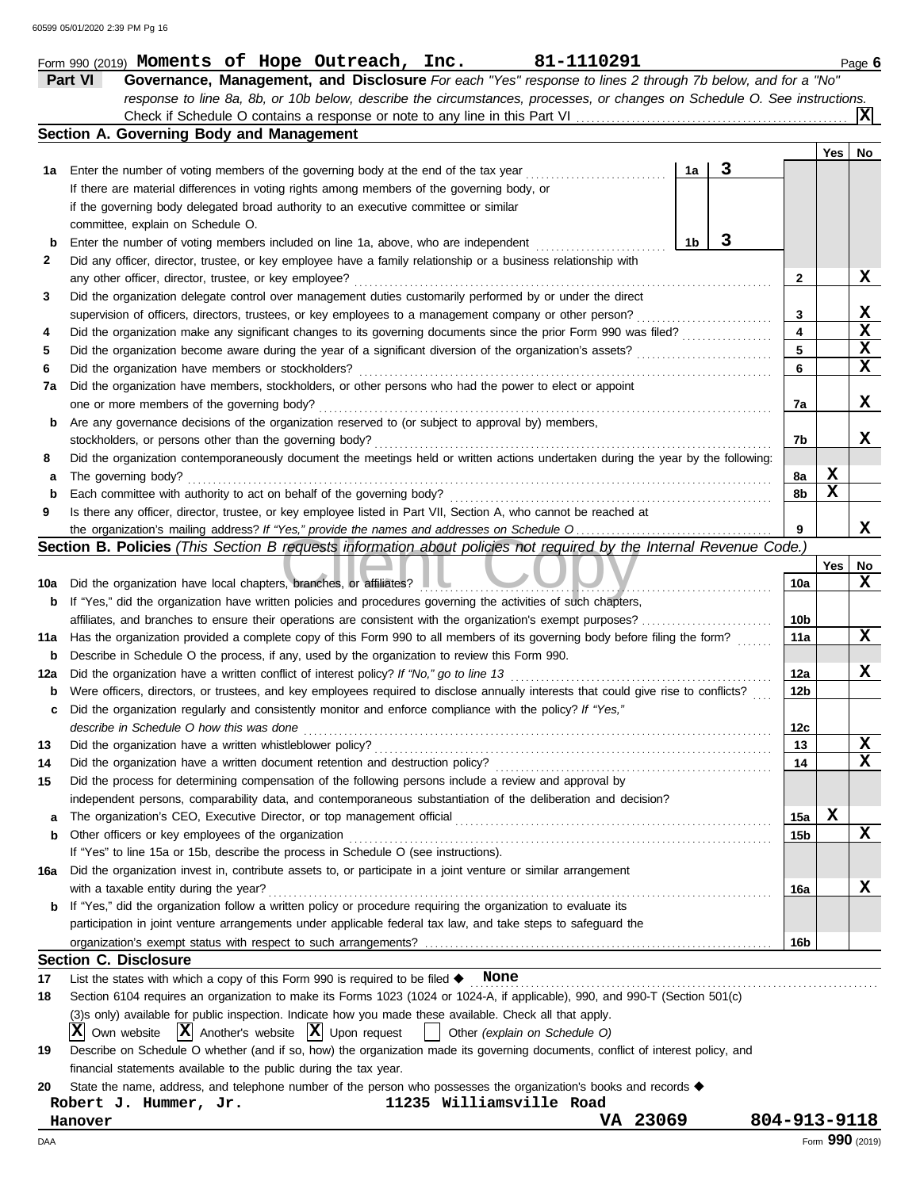Form 990 (2019) **Moments of Hope Outreach, Inc.** **81-1110291** Page **6**

## Part VI Governance, Management, and Disclosure

*For each "Yes" response to lines 2 through 7b below, and for a "No" response to line 8a, 8b, or 10b below, describe the circumstances, processes, or changes on Schedule O. See instructions.*

Check if Schedule O contains a response or note to any line in this Part VI .......... **X**

### Section A. Governing Body and Management

| | | | Yes | No |
|---|---|---|---|---|
| **1a** | Enter the number of voting members of the governing body at the end of the tax year ... **1a** 3<br>If there are material differences in voting rights among members of the governing body, or if the governing body delegated broad authority to an executive committee or similar committee, explain on Schedule O. | | | |
| **b** | Enter the number of voting members included on line 1a, above, who are independent ... **1b** 3 | | | |
| **2** | Did any officer, director, trustee, or key employee have a family relationship or a business relationship with any other officer, director, trustee, or key employee? | 2 | | X |
| **3** | Did the organization delegate control over management duties customarily performed by or under the direct supervision of officers, directors, trustees, or key employees to a management company or other person? | 3 | | X |
| **4** | Did the organization make any significant changes to its governing documents since the prior Form 990 was filed? | 4 | | X |
| **5** | Did the organization become aware during the year of a significant diversion of the organization's assets? | 5 | | X |
| **6** | Did the organization have members or stockholders? | 6 | | X |
| **7a** | Did the organization have members, stockholders, or other persons who had the power to elect or appoint one or more members of the governing body? | 7a | | X |
| **b** | Are any governance decisions of the organization reserved to (or subject to approval by) members, stockholders, or persons other than the governing body? | 7b | | X |
| **8** | Did the organization contemporaneously document the meetings held or written actions undertaken during the year by the following: | | | |
| **a** | The governing body? | 8a | X | |
| **b** | Each committee with authority to act on behalf of the governing body? | 8b | X | |
| **9** | Is there any officer, director, trustee, or key employee listed in Part VII, Section A, who cannot be reached at the organization's mailing address? *If "Yes," provide the names and addresses on Schedule O* | 9 | | X |

### Section B. Policies *(This Section B requests information about policies not required by the Internal Revenue Code.)*

| | | | Yes | No |
|---|---|---|---|---|
| **10a** | Did the organization have local chapters, branches, or affiliates? | 10a | | X |
| **b** | If "Yes," did the organization have written policies and procedures governing the activities of such chapters, affiliates, and branches to ensure their operations are consistent with the organization's exempt purposes? | 10b | | |
| **11a** | Has the organization provided a complete copy of this Form 990 to all members of its governing body before filing the form? | 11a | | X |
| **b** | Describe in Schedule O the process, if any, used by the organization to review this Form 990. | | | |
| **12a** | Did the organization have a written conflict of interest policy? *If "No," go to line 13* | 12a | | X |
| **b** | Were officers, directors, or trustees, and key employees required to disclose annually interests that could give rise to conflicts? | 12b | | |
| **c** | Did the organization regularly and consistently monitor and enforce compliance with the policy? *If "Yes," describe in Schedule O how this was done* | 12c | | |
| **13** | Did the organization have a written whistleblower policy? | 13 | | X |
| **14** | Did the organization have a written document retention and destruction policy? | 14 | | X |
| **15** | Did the process for determining compensation of the following persons include a review and approval by independent persons, comparability data, and contemporaneous substantiation of the deliberation and decision? | | | |
| **a** | The organization's CEO, Executive Director, or top management official | 15a | X | |
| **b** | Other officers or key employees of the organization | 15b | | X |
| | If "Yes" to line 15a or 15b, describe the process in Schedule O (see instructions). | | | |
| **16a** | Did the organization invest in, contribute assets to, or participate in a joint venture or similar arrangement with a taxable entity during the year? | 16a | | X |
| **b** | If "Yes," did the organization follow a written policy or procedure requiring the organization to evaluate its participation in joint venture arrangements under applicable federal tax law, and take steps to safeguard the organization's exempt status with respect to such arrangements? | 16b | | |

### Section C. Disclosure

**17** List the states with which a copy of this Form 990 is required to be filed ◆ **None**

**18** Section 6104 requires an organization to make its Forms 1023 (1024 or 1024-A, if applicable), 990, and 990-T (Section 501(c)(3)s only) available for public inspection. Indicate how you made these available. Check all that apply.

**X** Own website **X** Another's website **X** Upon request ☐ Other *(explain on Schedule O)*

**19** Describe on Schedule O whether (and if so, how) the organization made its governing documents, conflict of interest policy, and financial statements available to the public during the tax year.

**20** State the name, address, and telephone number of the person who possesses the organization's books and records ◆

**Robert J. Hummer, Jr.** **11235 Williamsville Road**
**Hanover** **VA 23069** **804-913-9118**

Form **990** (2019)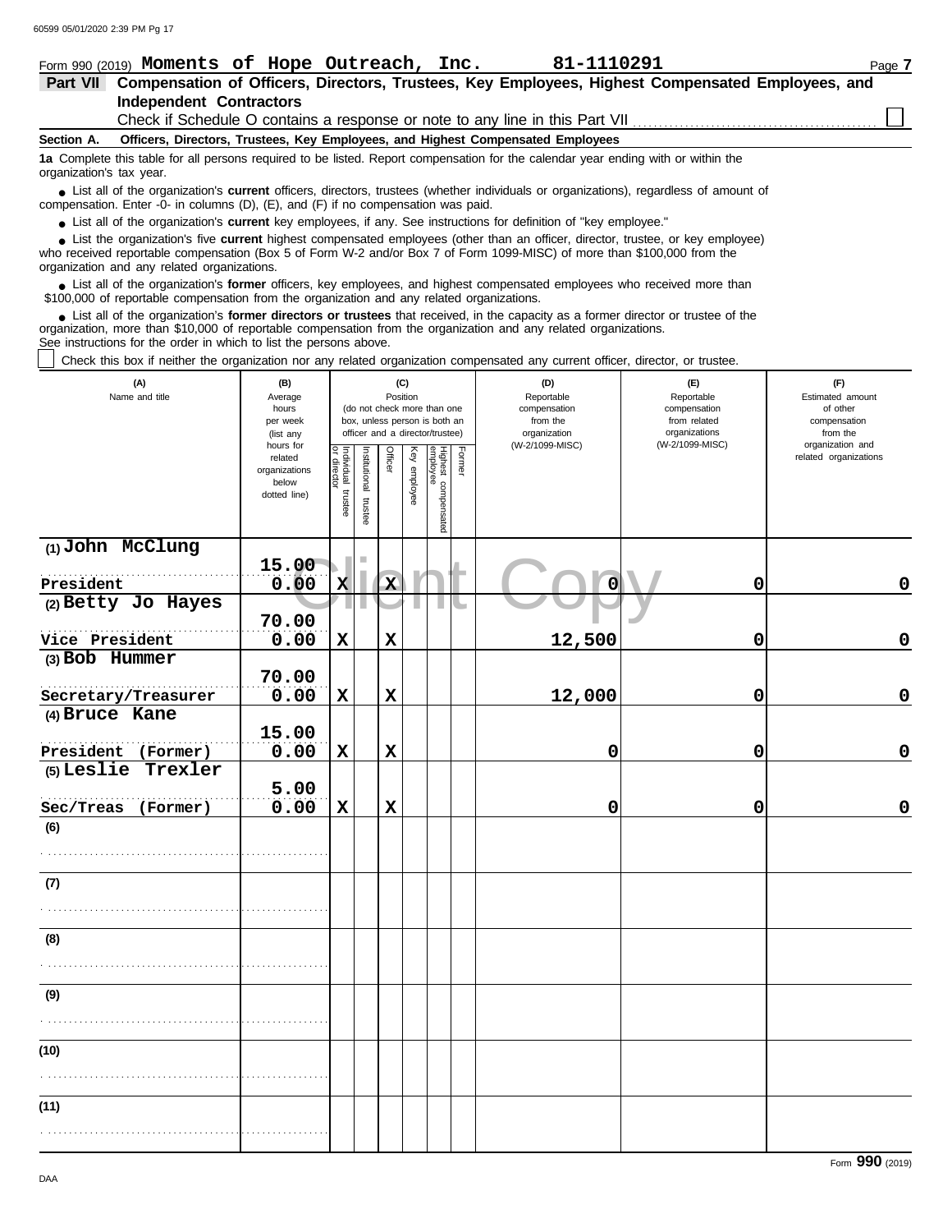Form 990 (2019) **Moments of Hope Outreach, Inc.** **81-1110291** Page **7**

## Part VII Compensation of Officers, Directors, Trustees, Key Employees, Highest Compensated Employees, and Independent Contractors

Check if Schedule O contains a response or note to any line in this Part VII ☐

**Section A. Officers, Directors, Trustees, Key Employees, and Highest Compensated Employees**

**1a** Complete this table for all persons required to be listed. Report compensation for the calendar year ending with or within the organization's tax year.

- List all of the organization's **current** officers, directors, trustees (whether individuals or organizations), regardless of amount of compensation. Enter -0- in columns (D), (E), and (F) if no compensation was paid.
- List all of the organization's **current** key employees, if any. See instructions for definition of "key employee."
- List the organization's five **current** highest compensated employees (other than an officer, director, trustee, or key employee) who received reportable compensation (Box 5 of Form W-2 and/or Box 7 of Form 1099-MISC) of more than $100,000 from the organization and any related organizations.
- List all of the organization's **former** officers, key employees, and highest compensated employees who received more than $100,000 of reportable compensation from the organization and any related organizations.
- List all of the organization's **former directors or trustees** that received, in the capacity as a former director or trustee of the organization, more than $10,000 of reportable compensation from the organization and any related organizations.

See instructions for the order in which to list the persons above.

☐ Check this box if neither the organization nor any related organization compensated any current officer, director, or trustee.

| (A) Name and title | (B) Average hours per week (list any hours for related organizations below dotted line) | (C) Position (do not check more than one box, unless person is both an officer and a director/trustee): Individual trustee or director | Institutional trustee | Officer | Key employee | Highest compensated employee | Former | (D) Reportable compensation from the organization (W-2/1099-MISC) | (E) Reportable compensation from related organizations (W-2/1099-MISC) | (F) Estimated amount of other compensation from the organization and related organizations |
|---|---|---|---|---|---|---|---|---|---|---|
| (1) John McClung<br>President | 15.00<br>0.00 | X | | X | | | | 0 | 0 | 0 |
| (2) Betty Jo Hayes<br>Vice President | 70.00<br>0.00 | X | | X | | | | 12,500 | 0 | 0 |
| (3) Bob Hummer<br>Secretary/Treasurer | 70.00<br>0.00 | X | | X | | | | 12,000 | 0 | 0 |
| (4) Bruce Kane<br>President (Former) | 15.00<br>0.00 | X | | X | | | | 0 | 0 | 0 |
| (5) Leslie Trexler<br>Sec/Treas (Former) | 5.00<br>0.00 | X | | X | | | | 0 | 0 | 0 |
| (6) | | | | | | | | | | |
| (7) | | | | | | | | | | |
| (8) | | | | | | | | | | |
| (9) | | | | | | | | | | |
| (10) | | | | | | | | | | |
| (11) | | | | | | | | | | |

Form **990** (2019)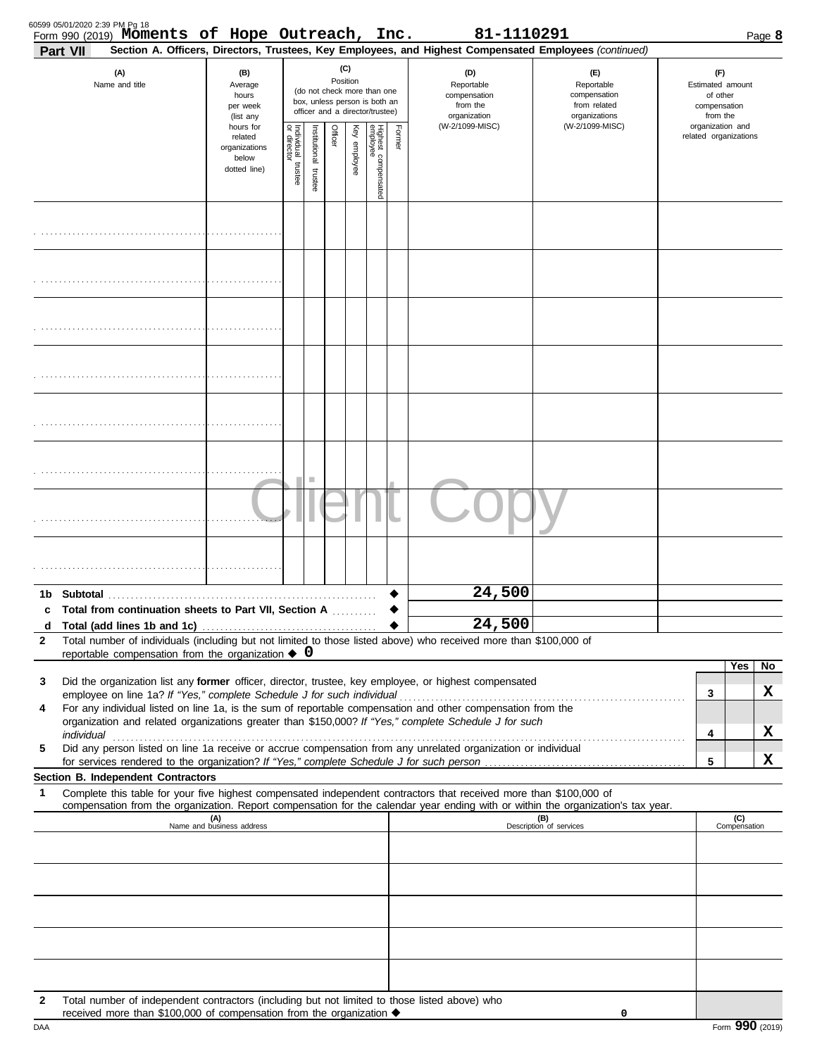Form 990 (2019) **Moments of Hope Outreach, Inc.** **81-1110291** Page **8**

**Part VII** **Section A. Officers, Directors, Trustees, Key Employees, and Highest Compensated Employees** *(continued)*

| (A) Name and title | (B) Average hours per week (list any hours for related organizations below dotted line) | (C) Position (do not check more than one box, unless person is both an officer and a director/trustee): Individual trustee or director | Institutional trustee | Officer | Key employee | Highest compensated employee | Former | (D) Reportable compensation from the organization (W-2/1099-MISC) | (E) Reportable compensation from related organizations (W-2/1099-MISC) | (F) Estimated amount of other compensation from the organization and related organizations |
|---|---|---|---|---|---|---|---|---|---|---|
| | | | | | | | | | | |
| | | | | | | | | | | |
| | | | | | | | | | | |
| | | | | | | | | | | |
| | | | | | | | | | | |
| | | | | | | | | | | |
| | | | | | | | | | | |
| | | | | | | | | | | |
| **1b Subtotal** | | | | | | | | 24,500 | | |
| **c Total from continuation sheets to Part VII, Section A** | | | | | | | | | | |
| **d Total (add lines 1b and 1c)** | | | | | | | | 24,500 | | |

**2** Total number of individuals (including but not limited to those listed above) who received more than $100,000 of reportable compensation from the organization ◆ **0**

| | | | Yes | No |
|---|---|---|---|---|
| **3** | Did the organization list any **former** officer, director, trustee, key employee, or highest compensated employee on line 1a? *If "Yes," complete Schedule J for such individual* | 3 | | X |
| **4** | For any individual listed on line 1a, is the sum of reportable compensation and other compensation from the organization and related organizations greater than $150,000? *If "Yes," complete Schedule J for such individual* | 4 | | X |
| **5** | Did any person listed on line 1a receive or accrue compensation from any unrelated organization or individual for services rendered to the organization? *If "Yes," complete Schedule J for such person* | 5 | | X |

**Section B. Independent Contractors**

**1** Complete this table for your five highest compensated independent contractors that received more than $100,000 of compensation from the organization. Report compensation for the calendar year ending with or within the organization's tax year.

| (A) Name and business address | (B) Description of services | (C) Compensation |
|---|---|---|
| | | |
| | | |
| | | |
| | | |
| | | |

**2** Total number of independent contractors (including but not limited to those listed above) who received more than $100,000 of compensation from the organization ◆ 0

Form **990** (2019)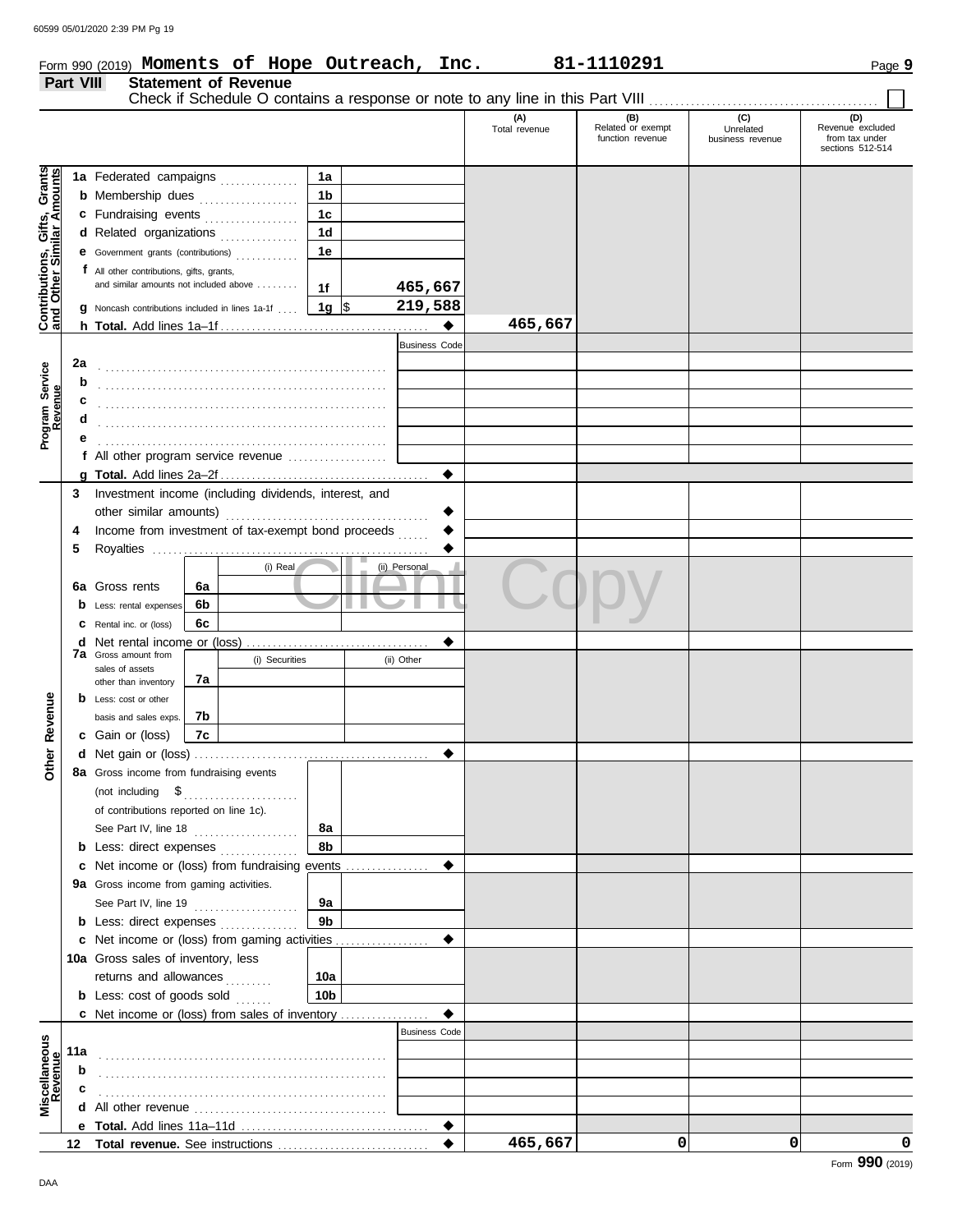Form 990 (2019) **Moments of Hope Outreach, Inc.** **81-1110291** Page **9**

## Part VIII Statement of Revenue

Check if Schedule O contains a response or note to any line in this Part VIII ☐

| | | | | (A) Total revenue | (B) Related or exempt function revenue | (C) Unrelated business revenue | (D) Revenue excluded from tax under sections 512-514 |
|---|---|---|---|---|---|---|---|
| **Contributions, Gifts, Grants and Other Similar Amounts** | **1a** Federated campaigns | 1a | | | | | |
| | **b** Membership dues | 1b | | | | | |
| | **c** Fundraising events | 1c | | | | | |
| | **d** Related organizations | 1d | | | | | |
| | **e** Government grants (contributions) | 1e | | | | | |
| | **f** All other contributions, gifts, grants, and similar amounts not included above | 1f | 465,667 | | | | |
| | **g** Noncash contributions included in lines 1a-1f | 1g | $ 219,588 | | | | |
| | **h Total.** Add lines 1a–1f | | ◆ | 465,667 | | | |
| **Program Service Revenue** | | | Business Code | | | | |
| | **2a** | | | | | | |
| | **b** | | | | | | |
| | **c** | | | | | | |
| | **d** | | | | | | |
| | **e** | | | | | | |
| | **f** All other program service revenue | | | | | | |
| | **g Total.** Add lines 2a–2f | | ◆ | | | | |
| **Other Revenue** | **3** Investment income (including dividends, interest, and other similar amounts) | | ◆ | | | | |
| | **4** Income from investment of tax-exempt bond proceeds | | ◆ | | | | |
| | **5** Royalties | | ◆ | | | | |
| | | (i) Real | (ii) Personal | | | | |
| | **6a** Gross rents (6a) | | | | | | |
| | **b** Less: rental expenses (6b) | | | | | | |
| | **c** Rental inc. or (loss) (6c) | | | | | | |
| | **d** Net rental income or (loss) | | ◆ | | | | |
| | | (i) Securities | (ii) Other | | | | |
| | **7a** Gross amount from sales of assets other than inventory (7a) | | | | | | |
| | **b** Less: cost or other basis and sales exps. (7b) | | | | | | |
| | **c** Gain or (loss) (7c) | | | | | | |
| | **d** Net gain or (loss) | | ◆ | | | | |
| | **8a** Gross income from fundraising events (not including $ ............ of contributions reported on line 1c). See Part IV, line 18 | 8a | | | | | |
| | **b** Less: direct expenses | 8b | | | | | |
| | **c** Net income or (loss) from fundraising events | | ◆ | | | | |
| | **9a** Gross income from gaming activities. See Part IV, line 19 | 9a | | | | | |
| | **b** Less: direct expenses | 9b | | | | | |
| | **c** Net income or (loss) from gaming activities | | ◆ | | | | |
| | **10a** Gross sales of inventory, less returns and allowances | 10a | | | | | |
| | **b** Less: cost of goods sold | 10b | | | | | |
| | **c** Net income or (loss) from sales of inventory | | ◆ | | | | |
| **Miscellaneous Revenue** | | | Business Code | | | | |
| | **11a** | | | | | | |
| | **b** | | | | | | |
| | **c** | | | | | | |
| | **d** All other revenue | | | | | | |
| | **e Total.** Add lines 11a–11d | | ◆ | | | | |
| | **12 Total revenue.** See instructions | | ◆ | 465,667 | 0 | 0 | 0 |

Form **990** (2019)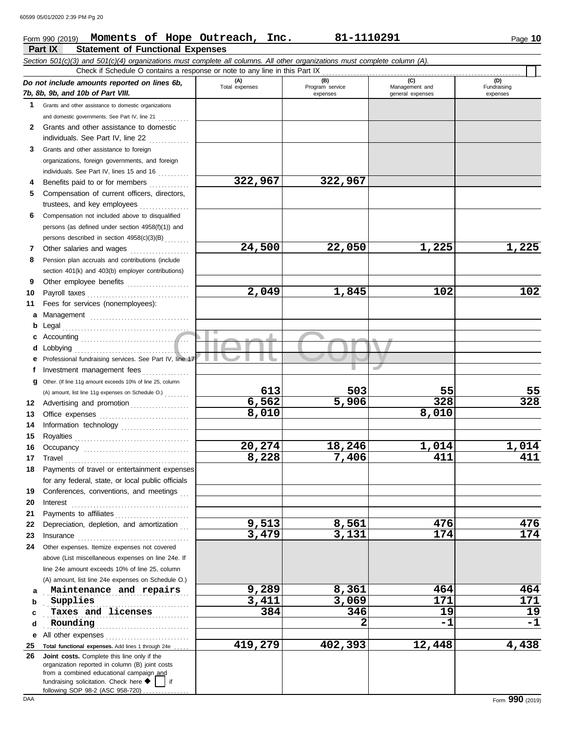Form 990 (2019) **Moments of Hope Outreach, Inc.** **81-1110291** Page **10**

## Part IX Statement of Functional Expenses

*Section 501(c)(3) and 501(c)(4) organizations must complete all columns. All other organizations must complete column (A).*

Check if Schedule O contains a response or note to any line in this Part IX ☐

| *Do not include amounts reported on lines 6b, 7b, 8b, 9b, and 10b of Part VIII.* | (A) Total expenses | (B) Program service expenses | (C) Management and general expenses | (D) Fundraising expenses |
|---|---|---|---|---|
| **1** Grants and other assistance to domestic organizations and domestic governments. See Part IV, line 21 | | | | |
| **2** Grants and other assistance to domestic individuals. See Part IV, line 22 | | | | |
| **3** Grants and other assistance to foreign organizations, foreign governments, and foreign individuals. See Part IV, lines 15 and 16 | | | | |
| **4** Benefits paid to or for members | 322,967 | 322,967 | | |
| **5** Compensation of current officers, directors, trustees, and key employees | | | | |
| **6** Compensation not included above to disqualified persons (as defined under section 4958(f)(1)) and persons described in section 4958(c)(3)(B) | | | | |
| **7** Other salaries and wages | 24,500 | 22,050 | 1,225 | 1,225 |
| **8** Pension plan accruals and contributions (include section 401(k) and 403(b) employer contributions) | | | | |
| **9** Other employee benefits | | | | |
| **10** Payroll taxes | 2,049 | 1,845 | 102 | 102 |
| **11** Fees for services (nonemployees): | | | | |
| **a** Management | | | | |
| **b** Legal | | | | |
| **c** Accounting | | | | |
| **d** Lobbying | | | | |
| **e** Professional fundraising services. See Part IV, line 17 | | | | |
| **f** Investment management fees | | | | |
| **g** Other. (If line 11g amount exceeds 10% of line 25, column (A) amount, list line 11g expenses on Schedule O.) | 613 | 503 | 55 | 55 |
| **12** Advertising and promotion | 6,562 | 5,906 | 328 | 328 |
| **13** Office expenses | 8,010 | | 8,010 | |
| **14** Information technology | | | | |
| **15** Royalties | | | | |
| **16** Occupancy | 20,274 | 18,246 | 1,014 | 1,014 |
| **17** Travel | 8,228 | 7,406 | 411 | 411 |
| **18** Payments of travel or entertainment expenses for any federal, state, or local public officials | | | | |
| **19** Conferences, conventions, and meetings | | | | |
| **20** Interest | | | | |
| **21** Payments to affiliates | | | | |
| **22** Depreciation, depletion, and amortization | 9,513 | 8,561 | 476 | 476 |
| **23** Insurance | 3,479 | 3,131 | 174 | 174 |
| **24** Other expenses. Itemize expenses not covered above (List miscellaneous expenses on line 24e. If line 24e amount exceeds 10% of line 25, column (A) amount, list line 24e expenses on Schedule O.) | | | | |
| **a** Maintenance and repairs | 9,289 | 8,361 | 464 | 464 |
| **b** Supplies | 3,411 | 3,069 | 171 | 171 |
| **c** Taxes and licenses | 384 | 346 | 19 | 19 |
| **d** Rounding | | 2 | -1 | -1 |
| **e** All other expenses | | | | |
| **25** **Total functional expenses.** Add lines 1 through 24e | 419,279 | 402,393 | 12,448 | 4,438 |
| **26** **Joint costs.** Complete this line only if the organization reported in column (B) joint costs from a combined educational campaign and fundraising solicitation. Check here ☐ if following SOP 98-2 (ASC 958-720) | | | | |

DAA Form **990** (2019)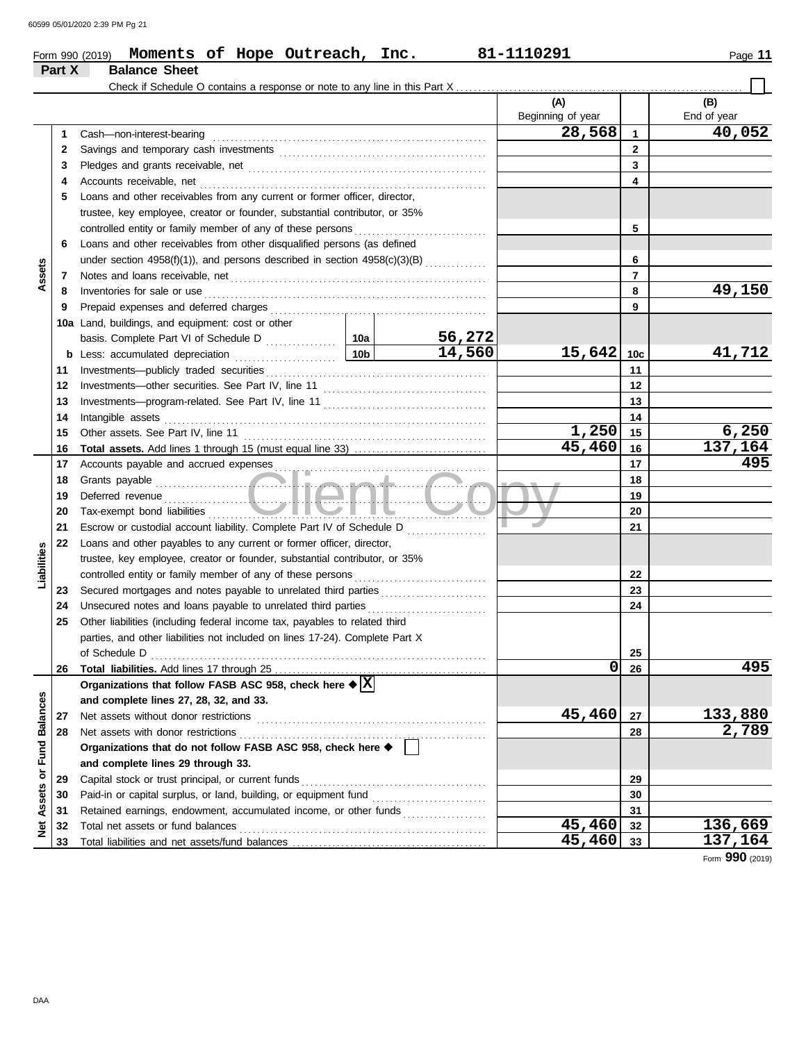Form 990 (2019) **Moments of Hope Outreach, Inc.** **81-1110291** Page **11**

## Part X Balance Sheet

Check if Schedule O contains a response or note to any line in this Part X ☐

| | | | | | (A) Beginning of year | | (B) End of year |
|---|---|---|---|---|---|---|---|
| **Assets** | 1 | Cash—non-interest-bearing | | | 28,568 | 1 | 40,052 |
| | 2 | Savings and temporary cash investments | | | | 2 | |
| | 3 | Pledges and grants receivable, net | | | | 3 | |
| | 4 | Accounts receivable, net | | | | 4 | |
| | 5 | Loans and other receivables from any current or former officer, director, trustee, key employee, creator or founder, substantial contributor, or 35% controlled entity or family member of any of these persons | | | | 5 | |
| | 6 | Loans and other receivables from other disqualified persons (as defined under section 4958(f)(1)), and persons described in section 4958(c)(3)(B) | | | | 6 | |
| | 7 | Notes and loans receivable, net | | | | 7 | |
| | 8 | Inventories for sale or use | | | | 8 | 49,150 |
| | 9 | Prepaid expenses and deferred charges | | | | 9 | |
| | 10a | Land, buildings, and equipment: cost or other basis. Complete Part VI of Schedule D | 10a | 56,272 | | | |
| | b | Less: accumulated depreciation | 10b | 14,560 | 15,642 | 10c | 41,712 |
| | 11 | Investments—publicly traded securities | | | | 11 | |
| | 12 | Investments—other securities. See Part IV, line 11 | | | | 12 | |
| | 13 | Investments—program-related. See Part IV, line 11 | | | | 13 | |
| | 14 | Intangible assets | | | | 14 | |
| | 15 | Other assets. See Part IV, line 11 | | | 1,250 | 15 | 6,250 |
| | 16 | **Total assets.** Add lines 1 through 15 (must equal line 33) | | | 45,460 | 16 | 137,164 |
| **Liabilities** | 17 | Accounts payable and accrued expenses | | | | 17 | 495 |
| | 18 | Grants payable | | | | 18 | |
| | 19 | Deferred revenue | | | | 19 | |
| | 20 | Tax-exempt bond liabilities | | | | 20 | |
| | 21 | Escrow or custodial account liability. Complete Part IV of Schedule D | | | | 21 | |
| | 22 | Loans and other payables to any current or former officer, director, trustee, key employee, creator or founder, substantial contributor, or 35% controlled entity or family member of any of these persons | | | | 22 | |
| | 23 | Secured mortgages and notes payable to unrelated third parties | | | | 23 | |
| | 24 | Unsecured notes and loans payable to unrelated third parties | | | | 24 | |
| | 25 | Other liabilities (including federal income tax, payables to related third parties, and other liabilities not included on lines 17-24). Complete Part X of Schedule D | | | | 25 | |
| | 26 | **Total liabilities.** Add lines 17 through 25 | | | 0 | 26 | 495 |
| **Net Assets or Fund Balances** | | **Organizations that follow FASB ASC 958, check here** ☒ **and complete lines 27, 28, 32, and 33.** | | | | | |
| | 27 | Net assets without donor restrictions | | | 45,460 | 27 | 133,880 |
| | 28 | Net assets with donor restrictions | | | | 28 | 2,789 |
| | | **Organizations that do not follow FASB ASC 958, check here** ☐ **and complete lines 29 through 33.** | | | | | |
| | 29 | Capital stock or trust principal, or current funds | | | | 29 | |
| | 30 | Paid-in or capital surplus, or land, building, or equipment fund | | | | 30 | |
| | 31 | Retained earnings, endowment, accumulated income, or other funds | | | | 31 | |
| | 32 | Total net assets or fund balances | | | 45,460 | 32 | 136,669 |
| | 33 | Total liabilities and net assets/fund balances | | | 45,460 | 33 | 137,164 |

Form **990** (2019)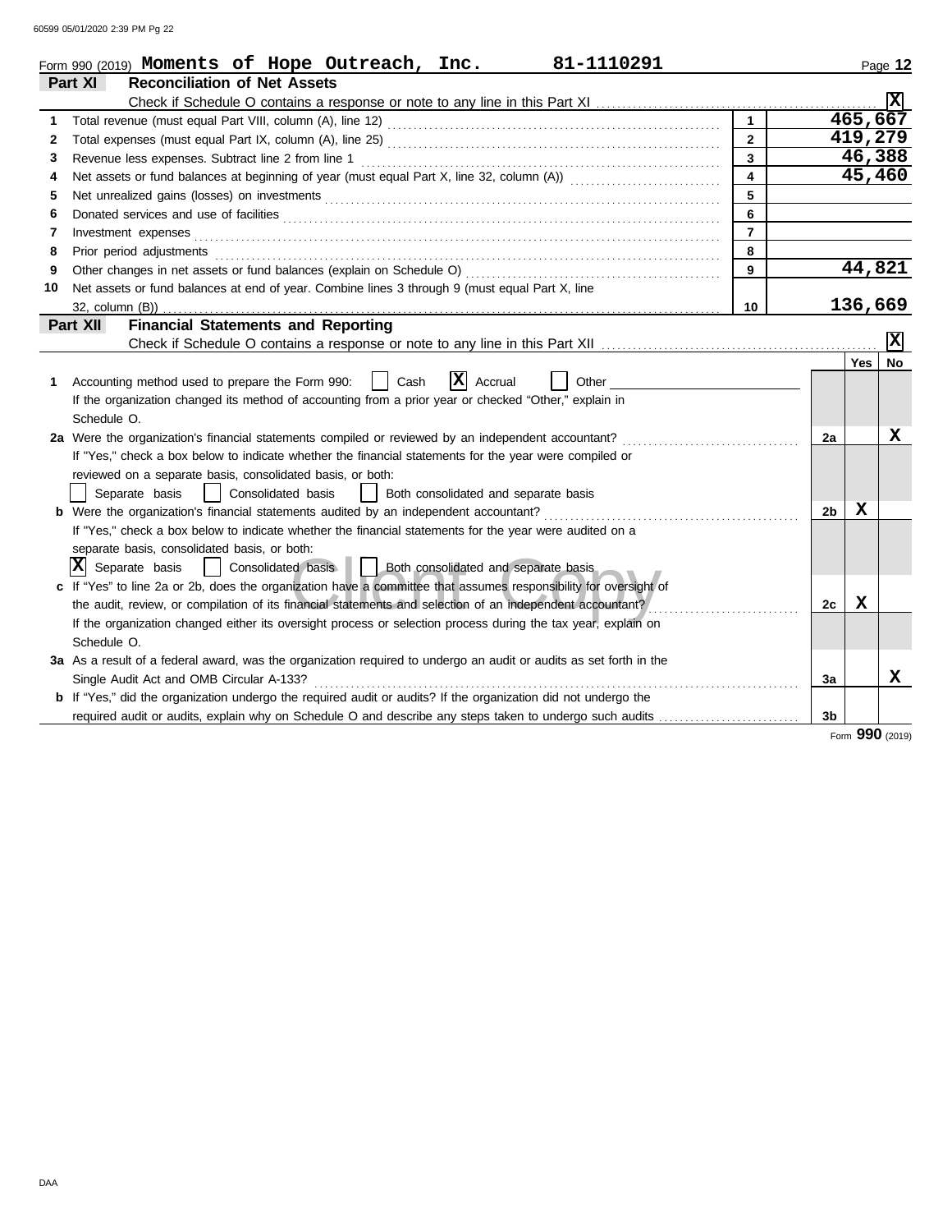Form 990 (2019) **Moments of Hope Outreach, Inc.** **81-1110291** Page **12**

## Part XI Reconciliation of Net Assets

Check if Schedule O contains a response or note to any line in this Part XI ........ [X]

| | | | |
|---|---|---|---|
| 1 | Total revenue (must equal Part VIII, column (A), line 12) | 1 | 465,667 |
| 2 | Total expenses (must equal Part IX, column (A), line 25) | 2 | 419,279 |
| 3 | Revenue less expenses. Subtract line 2 from line 1 | 3 | 46,388 |
| 4 | Net assets or fund balances at beginning of year (must equal Part X, line 32, column (A)) | 4 | 45,460 |
| 5 | Net unrealized gains (losses) on investments | 5 | |
| 6 | Donated services and use of facilities | 6 | |
| 7 | Investment expenses | 7 | |
| 8 | Prior period adjustments | 8 | |
| 9 | Other changes in net assets or fund balances (explain on Schedule O) | 9 | 44,821 |
| 10 | Net assets or fund balances at end of year. Combine lines 3 through 9 (must equal Part X, line 32, column (B)) | 10 | 136,669 |

## Part XII Financial Statements and Reporting

Check if Schedule O contains a response or note to any line in this Part XII ........ [X]

| | | | Yes | No |
|---|---|---|---|---|
| **1** | Accounting method used to prepare the Form 990: [ ] Cash [X] Accrual [ ] Other<br>If the organization changed its method of accounting from a prior year or checked "Other," explain in Schedule O. | | | |
| **2a** | Were the organization's financial statements compiled or reviewed by an independent accountant?<br>If "Yes," check a box below to indicate whether the financial statements for the year were compiled or reviewed on a separate basis, consolidated basis, or both:<br>[ ] Separate basis [ ] Consolidated basis [ ] Both consolidated and separate basis | 2a | | X |
| **b** | Were the organization's financial statements audited by an independent accountant?<br>If "Yes," check a box below to indicate whether the financial statements for the year were audited on a separate basis, consolidated basis, or both:<br>[X] Separate basis [ ] Consolidated basis [ ] Both consolidated and separate basis | 2b | X | |
| **c** | If "Yes" to line 2a or 2b, does the organization have a committee that assumes responsibility for oversight of the audit, review, or compilation of its financial statements and selection of an independent accountant?<br>If the organization changed either its oversight process or selection process during the tax year, explain on Schedule O. | 2c | X | |
| **3a** | As a result of a federal award, was the organization required to undergo an audit or audits as set forth in the Single Audit Act and OMB Circular A-133? | 3a | | X |
| **b** | If "Yes," did the organization undergo the required audit or audits? If the organization did not undergo the required audit or audits, explain why on Schedule O and describe any steps taken to undergo such audits | 3b | | |

Form **990** (2019)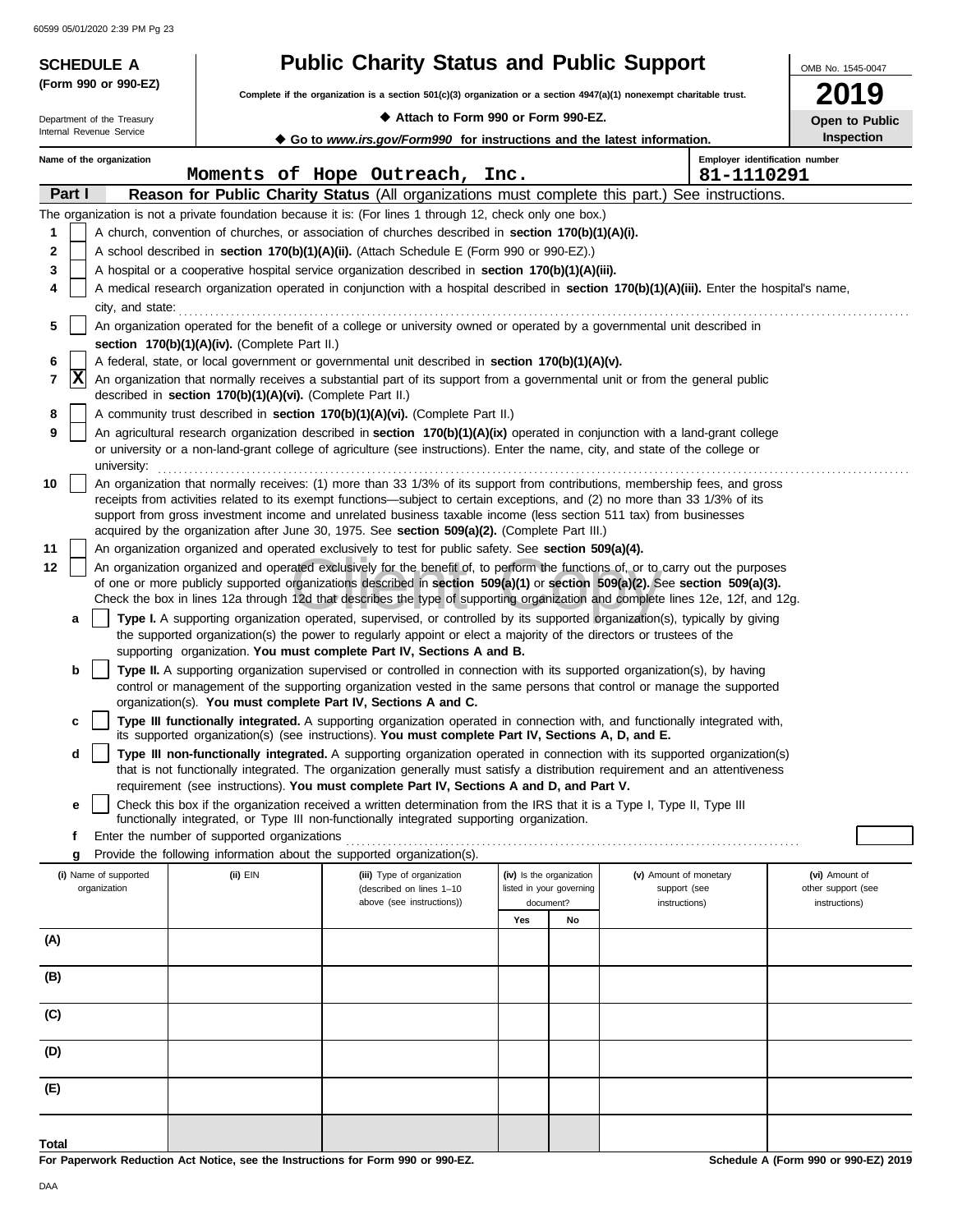**SCHEDULE A (Form 990 or 990-EZ)**

Department of the Treasury
Internal Revenue Service

# Public Charity Status and Public Support

**Complete if the organization is a section 501(c)(3) organization or a section 4947(a)(1) nonexempt charitable trust.**

◆ **Attach to Form 990 or Form 990-EZ.**

◆ **Go to *www.irs.gov/Form990* for instructions and the latest information.**

OMB No. 1545-0047

**2019**

**Open to Public Inspection**

Name of the organization: Moments of Hope Outreach, Inc.

Employer identification number: 81-1110291

## Part I — Reason for Public Charity Status (All organizations must complete this part.) See instructions.

The organization is not a private foundation because it is: (For lines 1 through 12, check only one box.)

1. [ ] A church, convention of churches, or association of churches described in **section 170(b)(1)(A)(i).**
2. [ ] A school described in **section 170(b)(1)(A)(ii).** (Attach Schedule E (Form 990 or 990-EZ).)
3. [ ] A hospital or a cooperative hospital service organization described in **section 170(b)(1)(A)(iii).**
4. [ ] A medical research organization operated in conjunction with a hospital described in **section 170(b)(1)(A)(iii).** Enter the hospital's name, city, and state:
5. [ ] An organization operated for the benefit of a college or university owned or operated by a governmental unit described in **section 170(b)(1)(A)(iv).** (Complete Part II.)
6. [ ] A federal, state, or local government or governmental unit described in **section 170(b)(1)(A)(v).**
7. [X] An organization that normally receives a substantial part of its support from a governmental unit or from the general public described in **section 170(b)(1)(A)(vi).** (Complete Part II.)
8. [ ] A community trust described in **section 170(b)(1)(A)(vi).** (Complete Part II.)
9. [ ] An agricultural research organization described in **section 170(b)(1)(A)(ix)** operated in conjunction with a land-grant college or university or a non-land-grant college of agriculture (see instructions). Enter the name, city, and state of the college or university:
10. [ ] An organization that normally receives: (1) more than 33 1/3% of its support from contributions, membership fees, and gross receipts from activities related to its exempt functions—subject to certain exceptions, and (2) no more than 33 1/3% of its support from gross investment income and unrelated business taxable income (less section 511 tax) from businesses acquired by the organization after June 30, 1975. See **section 509(a)(2).** (Complete Part III.)
11. [ ] An organization organized and operated exclusively to test for public safety. See **section 509(a)(4).**
12. [ ] An organization organized and operated exclusively for the benefit of, to perform the functions of, or to carry out the purposes of one or more publicly supported organizations described in **section 509(a)(1)** or **section 509(a)(2).** See **section 509(a)(3).** Check the box in lines 12a through 12d that describes the type of supporting organization and complete lines 12e, 12f, and 12g.
   - **a** [ ] **Type I.** A supporting organization operated, supervised, or controlled by its supported organization(s), typically by giving the supported organization(s) the power to regularly appoint or elect a majority of the directors or trustees of the supporting organization. **You must complete Part IV, Sections A and B.**
   - **b** [ ] **Type II.** A supporting organization supervised or controlled in connection with its supported organization(s), by having control or management of the supporting organization vested in the same persons that control or manage the supported organization(s). **You must complete Part IV, Sections A and C.**
   - **c** [ ] **Type III functionally integrated.** A supporting organization operated in connection with, and functionally integrated with, its supported organization(s) (see instructions). **You must complete Part IV, Sections A, D, and E.**
   - **d** [ ] **Type III non-functionally integrated.** A supporting organization operated in connection with its supported organization(s) that is not functionally integrated. The organization generally must satisfy a distribution requirement and an attentiveness requirement (see instructions). **You must complete Part IV, Sections A and D, and Part V.**
   - **e** [ ] Check this box if the organization received a written determination from the IRS that it is a Type I, Type II, Type III functionally integrated, or Type III non-functionally integrated supporting organization.
   - **f** Enter the number of supported organizations
   - **g** Provide the following information about the supported organization(s).

| (i) Name of supported organization | (ii) EIN | (iii) Type of organization (described on lines 1–10 above (see instructions)) | (iv) Is the organization listed in your governing document? | | (v) Amount of monetary support (see instructions) | (vi) Amount of other support (see instructions) |
|---|---|---|---|---|---|---|
| | | | Yes | No | | |
| (A) | | | | | | |
| (B) | | | | | | |
| (C) | | | | | | |
| (D) | | | | | | |
| (E) | | | | | | |
| Total | | | | | | |

**For Paperwork Reduction Act Notice, see the Instructions for Form 990 or 990-EZ.**

**Schedule A (Form 990 or 990-EZ) 2019**

DAA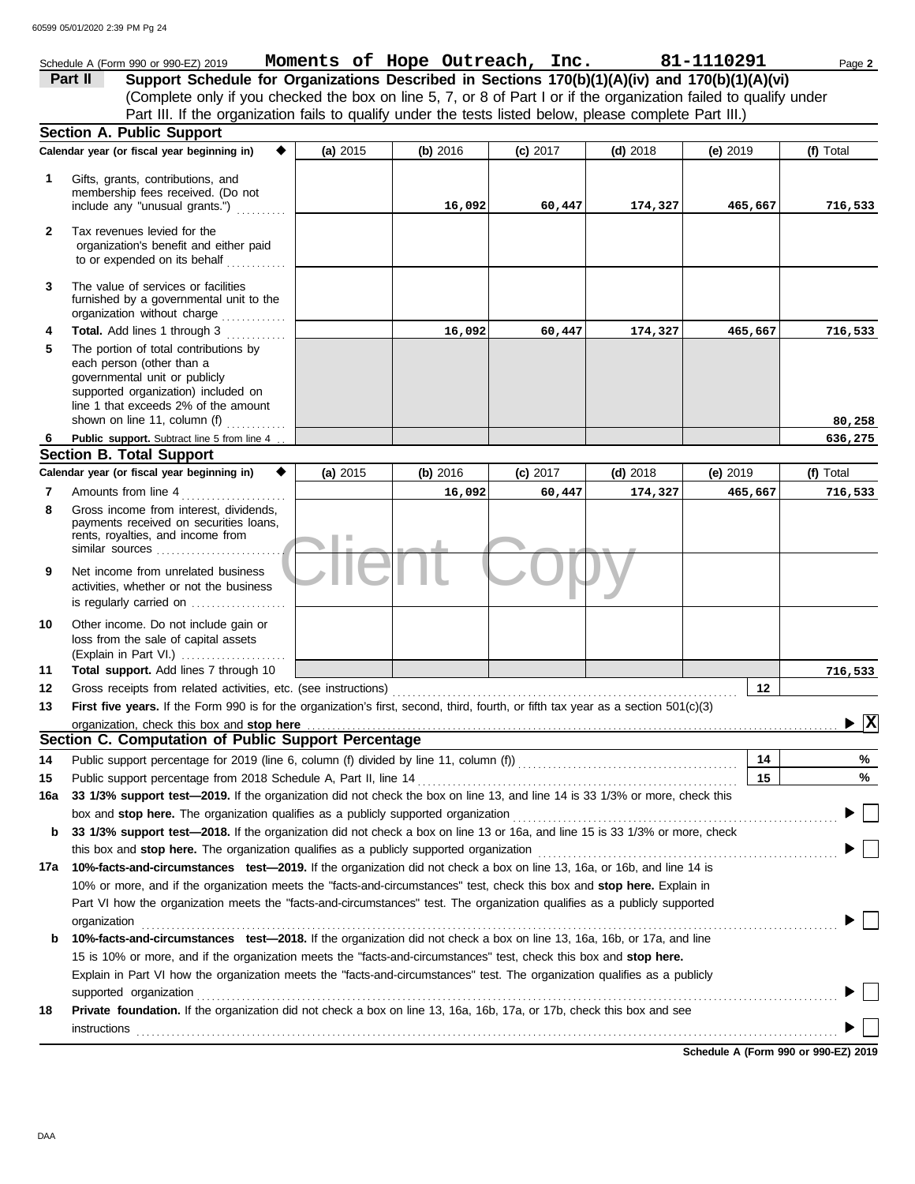Schedule A (Form 990 or 990-EZ) 2019 **Moments of Hope Outreach, Inc.** **81-1110291** Page **2**

## Part II Support Schedule for Organizations Described in Sections 170(b)(1)(A)(iv) and 170(b)(1)(A)(vi)

(Complete only if you checked the box on line 5, 7, or 8 of Part I or if the organization failed to qualify under Part III. If the organization fails to qualify under the tests listed below, please complete Part III.)

### Section A. Public Support

| | Calendar year (or fiscal year beginning in) | (a) 2015 | (b) 2016 | (c) 2017 | (d) 2018 | (e) 2019 | (f) Total |
|---|---|---|---|---|---|---|---|
| 1 | Gifts, grants, contributions, and membership fees received. (Do not include any "unusual grants.") | | 16,092 | 60,447 | 174,327 | 465,667 | 716,533 |
| 2 | Tax revenues levied for the organization's benefit and either paid to or expended on its behalf | | | | | | |
| 3 | The value of services or facilities furnished by a governmental unit to the organization without charge | | | | | | |
| 4 | **Total.** Add lines 1 through 3 | | 16,092 | 60,447 | 174,327 | 465,667 | 716,533 |
| 5 | The portion of total contributions by each person (other than a governmental unit or publicly supported organization) included on line 1 that exceeds 2% of the amount shown on line 11, column (f) | | | | | | 80,258 |
| 6 | **Public support.** Subtract line 5 from line 4 | | | | | | 636,275 |

### Section B. Total Support

| | Calendar year (or fiscal year beginning in) | (a) 2015 | (b) 2016 | (c) 2017 | (d) 2018 | (e) 2019 | (f) Total |
|---|---|---|---|---|---|---|---|
| 7 | Amounts from line 4 | | 16,092 | 60,447 | 174,327 | 465,667 | 716,533 |
| 8 | Gross income from interest, dividends, payments received on securities loans, rents, royalties, and income from similar sources | | | | | | |
| 9 | Net income from unrelated business activities, whether or not the business is regularly carried on | | | | | | |
| 10 | Other income. Do not include gain or loss from the sale of capital assets (Explain in Part VI.) | | | | | | |
| 11 | **Total support.** Add lines 7 through 10 | | | | | | 716,533 |

**12** Gross receipts from related activities, etc. (see instructions) **12**

**13** **First five years.** If the Form 990 is for the organization's first, second, third, fourth, or fifth tax year as a section 501(c)(3) organization, check this box and **stop here** ▶ [X]

### Section C. Computation of Public Support Percentage

**14** Public support percentage for 2019 (line 6, column (f) divided by line 11, column (f)) **14** %

**15** Public support percentage from 2018 Schedule A, Part II, line 14 **15** %

**16a** **33 1/3% support test—2019.** If the organization did not check the box on line 13, and line 14 is 33 1/3% or more, check this box and **stop here.** The organization qualifies as a publicly supported organization ▶ [ ]

**b** **33 1/3% support test—2018.** If the organization did not check a box on line 13 or 16a, and line 15 is 33 1/3% or more, check this box and **stop here.** The organization qualifies as a publicly supported organization ▶ [ ]

**17a** **10%-facts-and-circumstances test—2019.** If the organization did not check a box on line 13, 16a, or 16b, and line 14 is 10% or more, and if the organization meets the "facts-and-circumstances" test, check this box and **stop here.** Explain in Part VI how the organization meets the "facts-and-circumstances" test. The organization qualifies as a publicly supported organization ▶ [ ]

**b** **10%-facts-and-circumstances test—2018.** If the organization did not check a box on line 13, 16a, 16b, or 17a, and line 15 is 10% or more, and if the organization meets the "facts-and-circumstances" test, check this box and **stop here.** Explain in Part VI how the organization meets the "facts-and-circumstances" test. The organization qualifies as a publicly supported organization ▶ [ ]

**18** **Private foundation.** If the organization did not check a box on line 13, 16a, 16b, 17a, or 17b, check this box and see instructions ▶ [ ]

**Schedule A (Form 990 or 990-EZ) 2019**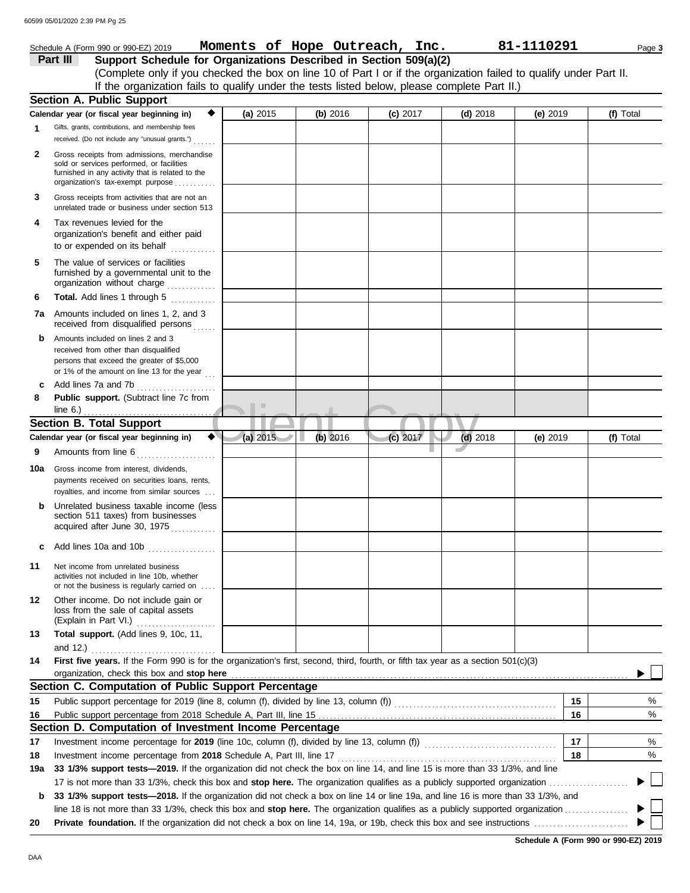Schedule A (Form 990 or 990-EZ) 2019 **Moments of Hope Outreach, Inc.** **81-1110291** Page **3**

## Part III Support Schedule for Organizations Described in Section 509(a)(2)

(Complete only if you checked the box on line 10 of Part I or if the organization failed to qualify under Part II. If the organization fails to qualify under the tests listed below, please complete Part II.)

### Section A. Public Support

| | Calendar year (or fiscal year beginning in) | (a) 2015 | (b) 2016 | (c) 2017 | (d) 2018 | (e) 2019 | (f) Total |
|---|---|---|---|---|---|---|---|
| 1 | Gifts, grants, contributions, and membership fees received. (Do not include any "unusual grants.") | | | | | | |
| 2 | Gross receipts from admissions, merchandise sold or services performed, or facilities furnished in any activity that is related to the organization's tax-exempt purpose | | | | | | |
| 3 | Gross receipts from activities that are not an unrelated trade or business under section 513 | | | | | | |
| 4 | Tax revenues levied for the organization's benefit and either paid to or expended on its behalf | | | | | | |
| 5 | The value of services or facilities furnished by a governmental unit to the organization without charge | | | | | | |
| 6 | **Total.** Add lines 1 through 5 | | | | | | |
| 7a | Amounts included on lines 1, 2, and 3 received from disqualified persons | | | | | | |
| b | Amounts included on lines 2 and 3 received from other than disqualified persons that exceed the greater of $5,000 or 1% of the amount on line 13 for the year | | | | | | |
| c | Add lines 7a and 7b | | | | | | |
| 8 | **Public support.** (Subtract line 7c from line 6.) | | | | | | |

### Section B. Total Support

| | Calendar year (or fiscal year beginning in) | (a) 2015 | (b) 2016 | (c) 2017 | (d) 2018 | (e) 2019 | (f) Total |
|---|---|---|---|---|---|---|---|
| 9 | Amounts from line 6 | | | | | | |
| 10a | Gross income from interest, dividends, payments received on securities loans, rents, royalties, and income from similar sources | | | | | | |
| b | Unrelated business taxable income (less section 511 taxes) from businesses acquired after June 30, 1975 | | | | | | |
| c | Add lines 10a and 10b | | | | | | |
| 11 | Net income from unrelated business activities not included in line 10b, whether or not the business is regularly carried on | | | | | | |
| 12 | Other income. Do not include gain or loss from the sale of capital assets (Explain in Part VI.) | | | | | | |
| 13 | **Total support.** (Add lines 9, 10c, 11, and 12.) | | | | | | |

**14** **First five years.** If the Form 990 is for the organization's first, second, third, fourth, or fifth tax year as a section 501(c)(3) organization, check this box and **stop here** ☐

### Section C. Computation of Public Support Percentage

| | | | |
|---|---|---|---|
| 15 | Public support percentage for 2019 (line 8, column (f), divided by line 13, column (f)) | 15 | % |
| 16 | Public support percentage from 2018 Schedule A, Part III, line 15 | 16 | % |

### Section D. Computation of Investment Income Percentage

| | | | |
|---|---|---|---|
| 17 | Investment income percentage for **2019** (line 10c, column (f), divided by line 13, column (f)) | 17 | % |
| 18 | Investment income percentage from **2018** Schedule A, Part III, line 17 | 18 | % |

**19a** **33 1/3% support tests—2019.** If the organization did not check the box on line 14, and line 15 is more than 33 1/3%, and line 17 is not more than 33 1/3%, check this box and **stop here.** The organization qualifies as a publicly supported organization ☐

**b** **33 1/3% support tests—2018.** If the organization did not check a box on line 14 or line 19a, and line 16 is more than 33 1/3%, and line 18 is not more than 33 1/3%, check this box and **stop here.** The organization qualifies as a publicly supported organization ☐

**20** **Private foundation.** If the organization did not check a box on line 14, 19a, or 19b, check this box and see instructions ☐

**Schedule A (Form 990 or 990-EZ) 2019**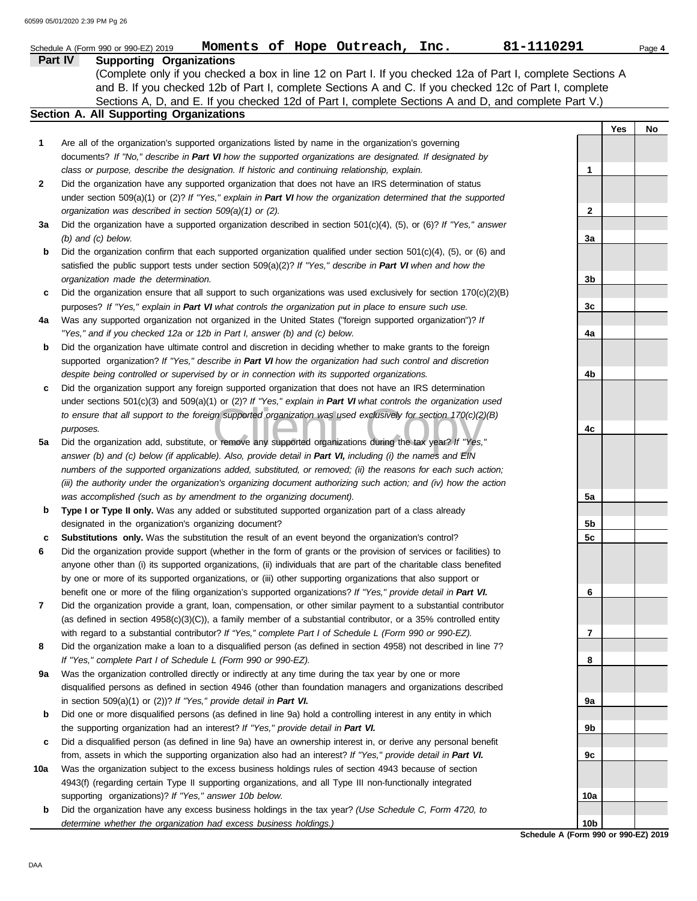Schedule A (Form 990 or 990-EZ) 2019 **Moments of Hope Outreach, Inc.** **81-1110291** Page **4**

## Part IV Supporting Organizations

(Complete only if you checked a box in line 12 on Part I. If you checked 12a of Part I, complete Sections A and B. If you checked 12b of Part I, complete Sections A and C. If you checked 12c of Part I, complete Sections A, D, and E. If you checked 12d of Part I, complete Sections A and D, and complete Part V.)

### Section A. All Supporting Organizations

| | | | Yes | No |
|---|---|---|---|---|
| **1** | Are all of the organization's supported organizations listed by name in the organization's governing documents? *If "No," describe in **Part VI** how the supported organizations are designated. If designated by class or purpose, describe the designation. If historic and continuing relationship, explain.* | 1 | | |
| **2** | Did the organization have any supported organization that does not have an IRS determination of status under section 509(a)(1) or (2)? *If "Yes," explain in **Part VI** how the organization determined that the supported organization was described in section 509(a)(1) or (2).* | 2 | | |
| **3a** | Did the organization have a supported organization described in section 501(c)(4), (5), or (6)? *If "Yes," answer (b) and (c) below.* | 3a | | |
| **b** | Did the organization confirm that each supported organization qualified under section 501(c)(4), (5), or (6) and satisfied the public support tests under section 509(a)(2)? *If "Yes," describe in **Part VI** when and how the organization made the determination.* | 3b | | |
| **c** | Did the organization ensure that all support to such organizations was used exclusively for section 170(c)(2)(B) purposes? *If "Yes," explain in **Part VI** what controls the organization put in place to ensure such use.* | 3c | | |
| **4a** | Was any supported organization not organized in the United States ("foreign supported organization")? *If "Yes," and if you checked 12a or 12b in Part I, answer (b) and (c) below.* | 4a | | |
| **b** | Did the organization have ultimate control and discretion in deciding whether to make grants to the foreign supported organization? *If "Yes," describe in **Part VI** how the organization had such control and discretion despite being controlled or supervised by or in connection with its supported organizations.* | 4b | | |
| **c** | Did the organization support any foreign supported organization that does not have an IRS determination under sections 501(c)(3) and 509(a)(1) or (2)? *If "Yes," explain in **Part VI** what controls the organization used to ensure that all support to the foreign supported organization was used exclusively for section 170(c)(2)(B) purposes.* | 4c | | |
| **5a** | Did the organization add, substitute, or remove any supported organizations during the tax year? *If "Yes," answer (b) and (c) below (if applicable). Also, provide detail in **Part VI,** including (i) the names and EIN numbers of the supported organizations added, substituted, or removed; (ii) the reasons for each such action; (iii) the authority under the organization's organizing document authorizing such action; and (iv) how the action was accomplished (such as by amendment to the organizing document).* | 5a | | |
| **b** | **Type I or Type II only.** Was any added or substituted supported organization part of a class already designated in the organization's organizing document? | 5b | | |
| **c** | **Substitutions only.** Was the substitution the result of an event beyond the organization's control? | 5c | | |
| **6** | Did the organization provide support (whether in the form of grants or the provision of services or facilities) to anyone other than (i) its supported organizations, (ii) individuals that are part of the charitable class benefited by one or more of its supported organizations, or (iii) other supporting organizations that also support or benefit one or more of the filing organization's supported organizations? *If "Yes," provide detail in **Part VI.*** | 6 | | |
| **7** | Did the organization provide a grant, loan, compensation, or other similar payment to a substantial contributor (as defined in section 4958(c)(3)(C)), a family member of a substantial contributor, or a 35% controlled entity with regard to a substantial contributor? *If "Yes," complete Part I of Schedule L (Form 990 or 990-EZ).* | 7 | | |
| **8** | Did the organization make a loan to a disqualified person (as defined in section 4958) not described in line 7? *If "Yes," complete Part I of Schedule L (Form 990 or 990-EZ).* | 8 | | |
| **9a** | Was the organization controlled directly or indirectly at any time during the tax year by one or more disqualified persons as defined in section 4946 (other than foundation managers and organizations described in section 509(a)(1) or (2))? *If "Yes," provide detail in **Part VI.*** | 9a | | |
| **b** | Did one or more disqualified persons (as defined in line 9a) hold a controlling interest in any entity in which the supporting organization had an interest? *If "Yes," provide detail in **Part VI.*** | 9b | | |
| **c** | Did a disqualified person (as defined in line 9a) have an ownership interest in, or derive any personal benefit from, assets in which the supporting organization also had an interest? *If "Yes," provide detail in **Part VI.*** | 9c | | |
| **10a** | Was the organization subject to the excess business holdings rules of section 4943 because of section 4943(f) (regarding certain Type II supporting organizations, and all Type III non-functionally integrated supporting organizations)? *If "Yes," answer 10b below.* | 10a | | |
| **b** | Did the organization have any excess business holdings in the tax year? *(Use Schedule C, Form 4720, to determine whether the organization had excess business holdings.)* | 10b | | |

**Schedule A (Form 990 or 990-EZ) 2019**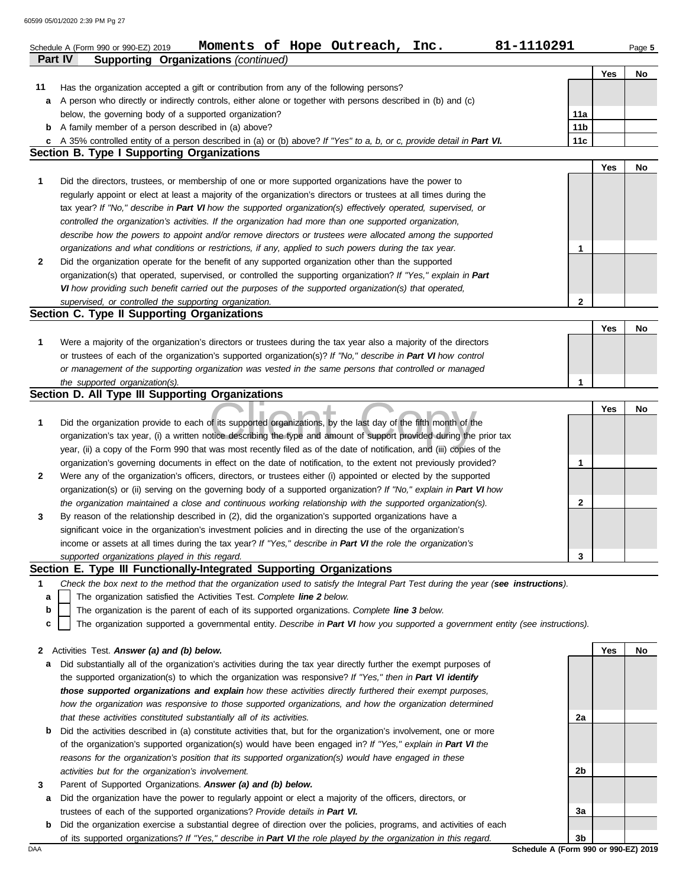Schedule A (Form 990 or 990-EZ) 2019 **Moments of Hope Outreach, Inc.** **81-1110291** Page **5**

## Part IV Supporting Organizations *(continued)*

| | | | Yes | No |
|---|---|---|---|---|
| **11** | Has the organization accepted a gift or contribution from any of the following persons? | | | |
| **a** | A person who directly or indirectly controls, either alone or together with persons described in (b) and (c) below, the governing body of a supported organization? | **11a** | | |
| **b** | A family member of a person described in (a) above? | **11b** | | |
| **c** | A 35% controlled entity of a person described in (a) or (b) above? *If "Yes" to a, b, or c, provide detail in* ***Part VI.*** | **11c** | | |

### Section B. Type I Supporting Organizations

| | | | Yes | No |
|---|---|---|---|---|
| **1** | Did the directors, trustees, or membership of one or more supported organizations have the power to regularly appoint or elect at least a majority of the organization's directors or trustees at all times during the tax year? *If "No," describe in* ***Part VI*** *how the supported organization(s) effectively operated, supervised, or controlled the organization's activities. If the organization had more than one supported organization, describe how the powers to appoint and/or remove directors or trustees were allocated among the supported organizations and what conditions or restrictions, if any, applied to such powers during the tax year.* | **1** | | |
| **2** | Did the organization operate for the benefit of any supported organization other than the supported organization(s) that operated, supervised, or controlled the supporting organization? *If "Yes," explain in* ***Part VI*** *how providing such benefit carried out the purposes of the supported organization(s) that operated, supervised, or controlled the supporting organization.* | **2** | | |

### Section C. Type II Supporting Organizations

| | | | Yes | No |
|---|---|---|---|---|
| **1** | Were a majority of the organization's directors or trustees during the tax year also a majority of the directors or trustees of each of the organization's supported organization(s)? *If "No," describe in* ***Part VI*** *how control or management of the supporting organization was vested in the same persons that controlled or managed the supported organization(s).* | **1** | | |

### Section D. All Type III Supporting Organizations

| | | | Yes | No |
|---|---|---|---|---|
| **1** | Did the organization provide to each of its supported organizations, by the last day of the fifth month of the organization's tax year, (i) a written notice describing the type and amount of support provided during the prior tax year, (ii) a copy of the Form 990 that was most recently filed as of the date of notification, and (iii) copies of the organization's governing documents in effect on the date of notification, to the extent not previously provided? | **1** | | |
| **2** | Were any of the organization's officers, directors, or trustees either (i) appointed or elected by the supported organization(s) or (ii) serving on the governing body of a supported organization? *If "No," explain in* ***Part VI*** *how the organization maintained a close and continuous working relationship with the supported organization(s).* | **2** | | |
| **3** | By reason of the relationship described in (2), did the organization's supported organizations have a significant voice in the organization's investment policies and in directing the use of the organization's income or assets at all times during the tax year? *If "Yes," describe in* ***Part VI*** *the role the organization's supported organizations played in this regard.* | **3** | | |

### Section E. Type III Functionally-Integrated Supporting Organizations

**1** *Check the box next to the method that the organization used to satisfy the Integral Part Test during the year (**see instructions**).*

- **a** ☐ The organization satisfied the Activities Test. *Complete **line 2** below.*
- **b** ☐ The organization is the parent of each of its supported organizations. *Complete **line 3** below.*
- **c** ☐ The organization supported a governmental entity. *Describe in **Part VI** how you supported a government entity (see instructions).*

| | | | Yes | No |
|---|---|---|---|---|
| **2** | Activities Test. ***Answer (a) and (b) below.*** | | | |
| **a** | Did substantially all of the organization's activities during the tax year directly further the exempt purposes of the supported organization(s) to which the organization was responsive? *If "Yes," then in* ***Part VI identify those supported organizations and explain*** *how these activities directly furthered their exempt purposes, how the organization was responsive to those supported organizations, and how the organization determined that these activities constituted substantially all of its activities.* | **2a** | | |
| **b** | Did the activities described in (a) constitute activities that, but for the organization's involvement, one or more of the organization's supported organization(s) would have been engaged in? *If "Yes," explain in* ***Part VI*** *the reasons for the organization's position that its supported organization(s) would have engaged in these activities but for the organization's involvement.* | **2b** | | |
| **3** | Parent of Supported Organizations. ***Answer (a) and (b) below.*** | | | |
| **a** | Did the organization have the power to regularly appoint or elect a majority of the officers, directors, or trustees of each of the supported organizations? *Provide details in* ***Part VI.*** | **3a** | | |
| **b** | Did the organization exercise a substantial degree of direction over the policies, programs, and activities of each of its supported organizations? *If "Yes," describe in* ***Part VI*** *the role played by the organization in this regard.* | **3b** | | |

DAA **Schedule A (Form 990 or 990-EZ) 2019**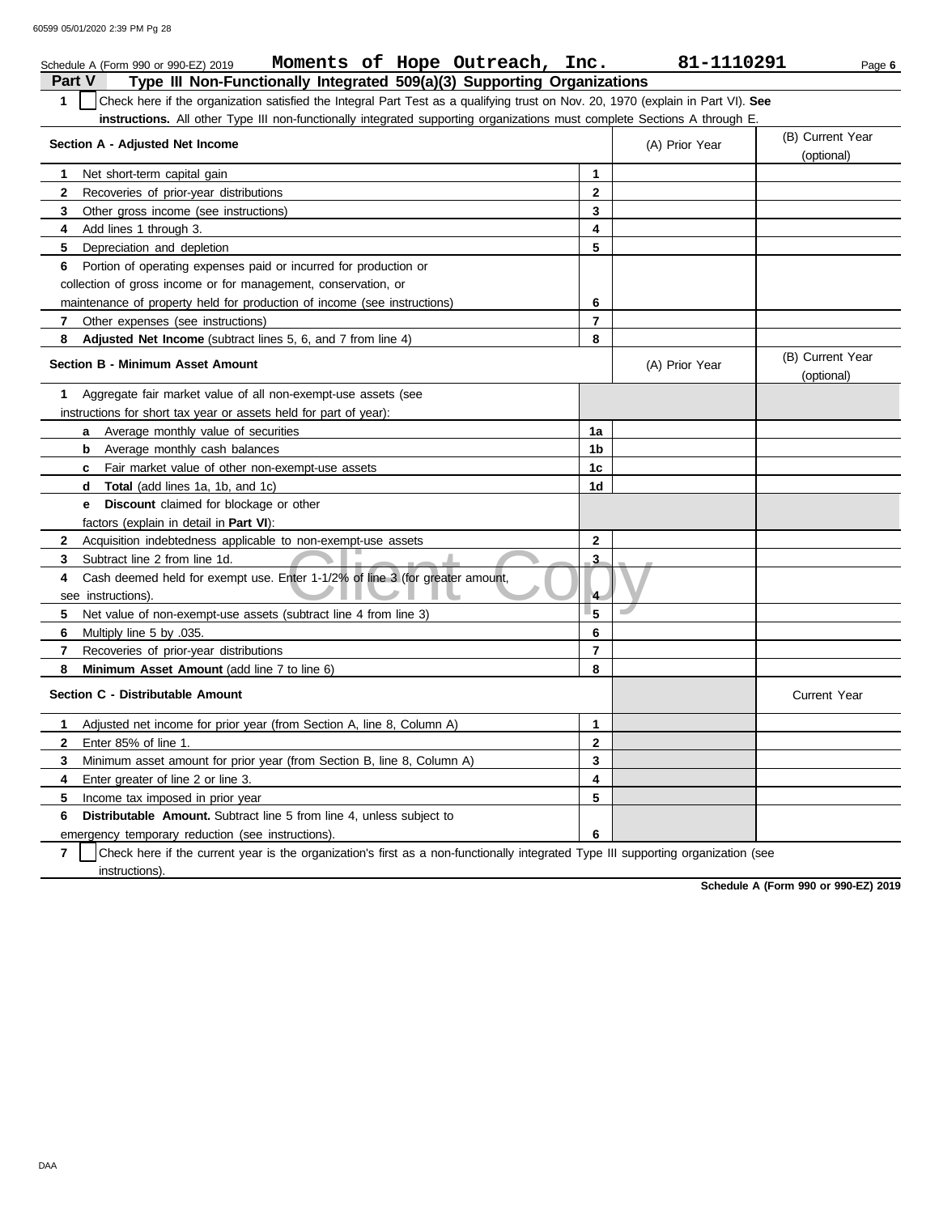Schedule A (Form 990 or 990-EZ) 2019 **Moments of Hope Outreach, Inc.** **81-1110291**

## Part V Type III Non-Functionally Integrated 509(a)(3) Supporting Organizations

**1** ☐ Check here if the organization satisfied the Integral Part Test as a qualifying trust on Nov. 20, 1970 (explain in Part VI). **See instructions.** All other Type III non-functionally integrated supporting organizations must complete Sections A through E.

| Section A - Adjusted Net Income | | (A) Prior Year | (B) Current Year (optional) |
|---|---|---|---|
| **1** Net short-term capital gain | 1 | | |
| **2** Recoveries of prior-year distributions | 2 | | |
| **3** Other gross income (see instructions) | 3 | | |
| **4** Add lines 1 through 3. | 4 | | |
| **5** Depreciation and depletion | 5 | | |
| **6** Portion of operating expenses paid or incurred for production or collection of gross income or for management, conservation, or maintenance of property held for production of income (see instructions) | 6 | | |
| **7** Other expenses (see instructions) | 7 | | |
| **8** **Adjusted Net Income** (subtract lines 5, 6, and 7 from line 4) | 8 | | |

| Section B - Minimum Asset Amount | | (A) Prior Year | (B) Current Year (optional) |
|---|---|---|---|
| **1** Aggregate fair market value of all non-exempt-use assets (see instructions for short tax year or assets held for part of year): | | | |
| **a** Average monthly value of securities | 1a | | |
| **b** Average monthly cash balances | 1b | | |
| **c** Fair market value of other non-exempt-use assets | 1c | | |
| **d** **Total** (add lines 1a, 1b, and 1c) | 1d | | |
| **e** **Discount** claimed for blockage or other factors (explain in detail in **Part VI**): | | | |
| **2** Acquisition indebtedness applicable to non-exempt-use assets | 2 | | |
| **3** Subtract line 2 from line 1d. | 3 | | |
| **4** Cash deemed held for exempt use. Enter 1-1/2% of line 3 (for greater amount, see instructions). | 4 | | |
| **5** Net value of non-exempt-use assets (subtract line 4 from line 3) | 5 | | |
| **6** Multiply line 5 by .035. | 6 | | |
| **7** Recoveries of prior-year distributions | 7 | | |
| **8** **Minimum Asset Amount** (add line 7 to line 6) | 8 | | |

| Section C - Distributable Amount | | | Current Year |
|---|---|---|---|
| **1** Adjusted net income for prior year (from Section A, line 8, Column A) | 1 | | |
| **2** Enter 85% of line 1. | 2 | | |
| **3** Minimum asset amount for prior year (from Section B, line 8, Column A) | 3 | | |
| **4** Enter greater of line 2 or line 3. | 4 | | |
| **5** Income tax imposed in prior year | 5 | | |
| **6** **Distributable Amount.** Subtract line 5 from line 4, unless subject to emergency temporary reduction (see instructions). | 6 | | |

**7** ☐ Check here if the current year is the organization's first as a non-functionally integrated Type III supporting organization (see instructions).

**Schedule A (Form 990 or 990-EZ) 2019**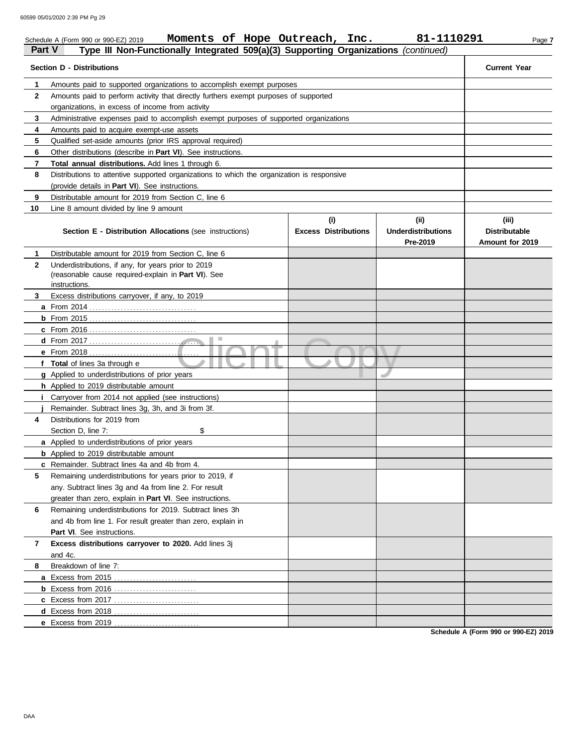Schedule A (Form 990 or 990-EZ) 2019 **Moments of Hope Outreach, Inc.** **81-1110291**

## Part V Type III Non-Functionally Integrated 509(a)(3) Supporting Organizations *(continued)*

| | **Section D - Distributions** | **Current Year** |
|---|---|---|
| **1** | Amounts paid to supported organizations to accomplish exempt purposes | |
| **2** | Amounts paid to perform activity that directly furthers exempt purposes of supported organizations, in excess of income from activity | |
| **3** | Administrative expenses paid to accomplish exempt purposes of supported organizations | |
| **4** | Amounts paid to acquire exempt-use assets | |
| **5** | Qualified set-aside amounts (prior IRS approval required) | |
| **6** | Other distributions (describe in **Part VI**). See instructions. | |
| **7** | **Total annual distributions.** Add lines 1 through 6. | |
| **8** | Distributions to attentive supported organizations to which the organization is responsive (provide details in **Part VI**). See instructions. | |
| **9** | Distributable amount for 2019 from Section C, line 6 | |
| **10** | Line 8 amount divided by line 9 amount | |

| | **Section E - Distribution Allocations** (see instructions) | **(i) Excess Distributions** | **(ii) Underdistributions Pre-2019** | **(iii) Distributable Amount for 2019** |
|---|---|---|---|---|
| **1** | Distributable amount for 2019 from Section C, line 6 | | | |
| **2** | Underdistributions, if any, for years prior to 2019 (reasonable cause required-explain in **Part VI**). See instructions. | | | |
| **3** | Excess distributions carryover, if any, to 2019 | | | |
| **a** | From 2014 | | | |
| **b** | From 2015 | | | |
| **c** | From 2016 | | | |
| **d** | From 2017 | | | |
| **e** | From 2018 | | | |
| **f** | **Total** of lines 3a through e | | | |
| **g** | Applied to underdistributions of prior years | | | |
| **h** | Applied to 2019 distributable amount | | | |
| **i** | Carryover from 2014 not applied (see instructions) | | | |
| **j** | Remainder. Subtract lines 3g, 3h, and 3i from 3f. | | | |
| **4** | Distributions for 2019 from Section D, line 7: $ | | | |
| **a** | Applied to underdistributions of prior years | | | |
| **b** | Applied to 2019 distributable amount | | | |
| **c** | Remainder. Subtract lines 4a and 4b from 4. | | | |
| **5** | Remaining underdistributions for years prior to 2019, if any. Subtract lines 3g and 4a from line 2. For result greater than zero, explain in **Part VI**. See instructions. | | | |
| **6** | Remaining underdistributions for 2019. Subtract lines 3h and 4b from line 1. For result greater than zero, explain in **Part VI**. See instructions. | | | |
| **7** | **Excess distributions carryover to 2020.** Add lines 3j and 4c. | | | |
| **8** | Breakdown of line 7: | | | |
| **a** | Excess from 2015 | | | |
| **b** | Excess from 2016 | | | |
| **c** | Excess from 2017 | | | |
| **d** | Excess from 2018 | | | |
| **e** | Excess from 2019 | | | |

Client Copy

**Schedule A (Form 990 or 990-EZ) 2019**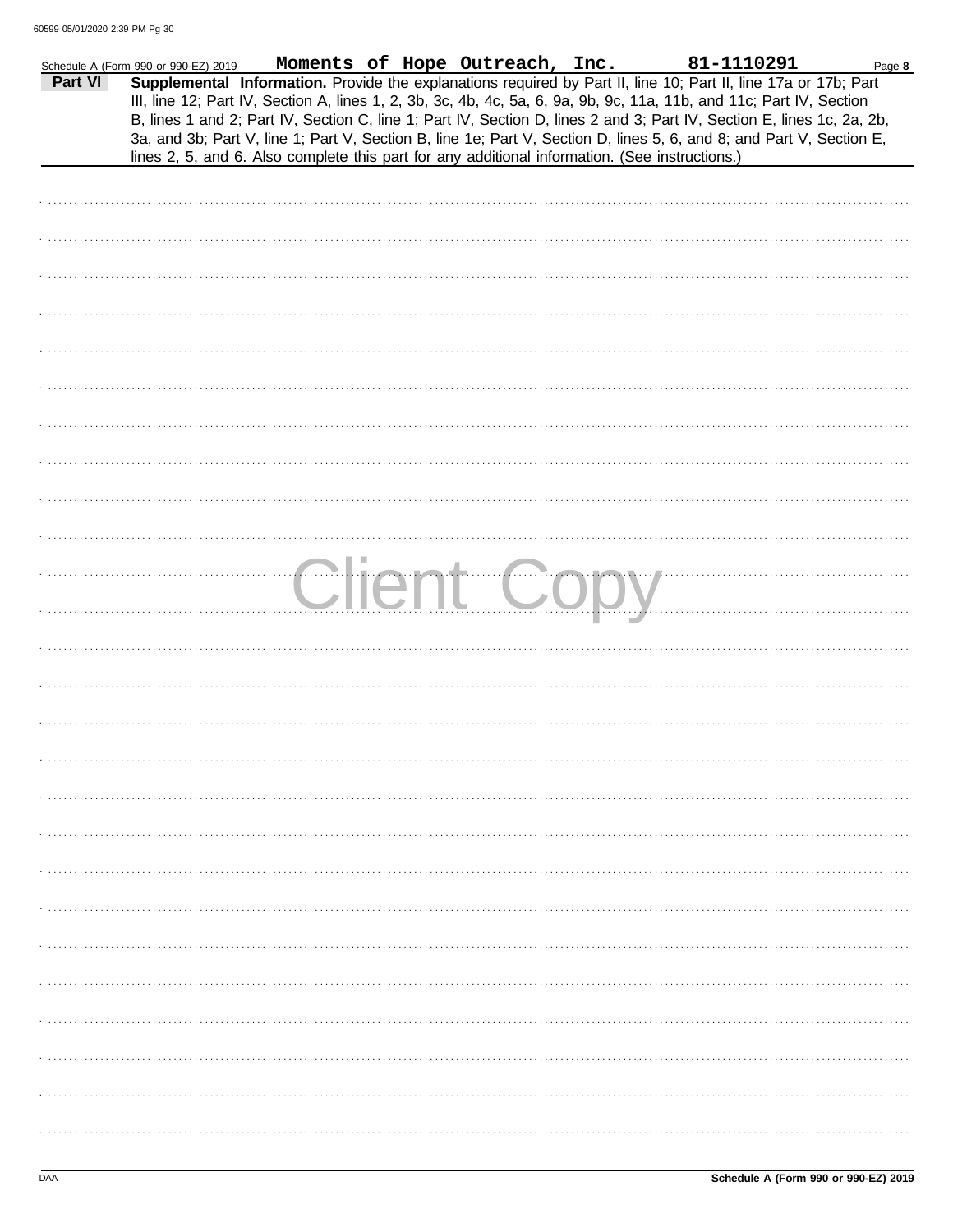Schedule A (Form 990 or 990-EZ) 2019 **Moments of Hope Outreach, Inc.** **81-1110291** Page **8**

**Part VI** **Supplemental Information.** Provide the explanations required by Part II, line 10; Part II, line 17a or 17b; Part III, line 12; Part IV, Section A, lines 1, 2, 3b, 3c, 4b, 4c, 5a, 6, 9a, 9b, 9c, 11a, 11b, and 11c; Part IV, Section B, lines 1 and 2; Part IV, Section C, line 1; Part IV, Section D, lines 2 and 3; Part IV, Section E, lines 1c, 2a, 2b, 3a, and 3b; Part V, line 1; Part V, Section B, line 1e; Part V, Section D, lines 5, 6, and 8; and Part V, Section E, lines 2, 5, and 6. Also complete this part for any additional information. (See instructions.)

Client Copy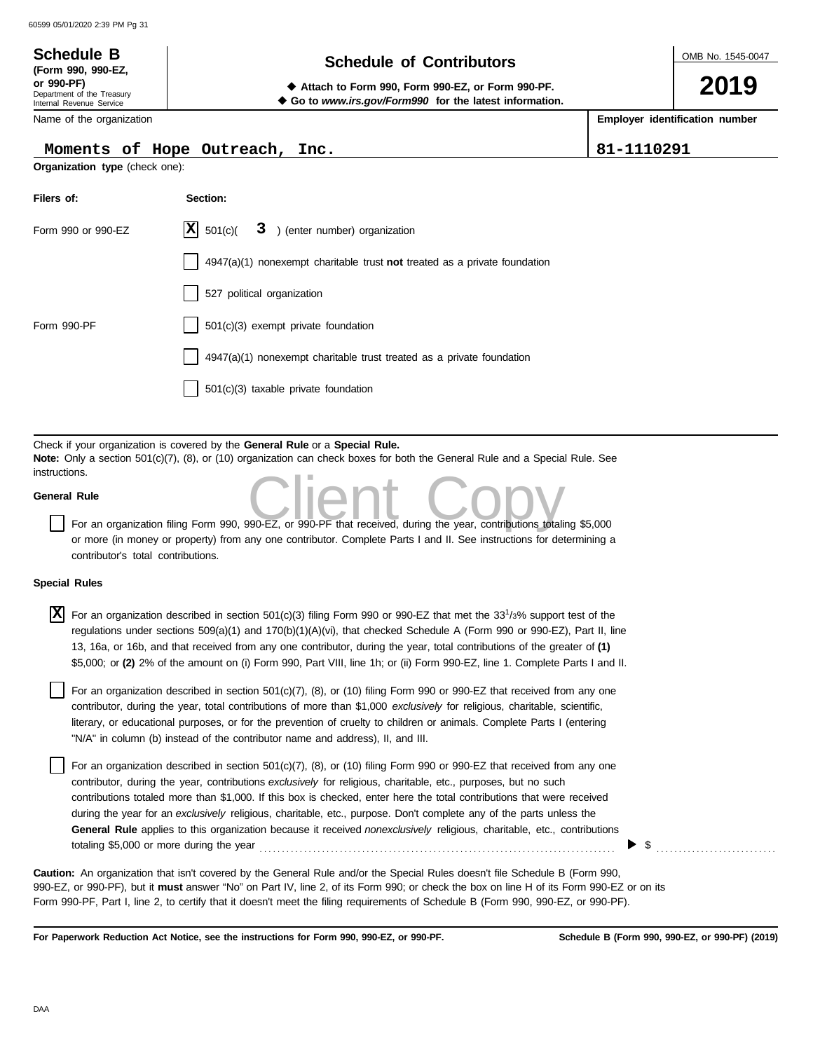**Schedule B**
**(Form 990, 990-EZ, or 990-PF)**
Department of the Treasury
Internal Revenue Service

# Schedule of Contributors

◆ **Attach to Form 990, Form 990-EZ, or Form 990-PF.**
◆ **Go to *www.irs.gov/Form990* for the latest information.**

OMB No. 1545-0047

**2019**

| Name of the organization | **Employer identification number** |
|---|---|
| Moments of Hope Outreach, Inc. | 81-1110291 |

**Organization type** (check one):

| **Filers of:** | **Section:** |
|---|---|
| Form 990 or 990-EZ | [X] 501(c)( 3 ) (enter number) organization |
| | [ ] 4947(a)(1) nonexempt charitable trust **not** treated as a private foundation |
| | [ ] 527 political organization |
| Form 990-PF | [ ] 501(c)(3) exempt private foundation |
| | [ ] 4947(a)(1) nonexempt charitable trust treated as a private foundation |
| | [ ] 501(c)(3) taxable private foundation |

Check if your organization is covered by the **General Rule** or a **Special Rule.**
**Note:** Only a section 501(c)(7), (8), or (10) organization can check boxes for both the General Rule and a Special Rule. See instructions.

**General Rule**

[ ] For an organization filing Form 990, 990-EZ, or 990-PF that received, during the year, contributions totaling $5,000 or more (in money or property) from any one contributor. Complete Parts I and II. See instructions for determining a contributor's total contributions.

**Special Rules**

[X] For an organization described in section 501(c)(3) filing Form 990 or 990-EZ that met the 33 1/3% support test of the regulations under sections 509(a)(1) and 170(b)(1)(A)(vi), that checked Schedule A (Form 990 or 990-EZ), Part II, line 13, 16a, or 16b, and that received from any one contributor, during the year, total contributions of the greater of **(1)** $5,000; or **(2)** 2% of the amount on (i) Form 990, Part VIII, line 1h; or (ii) Form 990-EZ, line 1. Complete Parts I and II.

[ ] For an organization described in section 501(c)(7), (8), or (10) filing Form 990 or 990-EZ that received from any one contributor, during the year, total contributions of more than $1,000 *exclusively* for religious, charitable, scientific, literary, or educational purposes, or for the prevention of cruelty to children or animals. Complete Parts I (entering "N/A" in column (b) instead of the contributor name and address), II, and III.

[ ] For an organization described in section 501(c)(7), (8), or (10) filing Form 990 or 990-EZ that received from any one contributor, during the year, contributions *exclusively* for religious, charitable, etc., purposes, but no such contributions totaled more than $1,000. If this box is checked, enter here the total contributions that were received during the year for an *exclusively* religious, charitable, etc., purpose. Don't complete any of the parts unless the **General Rule** applies to this organization because it received *nonexclusively* religious, charitable, etc., contributions totaling $5,000 or more during the year ▶ $ ..........

**Caution:** An organization that isn't covered by the General Rule and/or the Special Rules doesn't file Schedule B (Form 990, 990-EZ, or 990-PF), but it **must** answer "No" on Part IV, line 2, of its Form 990; or check the box on line H of its Form 990-EZ or on its Form 990-PF, Part I, line 2, to certify that it doesn't meet the filing requirements of Schedule B (Form 990, 990-EZ, or 990-PF).

**For Paperwork Reduction Act Notice, see the instructions for Form 990, 990-EZ, or 990-PF.** **Schedule B (Form 990, 990-EZ, or 990-PF) (2019)**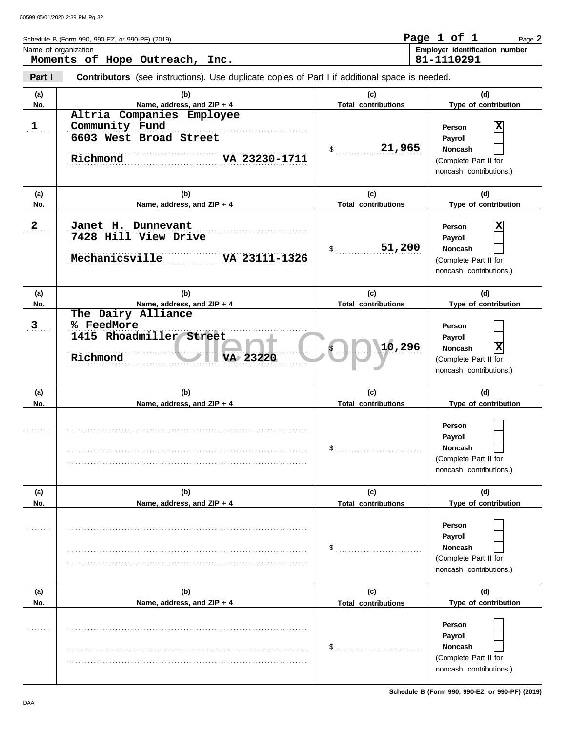Schedule B (Form 990, 990-EZ, or 990-PF) (2019) Page **2**

Name of organization: **Moments of Hope Outreach, Inc.**

Employer identification number: **81-1110291**

**Part I** **Contributors** (see instructions). Use duplicate copies of Part I if additional space is needed.

| (a) No. | (b) Name, address, and ZIP + 4 | (c) Total contributions | (d) Type of contribution |
|---|---|---|---|
| 1 | Altria Companies Employee Community Fund<br>6603 West Broad Street<br>Richmond VA 23230-1711 | $ 21,965 | Person [X]<br>Payroll [ ]<br>Noncash [ ]<br>(Complete Part II for noncash contributions.) |
| 2 | Janet H. Dunnevant<br>7428 Hill View Drive<br>Mechanicsville VA 23111-1326 | $ 51,200 | Person [X]<br>Payroll [ ]<br>Noncash [ ]<br>(Complete Part II for noncash contributions.) |
| 3 | The Dairy Alliance<br>% FeedMore<br>1415 Rhoadmiller Street<br>Richmond VA 23220 | $ 10,296 | Person [ ]<br>Payroll [ ]<br>Noncash [X]<br>(Complete Part II for noncash contributions.) |
| | | $ | Person [ ]<br>Payroll [ ]<br>Noncash [ ]<br>(Complete Part II for noncash contributions.) |
| | | $ | Person [ ]<br>Payroll [ ]<br>Noncash [ ]<br>(Complete Part II for noncash contributions.) |
| | | $ | Person [ ]<br>Payroll [ ]<br>Noncash [ ]<br>(Complete Part II for noncash contributions.) |

Schedule B (Form 990, 990-EZ, or 990-PF) (2019)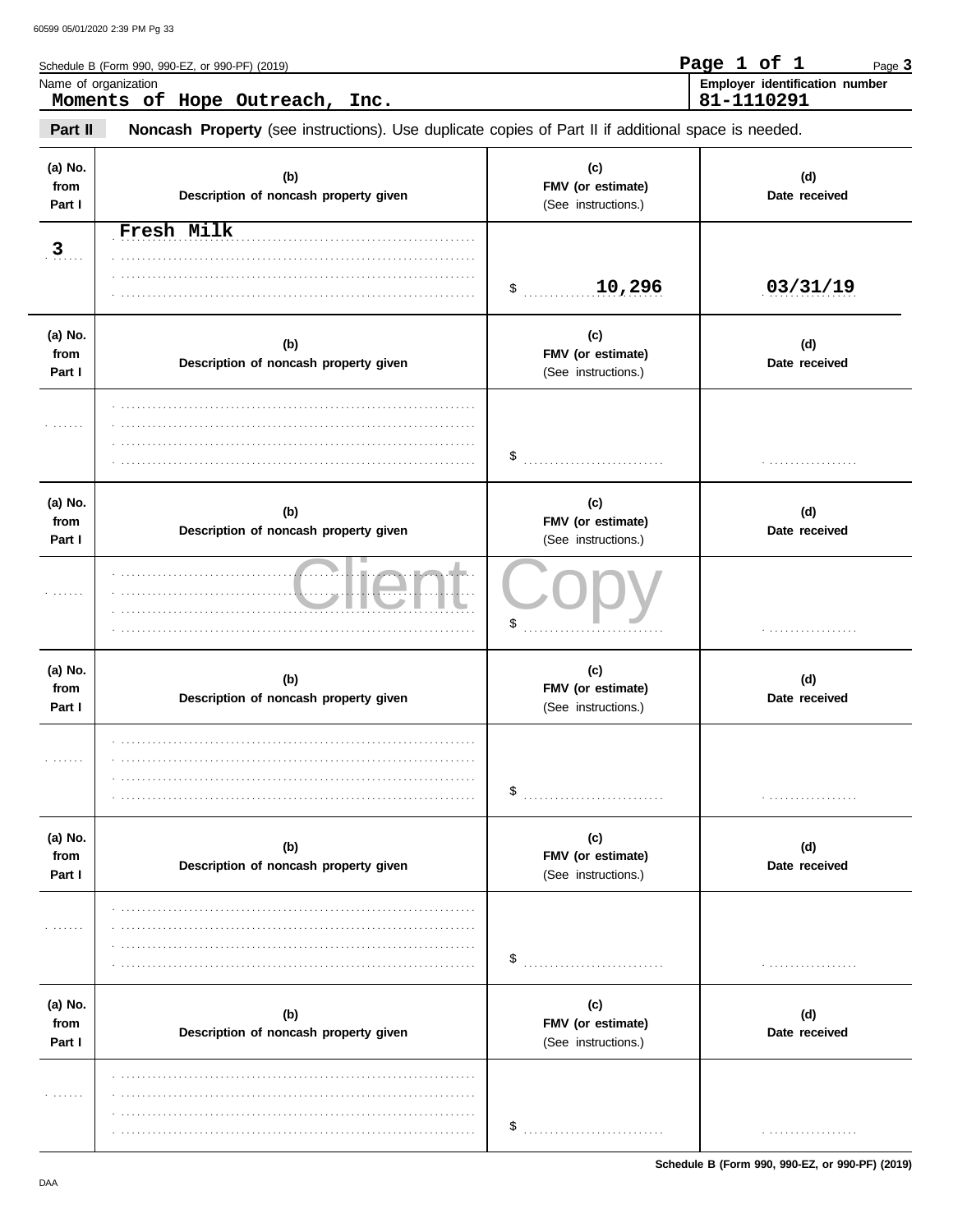Schedule B (Form 990, 990-EZ, or 990-PF) (2019)

Page 1 of 1

Page **3**

Name of organization
**Moments of Hope Outreach, Inc.**

Employer identification number
**81-1110291**

**Part II** **Noncash Property** (see instructions). Use duplicate copies of Part II if additional space is needed.

| (a) No. from Part I | (b) Description of noncash property given | (c) FMV (or estimate) (See instructions.) | (d) Date received |
|---|---|---|---|
| 3 | Fresh Milk | $ 10,296 | 03/31/19 |

| (a) No. from Part I | (b) Description of noncash property given | (c) FMV (or estimate) (See instructions.) | (d) Date received |
|---|---|---|---|
| | | $ | |

| (a) No. from Part I | (b) Description of noncash property given | (c) FMV (or estimate) (See instructions.) | (d) Date received |
|---|---|---|---|
| | | $ | |

| (a) No. from Part I | (b) Description of noncash property given | (c) FMV (or estimate) (See instructions.) | (d) Date received |
|---|---|---|---|
| | | $ | |

| (a) No. from Part I | (b) Description of noncash property given | (c) FMV (or estimate) (See instructions.) | (d) Date received |
|---|---|---|---|
| | | $ | |

| (a) No. from Part I | (b) Description of noncash property given | (c) FMV (or estimate) (See instructions.) | (d) Date received |
|---|---|---|---|
| | | $ | |

Client Copy

Schedule B (Form 990, 990-EZ, or 990-PF) (2019)

DAA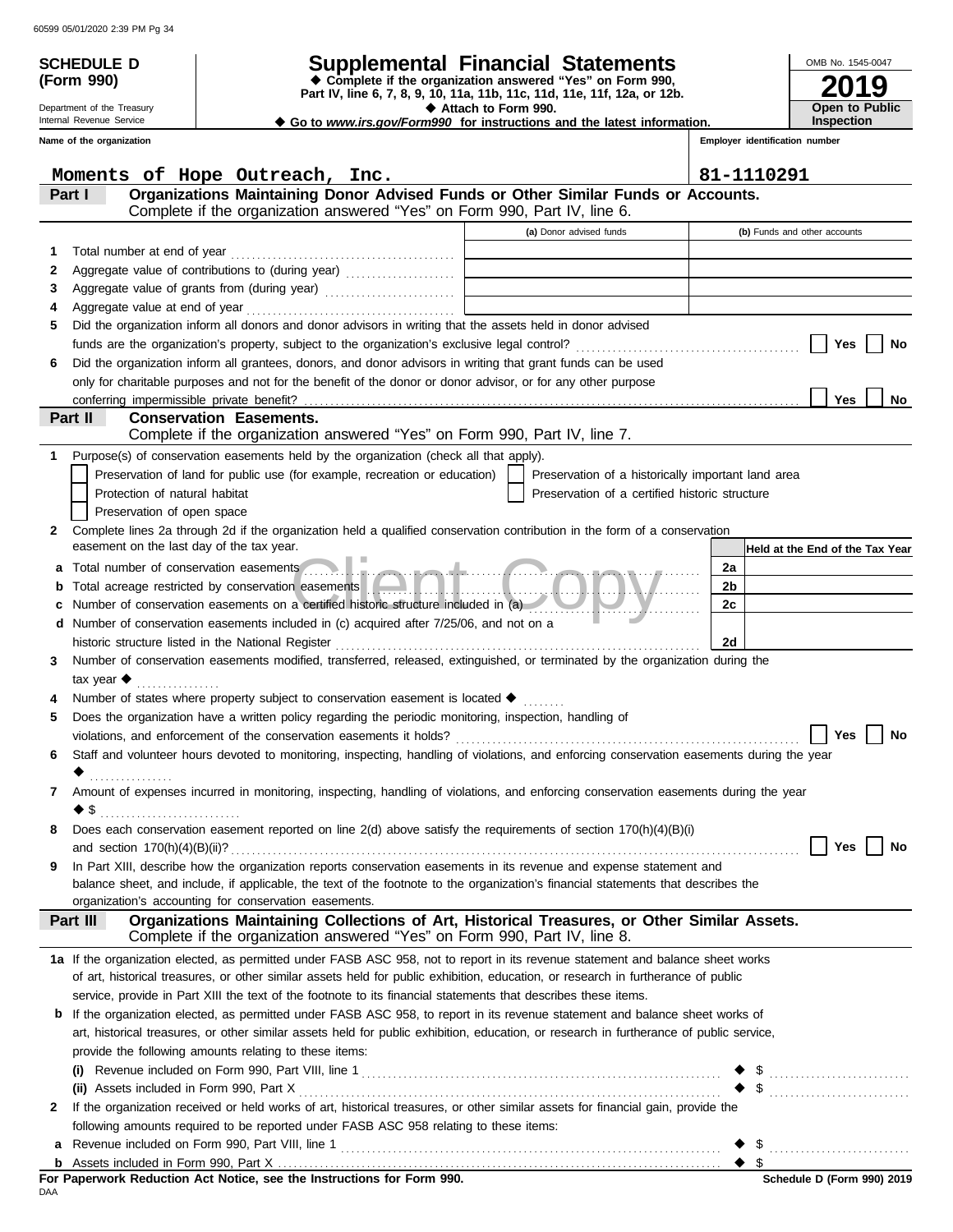**SCHEDULE D (Form 990)**

Department of the Treasury
Internal Revenue Service

# Supplemental Financial Statements

◆ Complete if the organization answered "Yes" on Form 990, Part IV, line 6, 7, 8, 9, 10, 11a, 11b, 11c, 11d, 11e, 11f, 12a, or 12b.
◆ Attach to Form 990.
◆ Go to *www.irs.gov/Form990* for instructions and the latest information.

OMB No. 1545-0047

**2019**

**Open to Public Inspection**

**Name of the organization:** Moments of Hope Outreach, Inc.

**Employer identification number:** 81-1110291

## Part I — Organizations Maintaining Donor Advised Funds or Other Similar Funds or Accounts.
Complete if the organization answered "Yes" on Form 990, Part IV, line 6.

| | | (a) Donor advised funds | (b) Funds and other accounts |
|---|---|---|---|
| 1 | Total number at end of year | | |
| 2 | Aggregate value of contributions to (during year) | | |
| 3 | Aggregate value of grants from (during year) | | |
| 4 | Aggregate value at end of year | | |

5 Did the organization inform all donors and donor advisors in writing that the assets held in donor advised funds are the organization's property, subject to the organization's exclusive legal control? ☐ Yes ☐ No

6 Did the organization inform all grantees, donors, and donor advisors in writing that grant funds can be used only for charitable purposes and not for the benefit of the donor or donor advisor, or for any other purpose conferring impermissible private benefit? ☐ Yes ☐ No

## Part II — Conservation Easements.
Complete if the organization answered "Yes" on Form 990, Part IV, line 7.

1 Purpose(s) of conservation easements held by the organization (check all that apply).

- ☐ Preservation of land for public use (for example, recreation or education)
- ☐ Preservation of a historically important land area
- ☐ Protection of natural habitat
- ☐ Preservation of a certified historic structure
- ☐ Preservation of open space

2 Complete lines 2a through 2d if the organization held a qualified conservation contribution in the form of a conservation easement on the last day of the tax year.

| | | | Held at the End of the Tax Year |
|---|---|---|---|
| a | Total number of conservation easements | 2a | |
| b | Total acreage restricted by conservation easements | 2b | |
| c | Number of conservation easements on a certified historic structure included in (a) | 2c | |
| d | Number of conservation easements included in (c) acquired after 7/25/06, and not on a historic structure listed in the National Register | 2d | |

3 Number of conservation easements modified, transferred, released, extinguished, or terminated by the organization during the tax year ◆

4 Number of states where property subject to conservation easement is located ◆

5 Does the organization have a written policy regarding the periodic monitoring, inspection, handling of violations, and enforcement of the conservation easements it holds? ☐ Yes ☐ No

6 Staff and volunteer hours devoted to monitoring, inspecting, handling of violations, and enforcing conservation easements during the year ◆

7 Amount of expenses incurred in monitoring, inspecting, handling of violations, and enforcing conservation easements during the year ◆ $

8 Does each conservation easement reported on line 2(d) above satisfy the requirements of section 170(h)(4)(B)(i) and section 170(h)(4)(B)(ii)? ☐ Yes ☐ No

9 In Part XIII, describe how the organization reports conservation easements in its revenue and expense statement and balance sheet, and include, if applicable, the text of the footnote to the organization's financial statements that describes the organization's accounting for conservation easements.

## Part III — Organizations Maintaining Collections of Art, Historical Treasures, or Other Similar Assets.
Complete if the organization answered "Yes" on Form 990, Part IV, line 8.

1a If the organization elected, as permitted under FASB ASC 958, not to report in its revenue statement and balance sheet works of art, historical treasures, or other similar assets held for public exhibition, education, or research in furtherance of public service, provide in Part XIII the text of the footnote to its financial statements that describes these items.

b If the organization elected, as permitted under FASB ASC 958, to report in its revenue statement and balance sheet works of art, historical treasures, or other similar assets held for public exhibition, education, or research in furtherance of public service, provide the following amounts relating to these items:

(i) Revenue included on Form 990, Part VIII, line 1 ◆ $

(ii) Assets included in Form 990, Part X ◆ $

2 If the organization received or held works of art, historical treasures, or other similar assets for financial gain, provide the following amounts required to be reported under FASB ASC 958 relating to these items:

a Revenue included on Form 990, Part VIII, line 1 ◆ $

b Assets included in Form 990, Part X ◆ $

**For Paperwork Reduction Act Notice, see the Instructions for Form 990.**

DAA

**Schedule D (Form 990) 2019**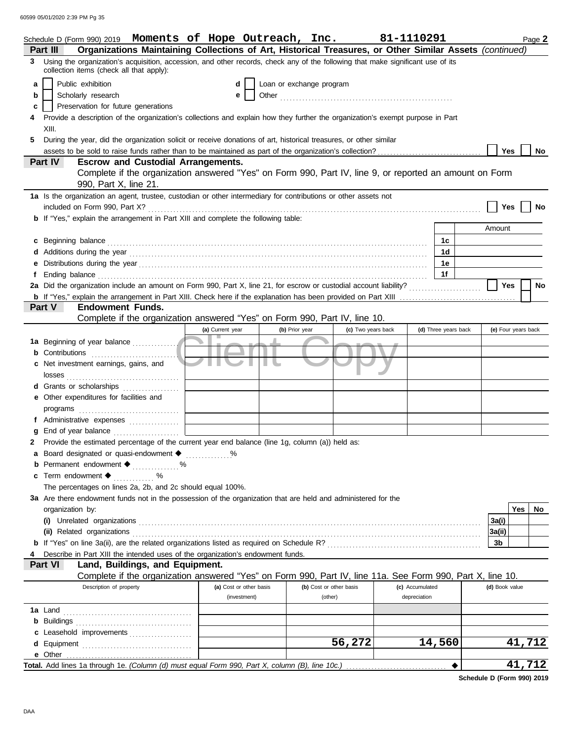Schedule D (Form 990) 2019 **Moments of Hope Outreach, Inc.** **81-1110291** Page **2**

## Part III Organizations Maintaining Collections of Art, Historical Treasures, or Other Similar Assets *(continued)*

**3** Using the organization's acquisition, accession, and other records, check any of the following that make significant use of its collection items (check all that apply):

- **a** ☐ Public exhibition
- **b** ☐ Scholarly research
- **c** ☐ Preservation for future generations
- **d** ☐ Loan or exchange program
- **e** ☐ Other

**4** Provide a description of the organization's collections and explain how they further the organization's exempt purpose in Part XIII.

**5** During the year, did the organization solicit or receive donations of art, historical treasures, or other similar assets to be sold to raise funds rather than to be maintained as part of the organization's collection? ☐ Yes ☐ No

## Part IV Escrow and Custodial Arrangements.

Complete if the organization answered "Yes" on Form 990, Part IV, line 9, or reported an amount on Form 990, Part X, line 21.

**1a** Is the organization an agent, trustee, custodian or other intermediary for contributions or other assets not included on Form 990, Part X? ☐ Yes ☐ No

**b** If "Yes," explain the arrangement in Part XIII and complete the following table:

| | | Amount |
|---|---|---|
| **c** Beginning balance | 1c | |
| **d** Additions during the year | 1d | |
| **e** Distributions during the year | 1e | |
| **f** Ending balance | 1f | |

**2a** Did the organization include an amount on Form 990, Part X, line 21, for escrow or custodial account liability? ☐ Yes ☐ No

**b** If "Yes," explain the arrangement in Part XIII. Check here if the explanation has been provided on Part XIII ☐

## Part V Endowment Funds.

Complete if the organization answered "Yes" on Form 990, Part IV, line 10.

| | (a) Current year | (b) Prior year | (c) Two years back | (d) Three years back | (e) Four years back |
|---|---|---|---|---|---|
| **1a** Beginning of year balance | | | | | |
| **b** Contributions | | | | | |
| **c** Net investment earnings, gains, and losses | | | | | |
| **d** Grants or scholarships | | | | | |
| **e** Other expenditures for facilities and programs | | | | | |
| **f** Administrative expenses | | | | | |
| **g** End of year balance | | | | | |

**2** Provide the estimated percentage of the current year end balance (line 1g, column (a)) held as:

- **a** Board designated or quasi-endowment ◆ ............ %
- **b** Permanent endowment ◆ ............ %
- **c** Term endowment ◆ ............ %

The percentages on lines 2a, 2b, and 2c should equal 100%.

**3a** Are there endowment funds not in the possession of the organization that are held and administered for the organization by:

| | | Yes | No |
|---|---|---|---|
| **(i)** Unrelated organizations | 3a(i) | | |
| **(ii)** Related organizations | 3a(ii) | | |
| **b** If "Yes" on line 3a(ii), are the related organizations listed as required on Schedule R? | 3b | | |

**4** Describe in Part XIII the intended uses of the organization's endowment funds.

## Part VI Land, Buildings, and Equipment.

Complete if the organization answered "Yes" on Form 990, Part IV, line 11a. See Form 990, Part X, line 10.

| Description of property | (a) Cost or other basis (investment) | (b) Cost or other basis (other) | (c) Accumulated depreciation | (d) Book value |
|---|---|---|---|---|
| **1a** Land | | | | |
| **b** Buildings | | | | |
| **c** Leasehold improvements | | | | |
| **d** Equipment | | 56,272 | 14,560 | 41,712 |
| **e** Other | | | | |
| **Total.** Add lines 1a through 1e. *(Column (d) must equal Form 990, Part X, column (B), line 10c.)* ◆ | | | | 41,712 |

**Schedule D (Form 990) 2019**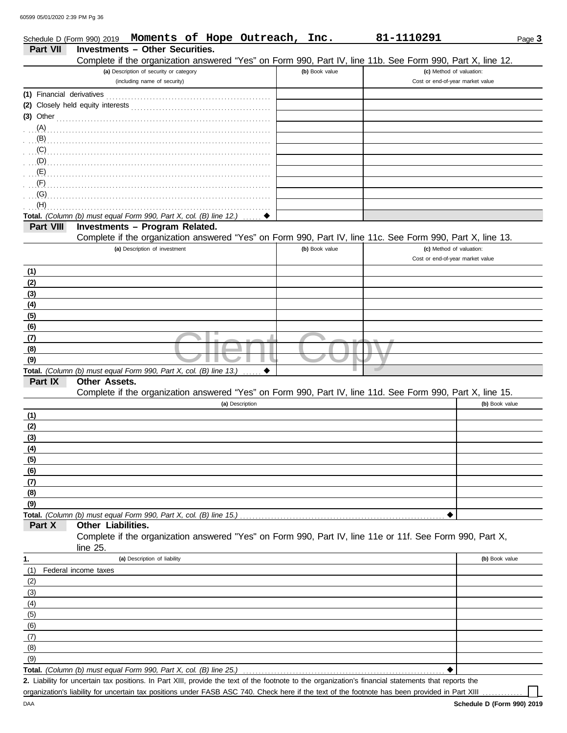Schedule D (Form 990) 2019 **Moments of Hope Outreach, Inc.** **81-1110291**

## Part VII Investments – Other Securities.

Complete if the organization answered "Yes" on Form 990, Part IV, line 11b. See Form 990, Part X, line 12.

| (a) Description of security or category (including name of security) | (b) Book value | (c) Method of valuation: Cost or end-of-year market value |
|---|---|---|
| (1) Financial derivatives | | |
| (2) Closely held equity interests | | |
| (3) Other | | |
| (A) | | |
| (B) | | |
| (C) | | |
| (D) | | |
| (E) | | |
| (F) | | |
| (G) | | |
| (H) | | |
| **Total.** *(Column (b) must equal Form 990, Part X, col. (B) line 12.)* ◆ | | |

## Part VIII Investments – Program Related.

Complete if the organization answered "Yes" on Form 990, Part IV, line 11c. See Form 990, Part X, line 13.

| (a) Description of investment | (b) Book value | (c) Method of valuation: Cost or end-of-year market value |
|---|---|---|
| (1) | | |
| (2) | | |
| (3) | | |
| (4) | | |
| (5) | | |
| (6) | | |
| (7) | | |
| (8) | | |
| (9) | | |
| **Total.** *(Column (b) must equal Form 990, Part X, col. (B) line 13.)* ◆ | | |

## Part IX Other Assets.

Complete if the organization answered "Yes" on Form 990, Part IV, line 11d. See Form 990, Part X, line 15.

| (a) Description | (b) Book value |
|---|---|
| (1) | |
| (2) | |
| (3) | |
| (4) | |
| (5) | |
| (6) | |
| (7) | |
| (8) | |
| (9) | |
| **Total.** *(Column (b) must equal Form 990, Part X, col. (B) line 15.)* ◆ | |

## Part X Other Liabilities.

Complete if the organization answered "Yes" on Form 990, Part IV, line 11e or 11f. See Form 990, Part X, line 25.

| 1. (a) Description of liability | (b) Book value |
|---|---|
| (1) Federal income taxes | |
| (2) | |
| (3) | |
| (4) | |
| (5) | |
| (6) | |
| (7) | |
| (8) | |
| (9) | |
| **Total.** *(Column (b) must equal Form 990, Part X, col. (B) line 25.)* ◆ | |

**2.** Liability for uncertain tax positions. In Part XIII, provide the text of the footnote to the organization's financial statements that reports the organization's liability for uncertain tax positions under FASB ASC 740. Check here if the text of the footnote has been provided in Part XIII ☐

**Schedule D (Form 990) 2019**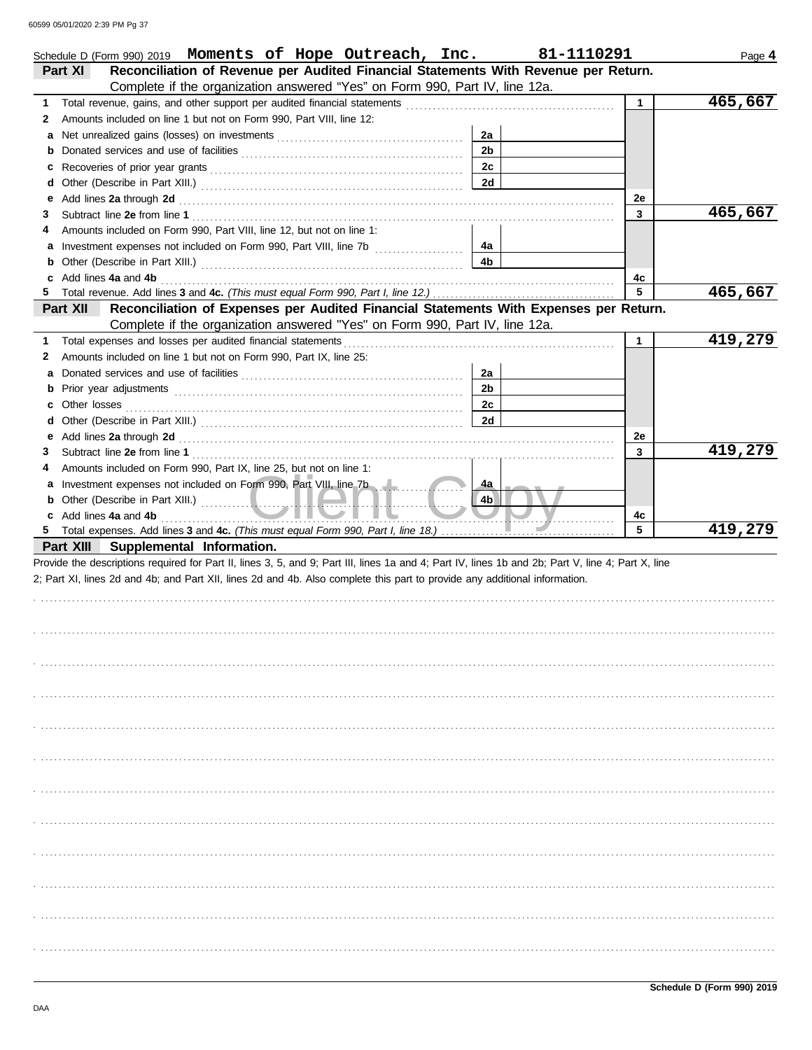Schedule D (Form 990) 2019 **Moments of Hope Outreach, Inc.** **81-1110291** Page **4**

## Part XI Reconciliation of Revenue per Audited Financial Statements With Revenue per Return.

Complete if the organization answered "Yes" on Form 990, Part IV, line 12a.

| | | | | | |
|---|---|---|---|---|---|
| **1** | Total revenue, gains, and other support per audited financial statements | | | 1 | **465,667** |
| **2** | Amounts included on line 1 but not on Form 990, Part VIII, line 12: | | | | |
| **a** | Net unrealized gains (losses) on investments | 2a | | | |
| **b** | Donated services and use of facilities | 2b | | | |
| **c** | Recoveries of prior year grants | 2c | | | |
| **d** | Other (Describe in Part XIII.) | 2d | | | |
| **e** | Add lines **2a** through **2d** | | | 2e | |
| **3** | Subtract line **2e** from line **1** | | | 3 | **465,667** |
| **4** | Amounts included on Form 990, Part VIII, line 12, but not on line 1: | | | | |
| **a** | Investment expenses not included on Form 990, Part VIII, line 7b | 4a | | | |
| **b** | Other (Describe in Part XIII.) | 4b | | | |
| **c** | Add lines **4a** and **4b** | | | 4c | |
| **5** | Total revenue. Add lines **3** and **4c.** *(This must equal Form 990, Part I, line 12.)* | | | 5 | **465,667** |

## Part XII Reconciliation of Expenses per Audited Financial Statements With Expenses per Return.

Complete if the organization answered "Yes" on Form 990, Part IV, line 12a.

| | | | | | |
|---|---|---|---|---|---|
| **1** | Total expenses and losses per audited financial statements | | | 1 | **419,279** |
| **2** | Amounts included on line 1 but not on Form 990, Part IX, line 25: | | | | |
| **a** | Donated services and use of facilities | 2a | | | |
| **b** | Prior year adjustments | 2b | | | |
| **c** | Other losses | 2c | | | |
| **d** | Other (Describe in Part XIII.) | 2d | | | |
| **e** | Add lines **2a** through **2d** | | | 2e | |
| **3** | Subtract line **2e** from line **1** | | | 3 | **419,279** |
| **4** | Amounts included on Form 990, Part IX, line 25, but not on line 1: | | | | |
| **a** | Investment expenses not included on Form 990, Part VIII, line 7b | 4a | | | |
| **b** | Other (Describe in Part XIII.) | 4b | | | |
| **c** | Add lines **4a** and **4b** | | | 4c | |
| **5** | Total expenses. Add lines **3** and **4c.** *(This must equal Form 990, Part I, line 18.)* | | | 5 | **419,279** |

## Part XIII Supplemental Information.

Provide the descriptions required for Part II, lines 3, 5, and 9; Part III, lines 1a and 4; Part IV, lines 1b and 2b; Part V, line 4; Part X, line 2; Part XI, lines 2d and 4b; and Part XII, lines 2d and 4b. Also complete this part to provide any additional information.

**Schedule D (Form 990) 2019**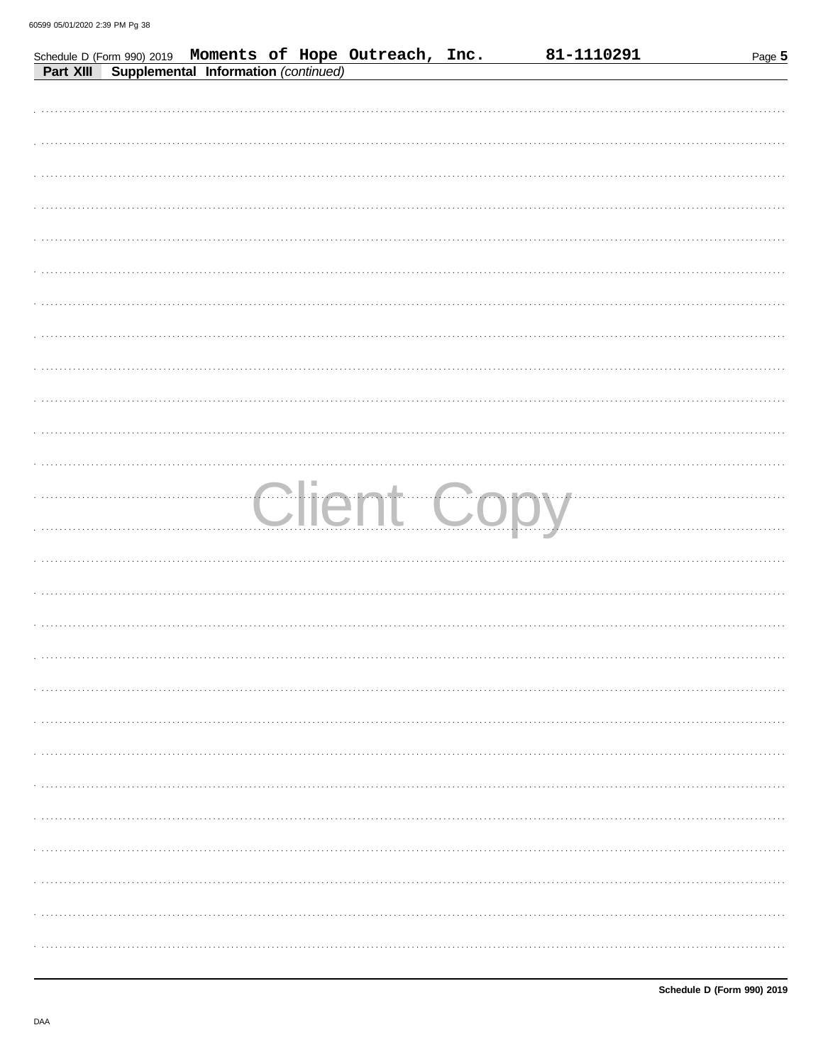Schedule D (Form 990) 2019 **Moments of Hope Outreach, Inc.** **81-1110291**

**Part XIII** **Supplemental Information** *(continued)*

Client Copy

**Schedule D (Form 990) 2019**

DAA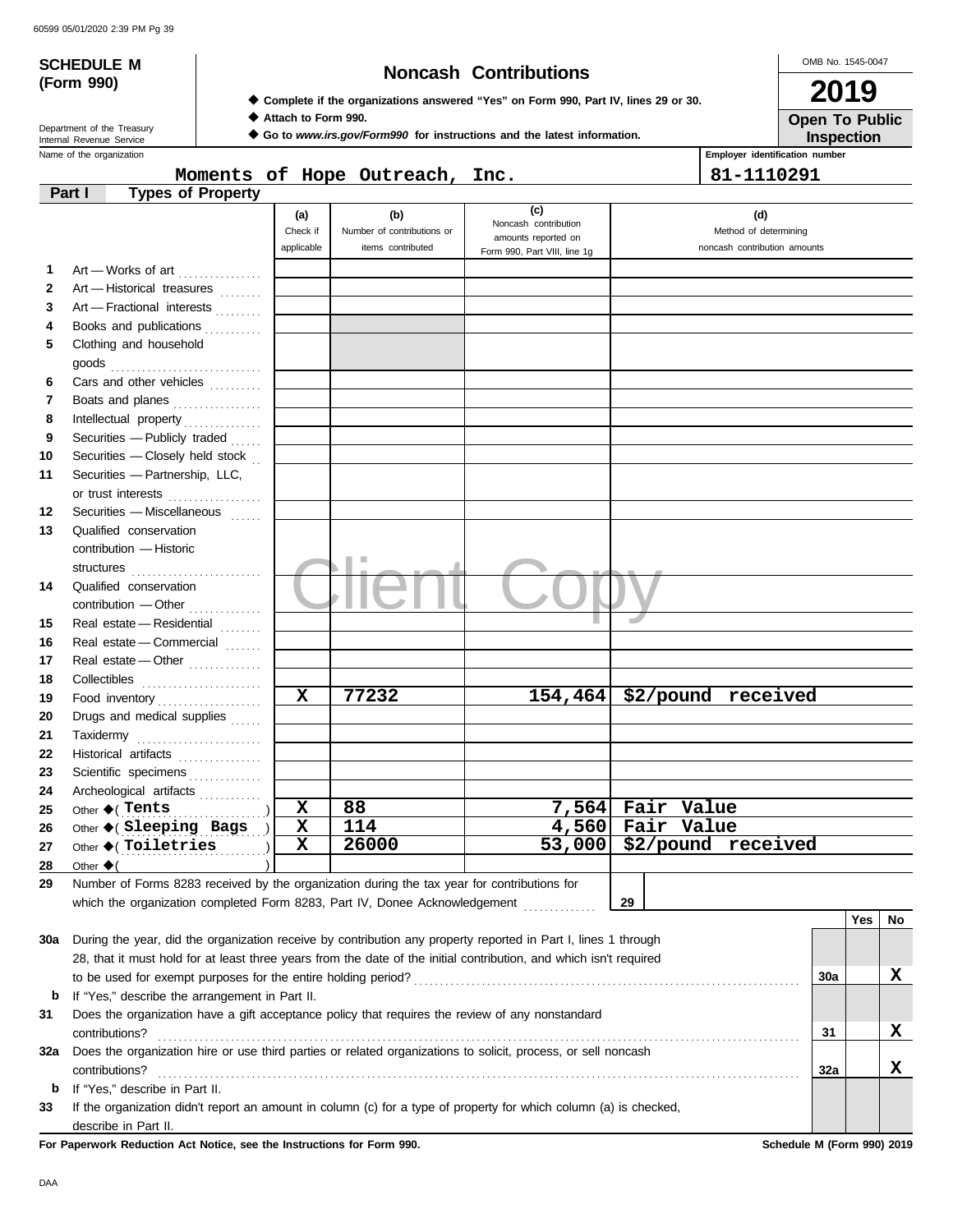**SCHEDULE M (Form 990)**

Department of the Treasury
Internal Revenue Service

# Noncash Contributions

◆ Complete if the organizations answered "Yes" on Form 990, Part IV, lines 29 or 30.
◆ Attach to Form 990.
◆ Go to *www.irs.gov/Form990* for instructions and the latest information.

OMB No. 1545-0047

**2019**

**Open To Public Inspection**

Name of the organization: Moments of Hope Outreach, Inc.

Employer identification number: 81-1110291

**Part I — Types of Property**

| | | (a) Check if applicable | (b) Number of contributions or items contributed | (c) Noncash contribution amounts reported on Form 990, Part VIII, line 1g | (d) Method of determining noncash contribution amounts |
|---|---|---|---|---|---|
| 1 | Art — Works of art | | | | |
| 2 | Art — Historical treasures | | | | |
| 3 | Art — Fractional interests | | | | |
| 4 | Books and publications | | | | |
| 5 | Clothing and household goods | | | | |
| 6 | Cars and other vehicles | | | | |
| 7 | Boats and planes | | | | |
| 8 | Intellectual property | | | | |
| 9 | Securities — Publicly traded | | | | |
| 10 | Securities — Closely held stock | | | | |
| 11 | Securities — Partnership, LLC, or trust interests | | | | |
| 12 | Securities — Miscellaneous | | | | |
| 13 | Qualified conservation contribution — Historic structures | | | | |
| 14 | Qualified conservation contribution — Other | | | | |
| 15 | Real estate — Residential | | | | |
| 16 | Real estate — Commercial | | | | |
| 17 | Real estate — Other | | | | |
| 18 | Collectibles | | | | |
| 19 | Food inventory | X | 77232 | 154,464 | $2/pound received |
| 20 | Drugs and medical supplies | | | | |
| 21 | Taxidermy | | | | |
| 22 | Historical artifacts | | | | |
| 23 | Scientific specimens | | | | |
| 24 | Archeological artifacts | | | | |
| 25 | Other ◆ ( Tents ) | X | 88 | 7,564 | Fair Value |
| 26 | Other ◆ ( Sleeping Bags ) | X | 114 | 4,560 | Fair Value |
| 27 | Other ◆ ( Toiletries ) | X | 26000 | 53,000 | $2/pound received |
| 28 | Other ◆ ( ) | | | | |

29 Number of Forms 8283 received by the organization during the tax year for contributions for which the organization completed Form 8283, Part IV, Donee Acknowledgement ..... **29**

| | | | Yes | No |
|---|---|---|---|---|
| 30a | During the year, did the organization receive by contribution any property reported in Part I, lines 1 through 28, that it must hold for at least three years from the date of the initial contribution, and which isn't required to be used for exempt purposes for the entire holding period? | 30a | | X |
| b | If "Yes," describe the arrangement in Part II. | | | |
| 31 | Does the organization have a gift acceptance policy that requires the review of any nonstandard contributions? | 31 | | X |
| 32a | Does the organization hire or use third parties or related organizations to solicit, process, or sell noncash contributions? | 32a | | X |
| b | If "Yes," describe in Part II. | | | |
| 33 | If the organization didn't report an amount in column (c) for a type of property for which column (a) is checked, describe in Part II. | | | |

**For Paperwork Reduction Act Notice, see the Instructions for Form 990.**

Schedule M (Form 990) 2019

DAA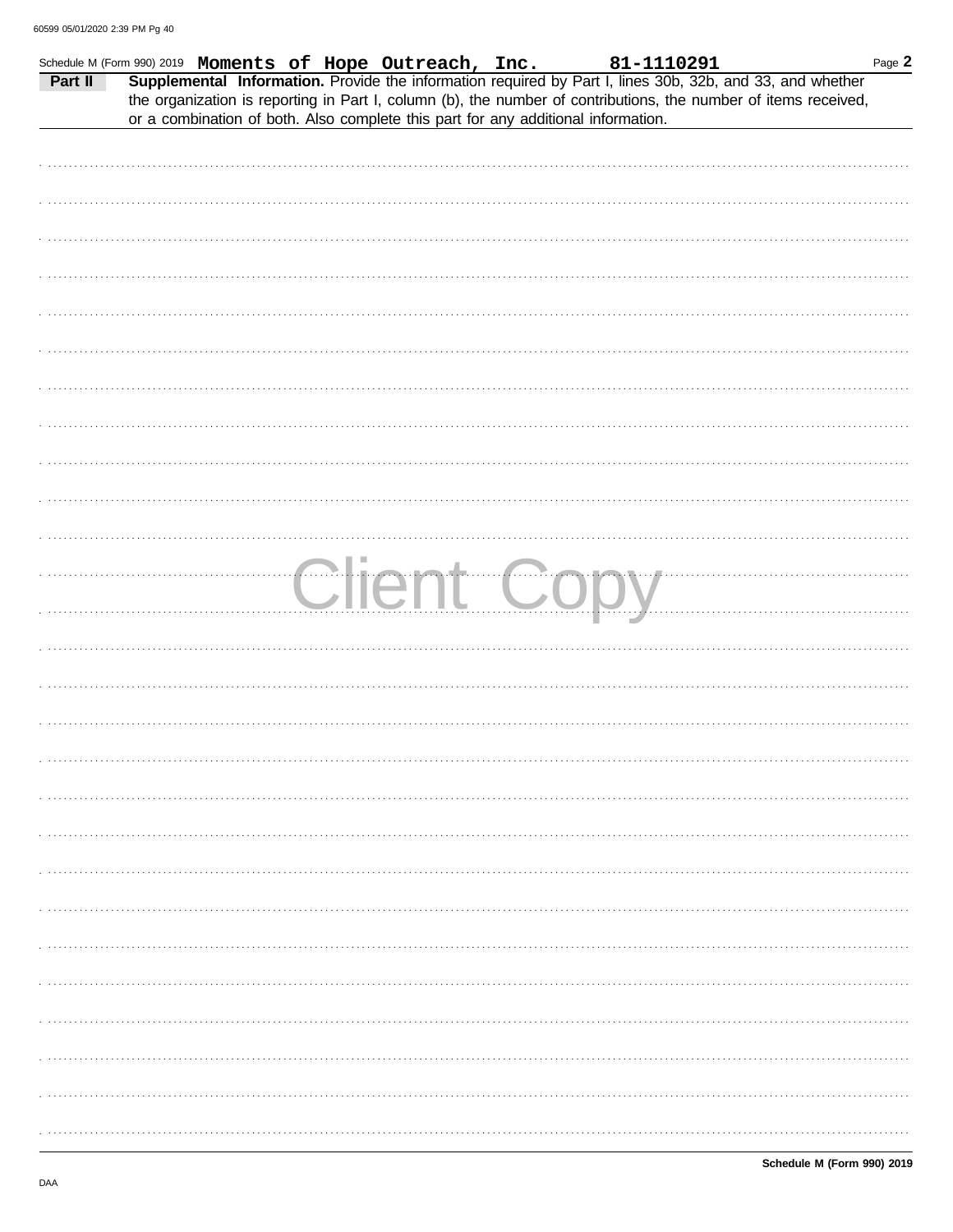Schedule M (Form 990) 2019 **Moments of Hope Outreach, Inc.** **81-1110291** Page **2**

**Part II** **Supplemental Information.** Provide the information required by Part I, lines 30b, 32b, and 33, and whether the organization is reporting in Part I, column (b), the number of contributions, the number of items received, or a combination of both. Also complete this part for any additional information.

Client Copy

**Schedule M (Form 990) 2019**

DAA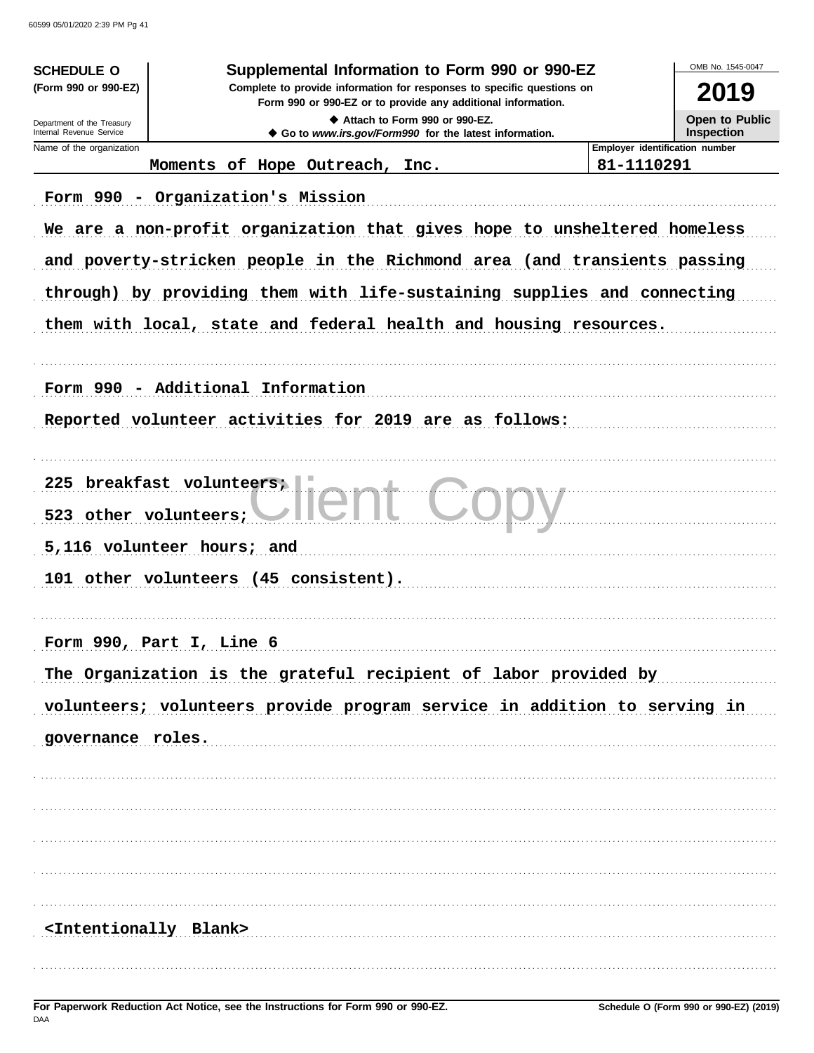**SCHEDULE O**
**(Form 990 or 990-EZ)**

Department of the Treasury
Internal Revenue Service

# Supplemental Information to Form 990 or 990-EZ

**Complete to provide information for responses to specific questions on Form 990 or 990-EZ or to provide any additional information.**

◆ **Attach to Form 990 or 990-EZ.**
◆ **Go to** ***www.irs.gov/Form990*** **for the latest information.**

OMB No. 1545-0047

**2019**

**Open to Public Inspection**

| Name of the organization | Employer identification number |
|---|---|
| Moments of Hope Outreach, Inc. | 81-1110291 |

Form 990 - Organization's Mission

We are a non-profit organization that gives hope to unsheltered homeless and poverty-stricken people in the Richmond area (and transients passing through) by providing them with life-sustaining supplies and connecting them with local, state and federal health and housing resources.

Form 990 - Additional Information

Reported volunteer activities for 2019 are as follows:

225 breakfast volunteers;

523 other volunteers;

5,116 volunteer hours; and

101 other volunteers (45 consistent).

Form 990, Part I, Line 6

The Organization is the grateful recipient of labor provided by volunteers; volunteers provide program service in addition to serving in governance roles.

<Intentionally Blank>

**For Paperwork Reduction Act Notice, see the Instructions for Form 990 or 990-EZ.**

DAA

**Schedule O (Form 990 or 990-EZ) (2019)**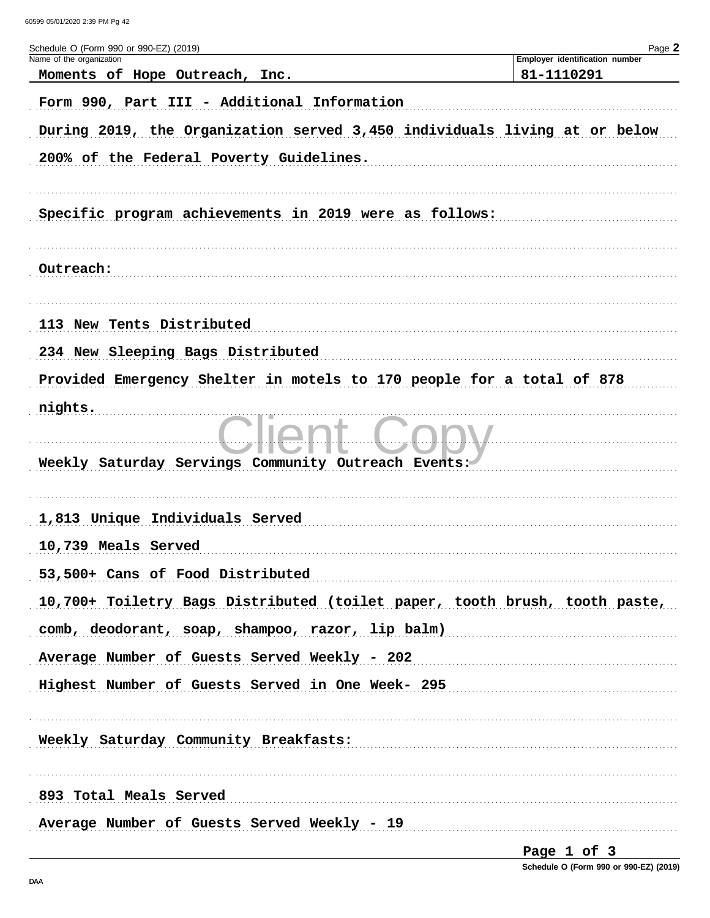Schedule O (Form 990 or 990-EZ) (2019)

Name of the organization: **Moments of Hope Outreach, Inc.**

Employer identification number: **81-1110291**

Form 990, Part III - Additional Information

During 2019, the Organization served 3,450 individuals living at or below 200% of the Federal Poverty Guidelines.

Specific program achievements in 2019 were as follows:

Outreach:

113 New Tents Distributed
234 New Sleeping Bags Distributed
Provided Emergency Shelter in motels to 170 people for a total of 878 nights.

Weekly Saturday Servings Community Outreach Events:

1,813 Unique Individuals Served
10,739 Meals Served
53,500+ Cans of Food Distributed
10,700+ Toiletry Bags Distributed (toilet paper, tooth brush, tooth paste, comb, deodorant, soap, shampoo, razor, lip balm)
Average Number of Guests Served Weekly - 202
Highest Number of Guests Served in One Week- 295

Weekly Saturday Community Breakfasts:

893 Total Meals Served
Average Number of Guests Served Weekly - 19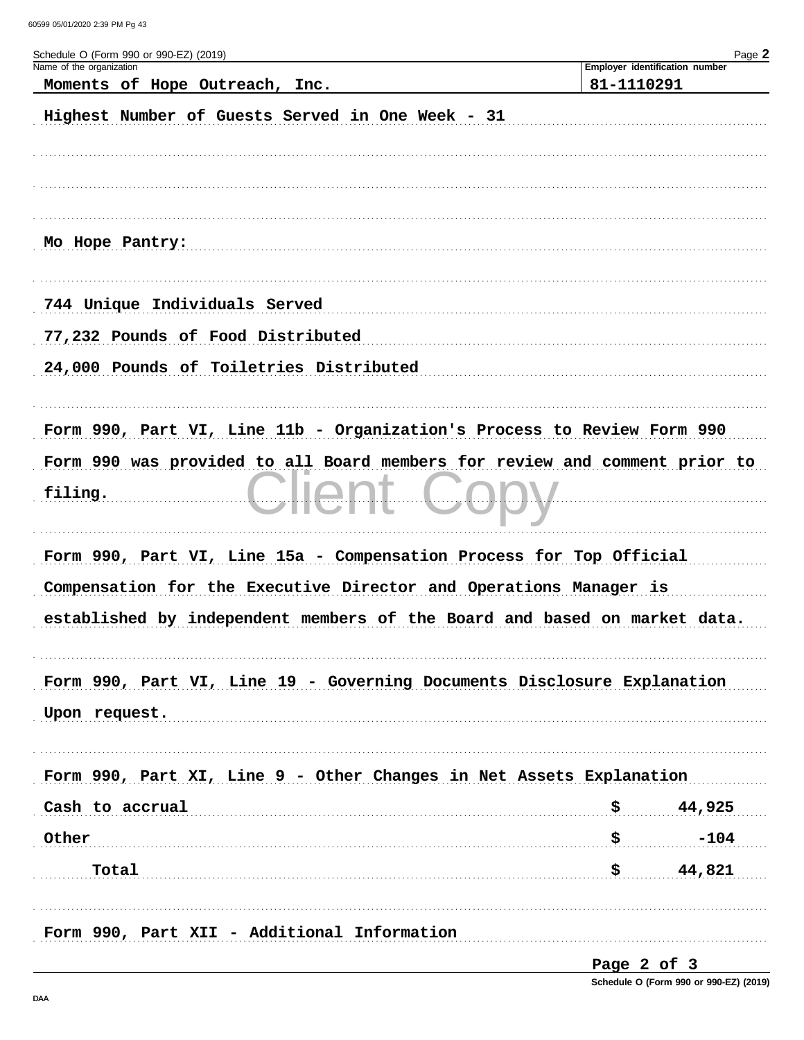Schedule O (Form 990 or 990-EZ) (2019)

| Name of the organization | Employer identification number |
|---|---|
| Moments of Hope Outreach, Inc. | 81-1110291 |

Highest Number of Guests Served in One Week - 31

Mo Hope Pantry:

744 Unique Individuals Served

77,232 Pounds of Food Distributed

24,000 Pounds of Toiletries Distributed

Form 990, Part VI, Line 11b - Organization's Process to Review Form 990

Form 990 was provided to all Board members for review and comment prior to filing.

Form 990, Part VI, Line 15a - Compensation Process for Top Official

Compensation for the Executive Director and Operations Manager is established by independent members of the Board and based on market data.

Form 990, Part VI, Line 19 - Governing Documents Disclosure Explanation

Upon request.

Form 990, Part XI, Line 9 - Other Changes in Net Assets Explanation

| | | |
|---|---|---|
| Cash to accrual | $ | 44,925 |
| Other | $ | -104 |
| Total | $ | 44,821 |

Form 990, Part XII - Additional Information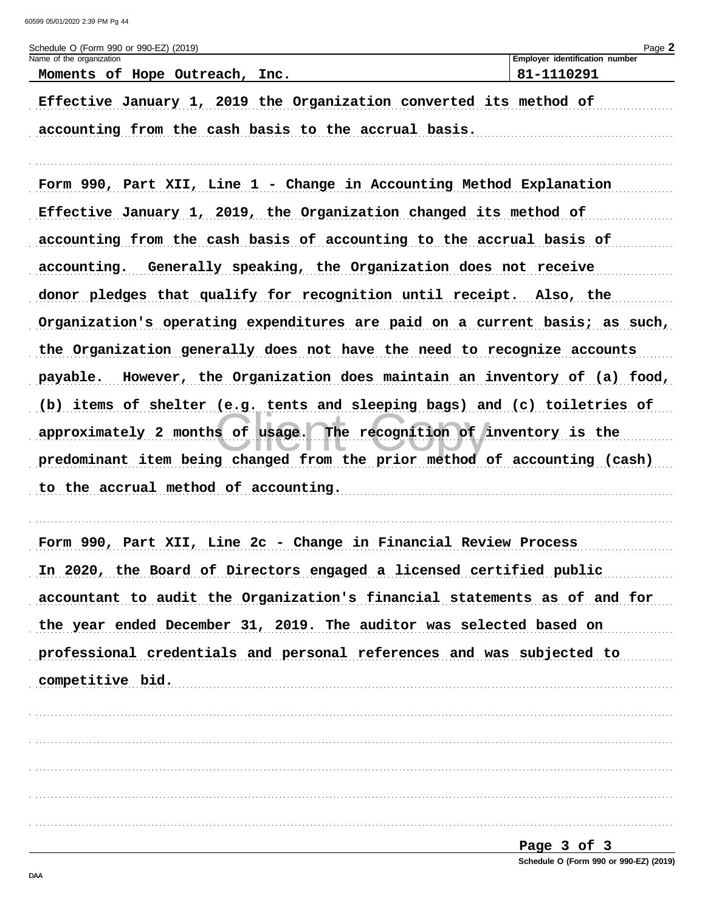Schedule O (Form 990 or 990-EZ) (2019)

| Name of the organization | Employer identification number |
| --- | --- |
| Moments of Hope Outreach, Inc. | 81-1110291 |

Effective January 1, 2019 the Organization converted its method of accounting from the cash basis to the accrual basis.

Form 990, Part XII, Line 1 - Change in Accounting Method Explanation

Effective January 1, 2019, the Organization changed its method of accounting from the cash basis of accounting to the accrual basis of accounting. Generally speaking, the Organization does not receive donor pledges that qualify for recognition until receipt. Also, the Organization's operating expenditures are paid on a current basis; as such, the Organization generally does not have the need to recognize accounts payable. However, the Organization does maintain an inventory of (a) food, (b) items of shelter (e.g. tents and sleeping bags) and (c) toiletries of approximately 2 months of usage. The recognition of inventory is the predominant item being changed from the prior method of accounting (cash) to the accrual method of accounting.

Form 990, Part XII, Line 2c - Change in Financial Review Process

In 2020, the Board of Directors engaged a licensed certified public accountant to audit the Organization's financial statements as of and for the year ended December 31, 2019. The auditor was selected based on professional credentials and personal references and was subjected to competitive bid.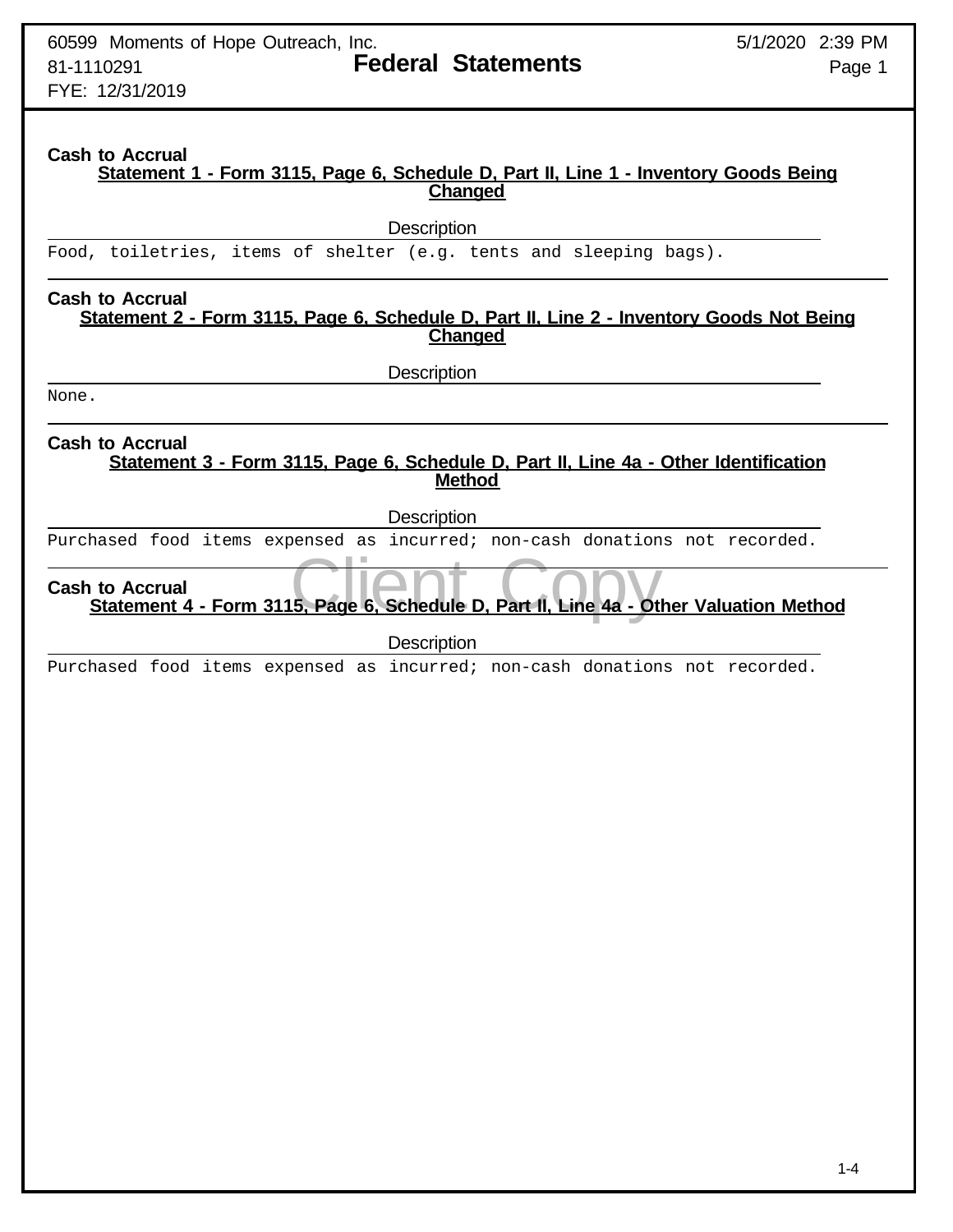**Cash to Accrual**

**Statement 1 - Form 3115, Page 6, Schedule D, Part II, Line 1 - Inventory Goods Being Changed**

| Description |
|---|
| Food, toiletries, items of shelter (e.g. tents and sleeping bags). |

**Cash to Accrual**

**Statement 2 - Form 3115, Page 6, Schedule D, Part II, Line 2 - Inventory Goods Not Being Changed**

| Description |
|---|
| None. |

**Cash to Accrual**

**Statement 3 - Form 3115, Page 6, Schedule D, Part II, Line 4a - Other Identification Method**

| Description |
|---|
| Purchased food items expensed as incurred; non-cash donations not recorded. |

**Cash to Accrual**

**Statement 4 - Form 3115, Page 6, Schedule D, Part II, Line 4a - Other Valuation Method**

| Description |
|---|
| Purchased food items expensed as incurred; non-cash donations not recorded. |

Client Copy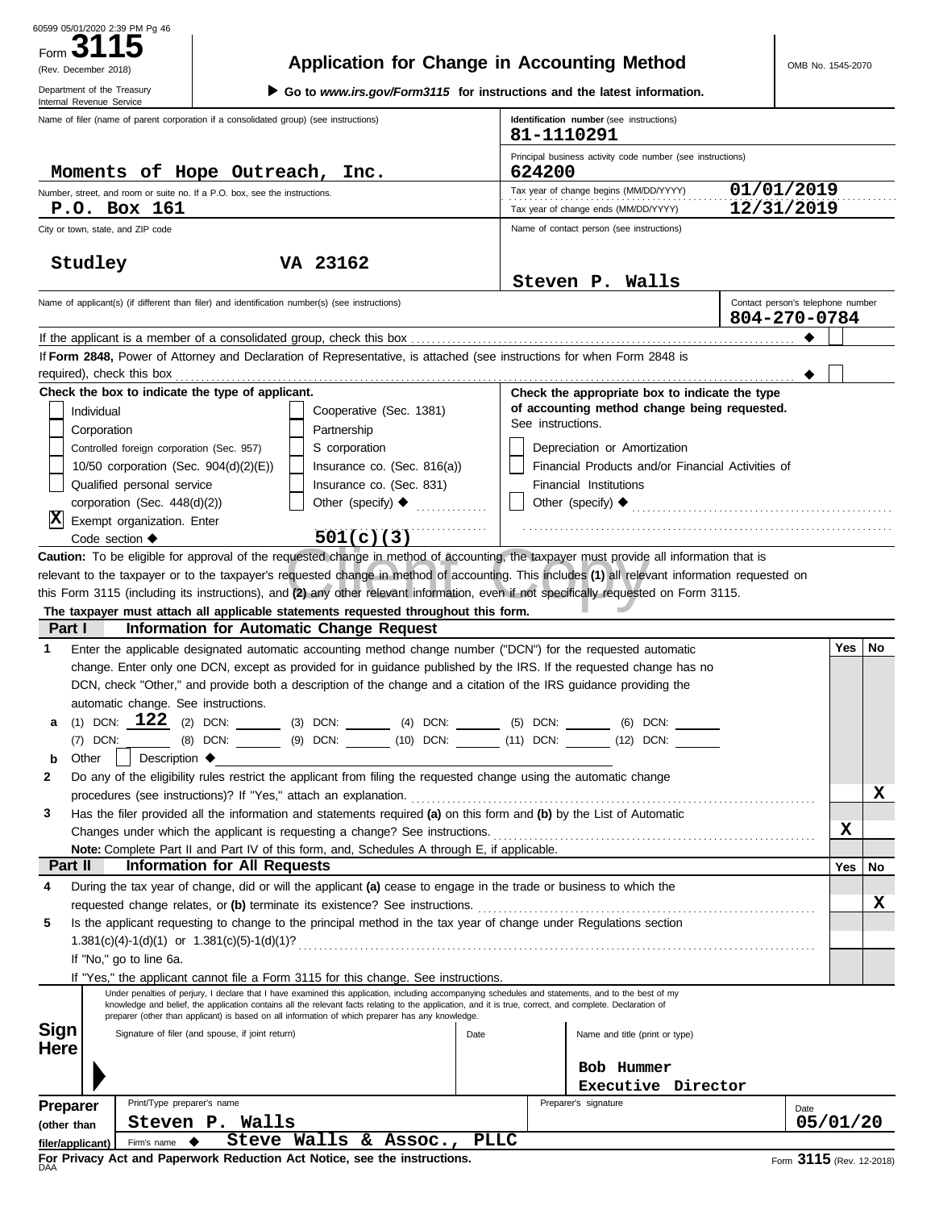60599 05/01/2020 2:39 PM Pg 46

Form **3115** (Rev. December 2018)

Department of the Treasury
Internal Revenue Service

# Application for Change in Accounting Method

▶ Go to *www.irs.gov/Form3115* for instructions and the latest information.

OMB No. 1545-2070

| | |
|---|---|
| Name of filer (name of parent corporation if a consolidated group) (see instructions)<br>**Moments of Hope Outreach, Inc.** | Identification number (see instructions)<br>**81-1110291** |
| | Principal business activity code number (see instructions)<br>**624200** |
| Number, street, and room or suite no. If a P.O. box, see the instructions.<br>**P.O. Box 161** | Tax year of change begins (MM/DD/YYYY) **01/01/2019**<br>Tax year of change ends (MM/DD/YYYY) **12/31/2019** |
| City or town, state, and ZIP code<br>**Studley VA 23162** | Name of contact person (see instructions)<br>**Steven P. Walls** |
| Name of applicant(s) (if different than filer) and identification number(s) (see instructions) | Contact person's telephone number<br>**804-270-0784** |

If the applicant is a member of a consolidated group, check this box ◆ ☐

If **Form 2848,** Power of Attorney and Declaration of Representative, is attached (see instructions for when Form 2848 is required), check this box ◆ ☐

**Check the box to indicate the type of applicant.**

- ☐ Individual
- ☐ Corporation
- ☐ Controlled foreign corporation (Sec. 957)
- ☐ 10/50 corporation (Sec. 904(d)(2)(E))
- ☐ Qualified personal service corporation (Sec. 448(d)(2))
- ☒ Exempt organization. Enter Code section ◆ **501(c)(3)**
- ☐ Cooperative (Sec. 1381)
- ☐ Partnership
- ☐ S corporation
- ☐ Insurance co. (Sec. 816(a))
- ☐ Insurance co. (Sec. 831)
- ☐ Other (specify) ◆

**Check the appropriate box to indicate the type of accounting method change being requested.** See instructions.

- ☐ Depreciation or Amortization
- ☐ Financial Products and/or Financial Activities of Financial Institutions
- ☐ Other (specify) ◆

**Caution:** To be eligible for approval of the requested change in method of accounting, the taxpayer must provide all information that is relevant to the taxpayer or to the taxpayer's requested change in method of accounting. This includes **(1)** all relevant information requested on this Form 3115 (including its instructions), and **(2)** any other relevant information, even if not specifically requested on Form 3115.

**The taxpayer must attach all applicable statements requested throughout this form.**

## Part I Information for Automatic Change Request

| | | Yes | No |
|---|---|---|---|
| **1** | Enter the applicable designated automatic accounting method change number ("DCN") for the requested automatic change. Enter only one DCN, except as provided for in guidance published by the IRS. If the requested change has no DCN, check "Other," and provide both a description of the change and a citation of the IRS guidance providing the automatic change. See instructions. | | |
| **a** | (1) DCN: **122** (2) DCN: (3) DCN: (4) DCN: (5) DCN: (6) DCN: (7) DCN: (8) DCN: (9) DCN: (10) DCN: (11) DCN: (12) DCN: | | |
| **b** | Other ☐ Description ◆ | | |
| **2** | Do any of the eligibility rules restrict the applicant from filing the requested change using the automatic change procedures (see instructions)? If "Yes," attach an explanation. | | X |
| **3** | Has the filer provided all the information and statements required **(a)** on this form and **(b)** by the List of Automatic Changes under which the applicant is requesting a change? See instructions. | X | |

**Note:** Complete Part II and Part IV of this form, and, Schedules A through E, if applicable.

## Part II Information for All Requests

| | | Yes | No |
|---|---|---|---|
| **4** | During the tax year of change, did or will the applicant **(a)** cease to engage in the trade or business to which the requested change relates, or **(b)** terminate its existence? See instructions. | | X |
| **5** | Is the applicant requesting to change to the principal method in the tax year of change under Regulations section 1.381(c)(4)-1(d)(1) or 1.381(c)(5)-1(d)(1)?<br>If "No," go to line 6a.<br>If "Yes," the applicant cannot file a Form 3115 for this change. See instructions. | | |

**Sign Here**

Under penalties of perjury, I declare that I have examined this application, including accompanying schedules and statements, and to the best of my knowledge and belief, the application contains all the relevant facts relating to the application, and it is true, correct, and complete. Declaration of preparer (other than applicant) is based on all information of which preparer has any knowledge.

| Signature of filer (and spouse, if joint return) | Date | Name and title (print or type) |
|---|---|---|
| | | **Bob Hummer**<br>**Executive Director** |

**Preparer (other than filer/applicant)**

| Print/Type preparer's name | Preparer's signature | Date |
|---|---|---|
| **Steven P. Walls** | | **05/01/20** |
| Firm's name ◆ **Steve Walls & Assoc., PLLC** | | |

**For Privacy Act and Paperwork Reduction Act Notice, see the instructions.**

DAA

Form **3115** (Rev. 12-2018)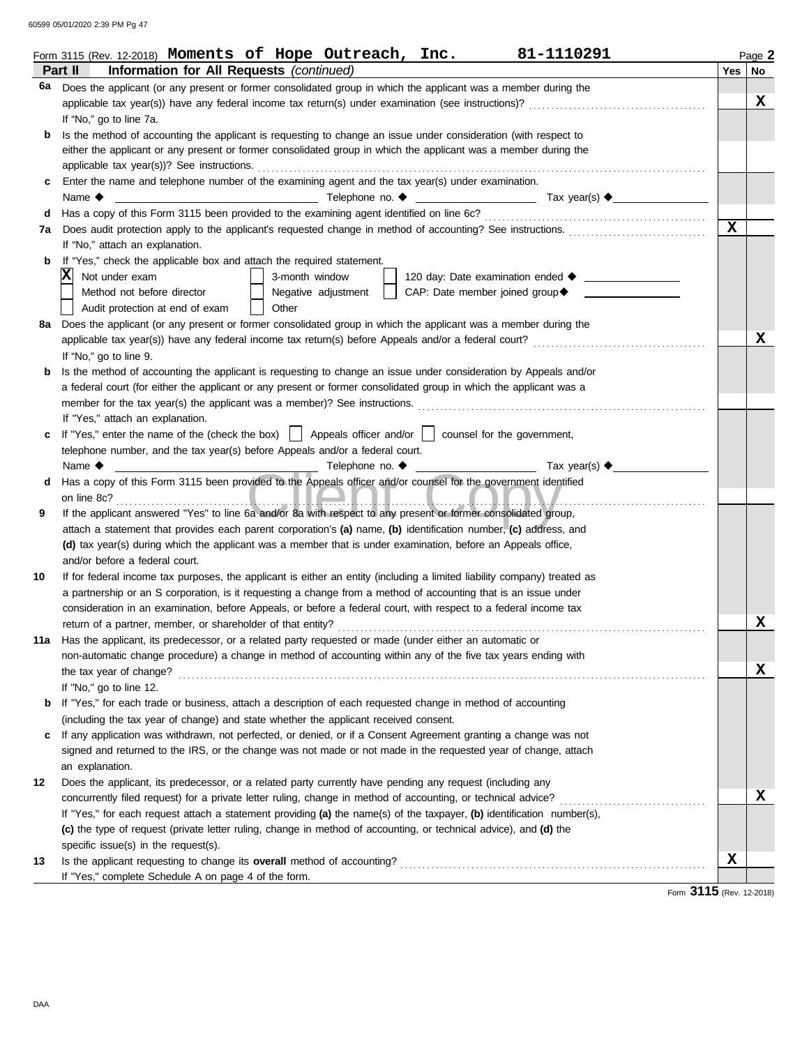Form 3115 (Rev. 12-2018) **Moments of Hope Outreach, Inc.** **81-1110291** Page **2**

**Part II Information for All Requests** *(continued)*

| | | Yes | No |
|---|---|---|---|
| **6a** | Does the applicant (or any present or former consolidated group in which the applicant was a member during the applicable tax year(s)) have any federal income tax return(s) under examination (see instructions)? | | X |
| | If "No," go to line 7a. | | |
| **b** | Is the method of accounting the applicant is requesting to change an issue under consideration (with respect to either the applicant or any present or former consolidated group in which the applicant was a member during the applicable tax year(s))? See instructions. | | |
| **c** | Enter the name and telephone number of the examining agent and the tax year(s) under examination. Name ◆ Telephone no. ◆ Tax year(s) ◆ | | |
| **d** | Has a copy of this Form 3115 been provided to the examining agent identified on line 6c? | | |
| **7a** | Does audit protection apply to the applicant's requested change in method of accounting? See instructions. | X | |
| | If "No," attach an explanation. | | |
| **b** | If "Yes," check the applicable box and attach the required statement. | | |
| | [X] Not under exam [ ] 3-month window [ ] 120 day: Date examination ended ◆ | | |
| | [ ] Method not before director [ ] Negative adjustment [ ] CAP: Date member joined group◆ | | |
| | [ ] Audit protection at end of exam [ ] Other | | |
| **8a** | Does the applicant (or any present or former consolidated group in which the applicant was a member during the applicable tax year(s)) have any federal income tax return(s) before Appeals and/or a federal court? | | X |
| | If "No," go to line 9. | | |
| **b** | Is the method of accounting the applicant is requesting to change an issue under consideration by Appeals and/or a federal court (for either the applicant or any present or former consolidated group in which the applicant was a member for the tax year(s) the applicant was a member)? See instructions. | | |
| | If "Yes," attach an explanation. | | |
| **c** | If "Yes," enter the name of the (check the box) [ ] Appeals officer and/or [ ] counsel for the government, telephone number, and the tax year(s) before Appeals and/or a federal court. Name ◆ Telephone no. ◆ Tax year(s) ◆ | | |
| **d** | Has a copy of this Form 3115 been provided to the Appeals officer and/or counsel for the government identified on line 8c? | | |
| **9** | If the applicant answered "Yes" to line 6a and/or 8a with respect to any present or former consolidated group, attach a statement that provides each parent corporation's **(a)** name, **(b)** identification number, **(c)** address, and **(d)** tax year(s) during which the applicant was a member that is under examination, before an Appeals office, and/or before a federal court. | | |
| **10** | If for federal income tax purposes, the applicant is either an entity (including a limited liability company) treated as a partnership or an S corporation, is it requesting a change from a method of accounting that is an issue under consideration in an examination, before Appeals, or before a federal court, with respect to a federal income tax return of a partner, member, or shareholder of that entity? | | X |
| **11a** | Has the applicant, its predecessor, or a related party requested or made (under either an automatic or non-automatic change procedure) a change in method of accounting within any of the five tax years ending with the tax year of change? | | X |
| | If "No," go to line 12. | | |
| **b** | If "Yes," for each trade or business, attach a description of each requested change in method of accounting (including the tax year of change) and state whether the applicant received consent. | | |
| **c** | If any application was withdrawn, not perfected, or denied, or if a Consent Agreement granting a change was not signed and returned to the IRS, or the change was not made or not made in the requested year of change, attach an explanation. | | |
| **12** | Does the applicant, its predecessor, or a related party currently have pending any request (including any concurrently filed request) for a private letter ruling, change in method of accounting, or technical advice? | | X |
| | If "Yes," for each request attach a statement providing **(a)** the name(s) of the taxpayer, **(b)** identification number(s), **(c)** the type of request (private letter ruling, change in method of accounting, or technical advice), and **(d)** the specific issue(s) in the request(s). | | |
| **13** | Is the applicant requesting to change its **overall** method of accounting? | X | |
| | If "Yes," complete Schedule A on page 4 of the form. | | |

Form **3115** (Rev. 12-2018)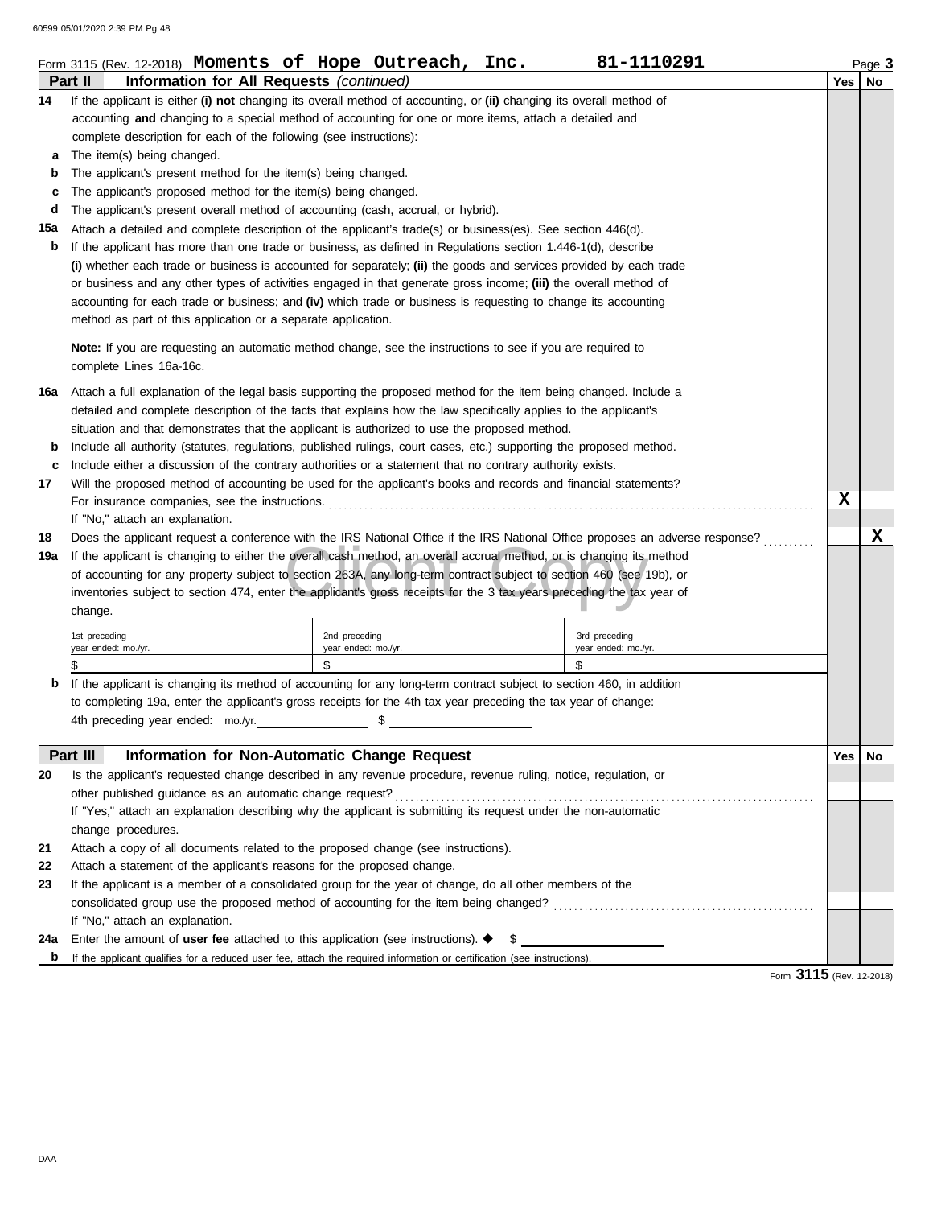Form 3115 (Rev. 12-2018) **Moments of Hope Outreach, Inc.** **81-1110291** Page **3**

## Part II Information for All Requests *(continued)*

| | | Yes | No |
|---|---|---|---|
| **14** | If the applicant is either **(i) not** changing its overall method of accounting, or **(ii)** changing its overall method of accounting **and** changing to a special method of accounting for one or more items, attach a detailed and complete description for each of the following (see instructions): | | |
| **a** | The item(s) being changed. | | |
| **b** | The applicant's present method for the item(s) being changed. | | |
| **c** | The applicant's proposed method for the item(s) being changed. | | |
| **d** | The applicant's present overall method of accounting (cash, accrual, or hybrid). | | |
| **15a** | Attach a detailed and complete description of the applicant's trade(s) or business(es). See section 446(d). | | |
| **b** | If the applicant has more than one trade or business, as defined in Regulations section 1.446-1(d), describe **(i)** whether each trade or business is accounted for separately; **(ii)** the goods and services provided by each trade or business and any other types of activities engaged in that generate gross income; **(iii)** the overall method of accounting for each trade or business; and **(iv)** which trade or business is requesting to change its accounting method as part of this application or a separate application. **Note:** If you are requesting an automatic method change, see the instructions to see if you are required to complete Lines 16a-16c. | | |
| **16a** | Attach a full explanation of the legal basis supporting the proposed method for the item being changed. Include a detailed and complete description of the facts that explains how the law specifically applies to the applicant's situation and that demonstrates that the applicant is authorized to use the proposed method. | | |
| **b** | Include all authority (statutes, regulations, published rulings, court cases, etc.) supporting the proposed method. | | |
| **c** | Include either a discussion of the contrary authorities or a statement that no contrary authority exists. | | |
| **17** | Will the proposed method of accounting be used for the applicant's books and records and financial statements? For insurance companies, see the instructions. If "No," attach an explanation. | **X** | |
| **18** | Does the applicant request a conference with the IRS National Office if the IRS National Office proposes an adverse response? | | **X** |
| **19a** | If the applicant is changing to either the overall cash method, an overall accrual method, or is changing its method of accounting for any property subject to section 263A, any long-term contract subject to section 460 (see 19b), or inventories subject to section 474, enter the applicant's gross receipts for the 3 tax years preceding the tax year of change. | | |

| 1st preceding year ended: mo./yr. | 2nd preceding year ended: mo./yr. | 3rd preceding year ended: mo./yr. |
|---|---|---|
| $ | $ | $ |

**b** If the applicant is changing its method of accounting for any long-term contract subject to section 460, in addition to completing 19a, enter the applicant's gross receipts for the 4th tax year preceding the tax year of change:
4th preceding year ended: mo./yr. ________ $ ________

## Part III Information for Non-Automatic Change Request

| | | Yes | No |
|---|---|---|---|
| **20** | Is the applicant's requested change described in any revenue procedure, revenue ruling, notice, regulation, or other published guidance as an automatic change request? If "Yes," attach an explanation describing why the applicant is submitting its request under the non-automatic change procedures. | | |
| **21** | Attach a copy of all documents related to the proposed change (see instructions). | | |
| **22** | Attach a statement of the applicant's reasons for the proposed change. | | |
| **23** | If the applicant is a member of a consolidated group for the year of change, do all other members of the consolidated group use the proposed method of accounting for the item being changed? If "No," attach an explanation. | | |
| **24a** | Enter the amount of **user fee** attached to this application (see instructions). ◆ $ ________ | | |
| **b** | If the applicant qualifies for a reduced user fee, attach the required information or certification (see instructions). | | |

Form **3115** (Rev. 12-2018)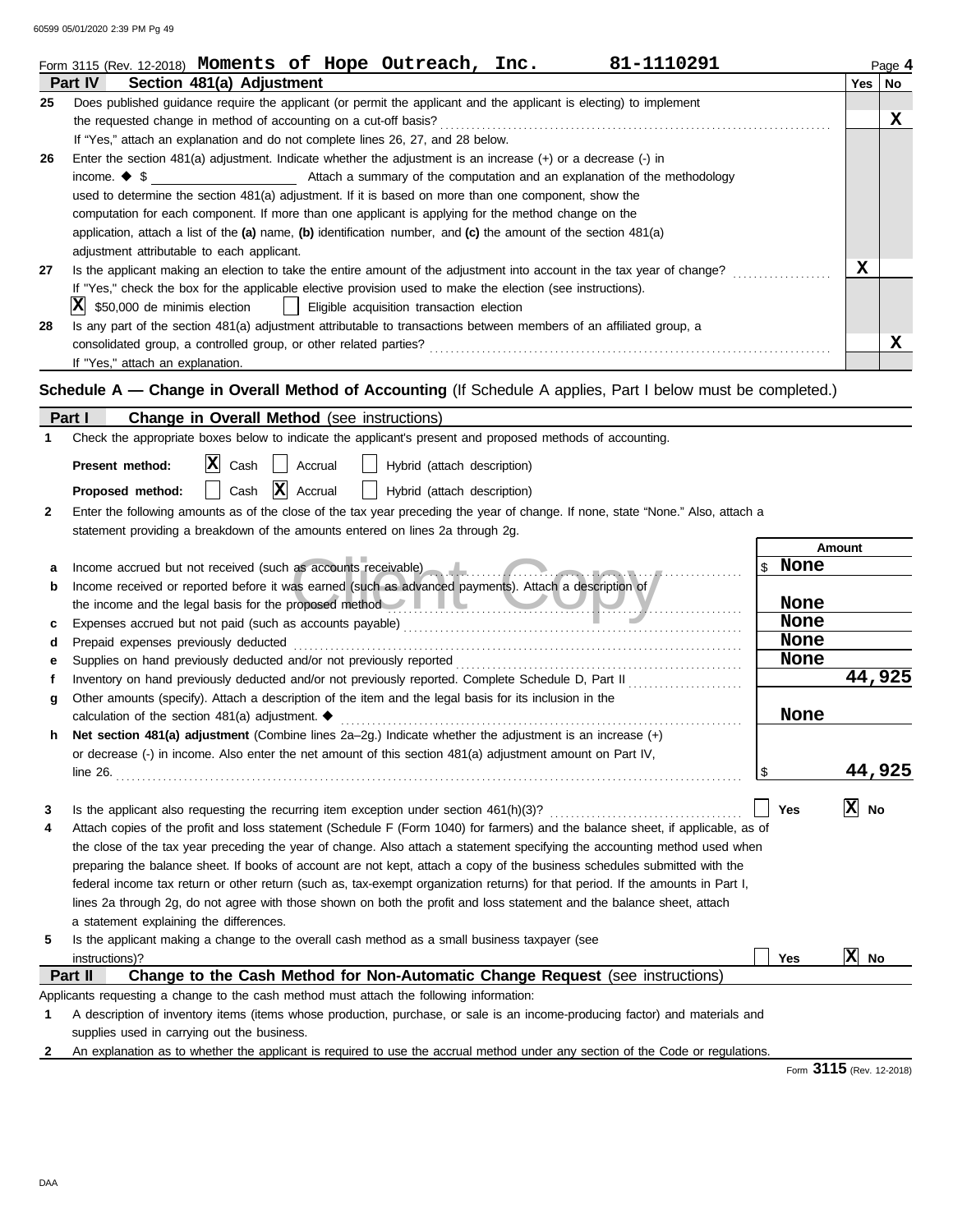Form 3115 (Rev. 12-2018) **Moments of Hope Outreach, Inc.** **81-1110291**

## Part IV Section 481(a) Adjustment

| | | Yes | No |
|---|---|---|---|
| 25 | Does published guidance require the applicant (or permit the applicant and the applicant is electing) to implement the requested change in method of accounting on a cut-off basis? If "Yes," attach an explanation and do not complete lines 26, 27, and 28 below. | | X |
| 26 | Enter the section 481(a) adjustment. Indicate whether the adjustment is an increase (+) or a decrease (-) in income. ◆ $ ________ Attach a summary of the computation and an explanation of the methodology used to determine the section 481(a) adjustment. If it is based on more than one component, show the computation for each component. If more than one applicant is applying for the method change on the application, attach a list of the **(a)** name, **(b)** identification number, and **(c)** the amount of the section 481(a) adjustment attributable to each applicant. | | |
| 27 | Is the applicant making an election to take the entire amount of the adjustment into account in the tax year of change? If "Yes," check the box for the applicable elective provision used to make the election (see instructions). [X] $50,000 de minimis election [ ] Eligible acquisition transaction election | X | |
| 28 | Is any part of the section 481(a) adjustment attributable to transactions between members of an affiliated group, a consolidated group, a controlled group, or other related parties? If "Yes," attach an explanation. | | X |

## Schedule A — Change in Overall Method of Accounting (If Schedule A applies, Part I below must be completed.)

### Part I Change in Overall Method (see instructions)

**1** Check the appropriate boxes below to indicate the applicant's present and proposed methods of accounting.

**Present method:** [X] Cash [ ] Accrual [ ] Hybrid (attach description)

**Proposed method:** [ ] Cash [X] Accrual [ ] Hybrid (attach description)

**2** Enter the following amounts as of the close of the tax year preceding the year of change. If none, state "None." Also, attach a statement providing a breakdown of the amounts entered on lines 2a through 2g.

| | | Amount |
|---|---|---|
| a | Income accrued but not received (such as accounts receivable) | $ None |
| b | Income received or reported before it was earned (such as advanced payments). Attach a description of the income and the legal basis for the proposed method | None |
| c | Expenses accrued but not paid (such as accounts payable) | None |
| d | Prepaid expenses previously deducted | None |
| e | Supplies on hand previously deducted and/or not previously reported | None |
| f | Inventory on hand previously deducted and/or not previously reported. Complete Schedule D, Part II | 44,925 |
| g | Other amounts (specify). Attach a description of the item and the legal basis for its inclusion in the calculation of the section 481(a) adjustment. ◆ | None |
| h | **Net section 481(a) adjustment** (Combine lines 2a–2g.) Indicate whether the adjustment is an increase (+) or decrease (-) in income. Also enter the net amount of this section 481(a) adjustment amount on Part IV, line 26. | $ 44,925 |

**3** Is the applicant also requesting the recurring item exception under section 461(h)(3)? [ ] Yes [X] No

**4** Attach copies of the profit and loss statement (Schedule F (Form 1040) for farmers) and the balance sheet, if applicable, as of the close of the tax year preceding the year of change. Also attach a statement specifying the accounting method used when preparing the balance sheet. If books of account are not kept, attach a copy of the business schedules submitted with the federal income tax return or other return (such as, tax-exempt organization returns) for that period. If the amounts in Part I, lines 2a through 2g, do not agree with those shown on both the profit and loss statement and the balance sheet, attach a statement explaining the differences.

**5** Is the applicant making a change to the overall cash method as a small business taxpayer (see instructions)? [ ] Yes [X] No

### Part II Change to the Cash Method for Non-Automatic Change Request (see instructions)

Applicants requesting a change to the cash method must attach the following information:

**1** A description of inventory items (items whose production, purchase, or sale is an income-producing factor) and materials and supplies used in carrying out the business.

**2** An explanation as to whether the applicant is required to use the accrual method under any section of the Code or regulations.

Form **3115** (Rev. 12-2018)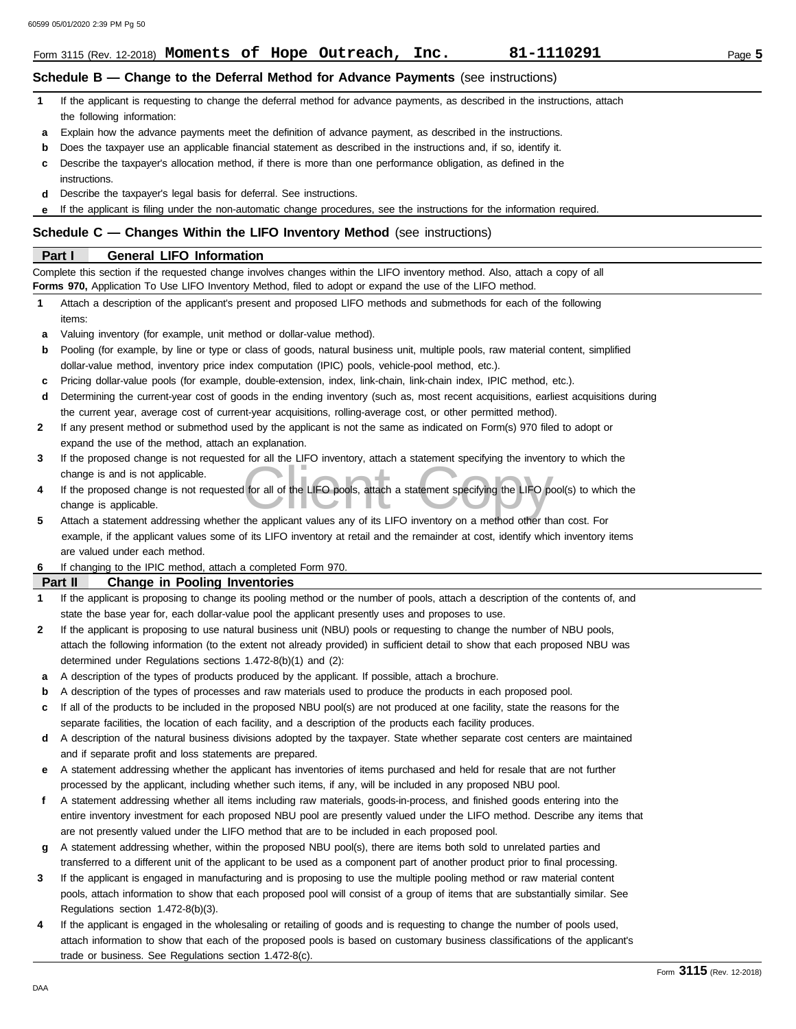Form 3115 (Rev. 12-2018) **Moments of Hope Outreach, Inc.** **81-1110291**

## Schedule B — Change to the Deferral Method for Advance Payments (see instructions)

**1** If the applicant is requesting to change the deferral method for advance payments, as described in the instructions, attach the following information:

**a** Explain how the advance payments meet the definition of advance payment, as described in the instructions.

**b** Does the taxpayer use an applicable financial statement as described in the instructions and, if so, identify it.

**c** Describe the taxpayer's allocation method, if there is more than one performance obligation, as defined in the instructions.

**d** Describe the taxpayer's legal basis for deferral. See instructions.

**e** If the applicant is filing under the non-automatic change procedures, see the instructions for the information required.

## Schedule C — Changes Within the LIFO Inventory Method (see instructions)

### Part I General LIFO Information

Complete this section if the requested change involves changes within the LIFO inventory method. Also, attach a copy of all **Forms 970,** Application To Use LIFO Inventory Method, filed to adopt or expand the use of the LIFO method.

**1** Attach a description of the applicant's present and proposed LIFO methods and submethods for each of the following items:

**a** Valuing inventory (for example, unit method or dollar-value method).

**b** Pooling (for example, by line or type or class of goods, natural business unit, multiple pools, raw material content, simplified dollar-value method, inventory price index computation (IPIC) pools, vehicle-pool method, etc.).

**c** Pricing dollar-value pools (for example, double-extension, index, link-chain, link-chain index, IPIC method, etc.).

**d** Determining the current-year cost of goods in the ending inventory (such as, most recent acquisitions, earliest acquisitions during the current year, average cost of current-year acquisitions, rolling-average cost, or other permitted method).

**2** If any present method or submethod used by the applicant is not the same as indicated on Form(s) 970 filed to adopt or expand the use of the method, attach an explanation.

**3** If the proposed change is not requested for all the LIFO inventory, attach a statement specifying the inventory to which the change is and is not applicable.

**4** If the proposed change is not requested for all of the LIFO pools, attach a statement specifying the LIFO pool(s) to which the change is applicable.

**5** Attach a statement addressing whether the applicant values any of its LIFO inventory on a method other than cost. For example, if the applicant values some of its LIFO inventory at retail and the remainder at cost, identify which inventory items are valued under each method.

**6** If changing to the IPIC method, attach a completed Form 970.

### Part II Change in Pooling Inventories

**1** If the applicant is proposing to change its pooling method or the number of pools, attach a description of the contents of, and state the base year for, each dollar-value pool the applicant presently uses and proposes to use.

**2** If the applicant is proposing to use natural business unit (NBU) pools or requesting to change the number of NBU pools, attach the following information (to the extent not already provided) in sufficient detail to show that each proposed NBU was determined under Regulations sections 1.472-8(b)(1) and (2):

**a** A description of the types of products produced by the applicant. If possible, attach a brochure.

**b** A description of the types of processes and raw materials used to produce the products in each proposed pool.

**c** If all of the products to be included in the proposed NBU pool(s) are not produced at one facility, state the reasons for the separate facilities, the location of each facility, and a description of the products each facility produces.

**d** A description of the natural business divisions adopted by the taxpayer. State whether separate cost centers are maintained and if separate profit and loss statements are prepared.

**e** A statement addressing whether the applicant has inventories of items purchased and held for resale that are not further processed by the applicant, including whether such items, if any, will be included in any proposed NBU pool.

**f** A statement addressing whether all items including raw materials, goods-in-process, and finished goods entering into the entire inventory investment for each proposed NBU pool are presently valued under the LIFO method. Describe any items that are not presently valued under the LIFO method that are to be included in each proposed pool.

**g** A statement addressing whether, within the proposed NBU pool(s), there are items both sold to unrelated parties and transferred to a different unit of the applicant to be used as a component part of another product prior to final processing.

**3** If the applicant is engaged in manufacturing and is proposing to use the multiple pooling method or raw material content pools, attach information to show that each proposed pool will consist of a group of items that are substantially similar. See Regulations section 1.472-8(b)(3).

**4** If the applicant is engaged in the wholesaling or retailing of goods and is requesting to change the number of pools used, attach information to show that each of the proposed pools is based on customary business classifications of the applicant's trade or business. See Regulations section 1.472-8(c).

Form **3115** (Rev. 12-2018)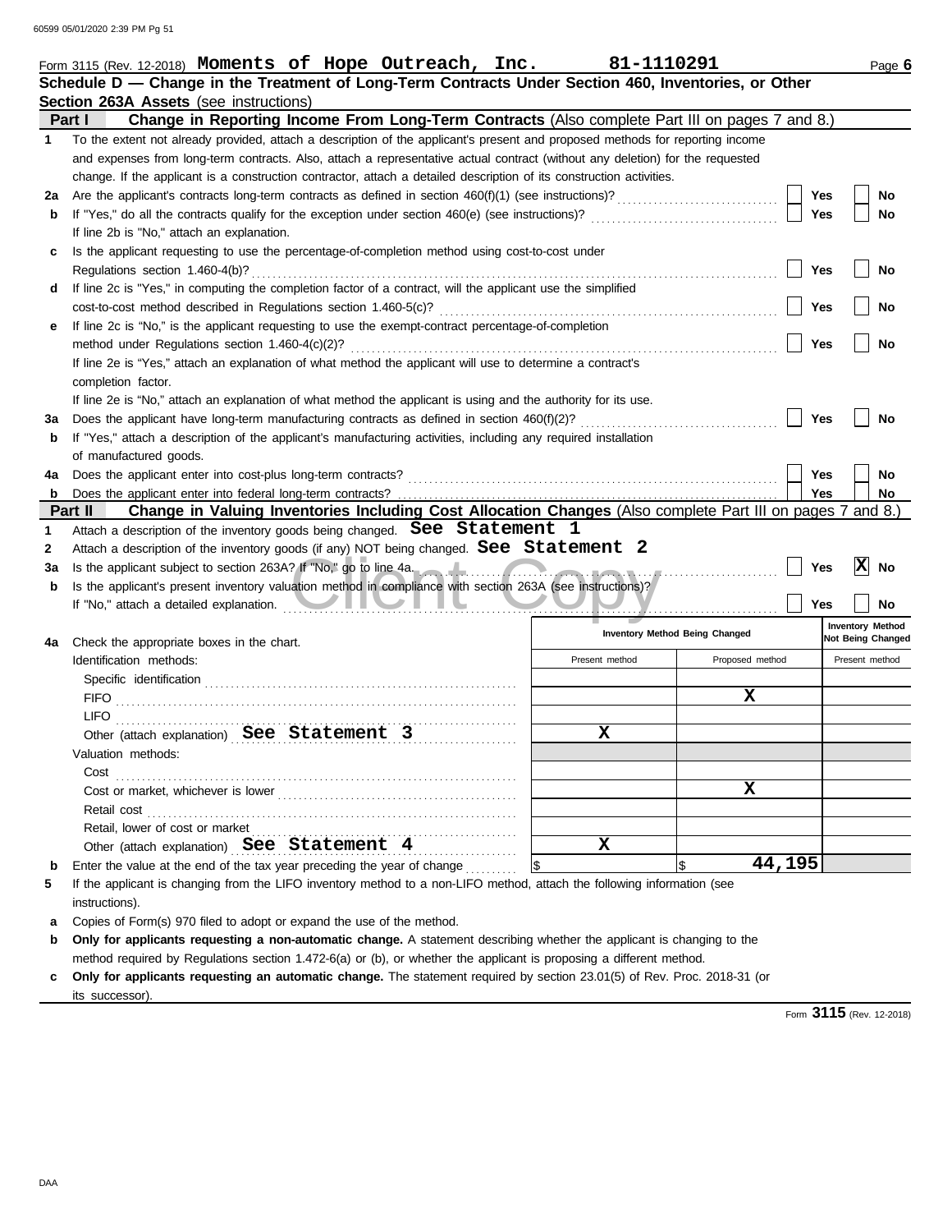Form 3115 (Rev. 12-2018) **Moments of Hope Outreach, Inc.** **81-1110291**

## Schedule D — Change in the Treatment of Long-Term Contracts Under Section 460, Inventories, or Other Section 263A Assets (see instructions)

### Part I Change in Reporting Income From Long-Term Contracts (Also complete Part III on pages 7 and 8.)

**1** To the extent not already provided, attach a description of the applicant's present and proposed methods for reporting income and expenses from long-term contracts. Also, attach a representative actual contract (without any deletion) for the requested change. If the applicant is a construction contractor, attach a detailed description of its construction activities.

**2a** Are the applicant's contracts long-term contracts as defined in section 460(f)(1) (see instructions)? ☐ Yes ☐ No

**b** If "Yes," do all the contracts qualify for the exception under section 460(e) (see instructions)? ☐ Yes ☐ No
If line 2b is "No," attach an explanation.

**c** Is the applicant requesting to use the percentage-of-completion method using cost-to-cost under Regulations section 1.460-4(b)? ☐ Yes ☐ No

**d** If line 2c is "Yes," in computing the completion factor of a contract, will the applicant use the simplified cost-to-cost method described in Regulations section 1.460-5(c)? ☐ Yes ☐ No

**e** If line 2c is "No," is the applicant requesting to use the exempt-contract percentage-of-completion method under Regulations section 1.460-4(c)(2)? ☐ Yes ☐ No
If line 2e is "Yes," attach an explanation of what method the applicant will use to determine a contract's completion factor.
If line 2e is "No," attach an explanation of what method the applicant is using and the authority for its use.

**3a** Does the applicant have long-term manufacturing contracts as defined in section 460(f)(2)? ☐ Yes ☐ No

**b** If "Yes," attach a description of the applicant's manufacturing activities, including any required installation of manufactured goods.

**4a** Does the applicant enter into cost-plus long-term contracts? ☐ Yes ☐ No

**b** Does the applicant enter into federal long-term contracts? ☐ Yes ☐ No

### Part II Change in Valuing Inventories Including Cost Allocation Changes (Also complete Part III on pages 7 and 8.)

**1** Attach a description of the inventory goods being changed. **See Statement 1**

**2** Attach a description of the inventory goods (if any) NOT being changed. **See Statement 2**

**3a** Is the applicant subject to section 263A? If "No," go to line 4a. ☐ Yes ☒ No

**b** Is the applicant's present inventory valuation method in compliance with section 263A (see instructions)? ☐ Yes ☐ No
If "No," attach a detailed explanation.

**4a** Check the appropriate boxes in the chart.

| | Inventory Method Being Changed | | Inventory Method Not Being Changed |
|---|---|---|---|
| **Identification methods:** | Present method | Proposed method | Present method |
| Specific identification | | | |
| FIFO | | X | |
| LIFO | | | |
| Other (attach explanation) **See Statement 3** | X | | |
| **Valuation methods:** | | | |
| Cost | | | |
| Cost or market, whichever is lower | | X | |
| Retail cost | | | |
| Retail, lower of cost or market | | | |
| Other (attach explanation) **See Statement 4** | X | | |

**b** Enter the value at the end of the tax year preceding the year of change: $ | $ **44,195**

**5** If the applicant is changing from the LIFO inventory method to a non-LIFO method, attach the following information (see instructions).

**a** Copies of Form(s) 970 filed to adopt or expand the use of the method.

**b** **Only for applicants requesting a non-automatic change.** A statement describing whether the applicant is changing to the method required by Regulations section 1.472-6(a) or (b), or whether the applicant is proposing a different method.

**c** **Only for applicants requesting an automatic change.** The statement required by section 23.01(5) of Rev. Proc. 2018-31 (or its successor).

Form **3115** (Rev. 12-2018)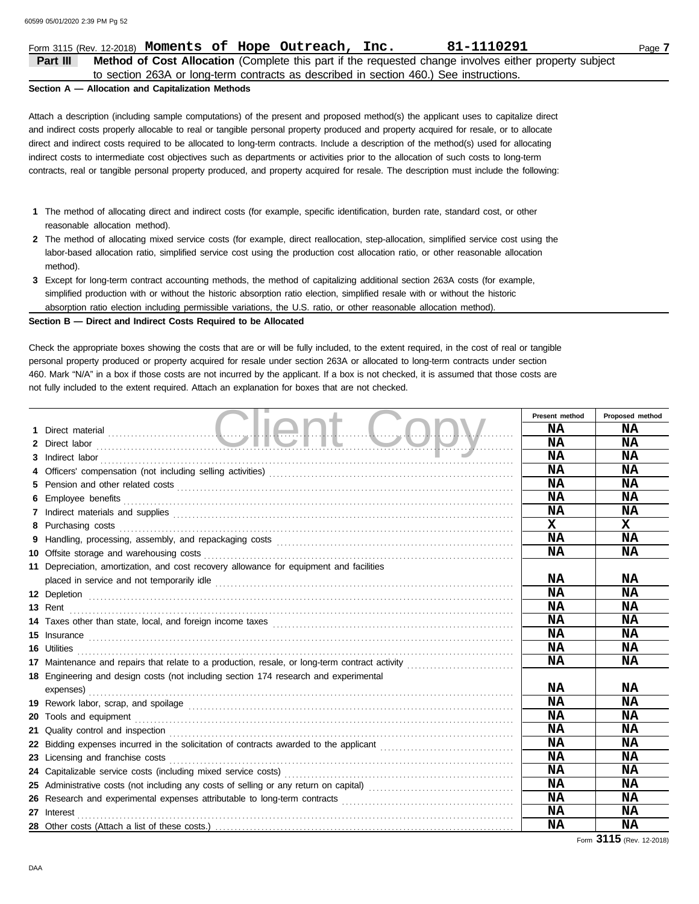Form 3115 (Rev. 12-2018) **Moments of Hope Outreach, Inc.** **81-1110291**

**Part III** **Method of Cost Allocation** (Complete this part if the requested change involves either property subject to section 263A or long-term contracts as described in section 460.) See instructions.

**Section A — Allocation and Capitalization Methods**

Attach a description (including sample computations) of the present and proposed method(s) the applicant uses to capitalize direct and indirect costs properly allocable to real or tangible personal property produced and property acquired for resale, or to allocate direct and indirect costs required to be allocated to long-term contracts. Include a description of the method(s) used for allocating indirect costs to intermediate cost objectives such as departments or activities prior to the allocation of such costs to long-term contracts, real or tangible personal property produced, and property acquired for resale. The description must include the following:

1. The method of allocating direct and indirect costs (for example, specific identification, burden rate, standard cost, or other reasonable allocation method).
2. The method of allocating mixed service costs (for example, direct reallocation, step-allocation, simplified service cost using the labor-based allocation ratio, simplified service cost using the production cost allocation ratio, or other reasonable allocation method).
3. Except for long-term contract accounting methods, the method of capitalizing additional section 263A costs (for example, simplified production with or without the historic absorption ratio election, simplified resale with or without the historic absorption ratio election including permissible variations, the U.S. ratio, or other reasonable allocation method).

**Section B — Direct and Indirect Costs Required to be Allocated**

Check the appropriate boxes showing the costs that are or will be fully included, to the extent required, in the cost of real or tangible personal property produced or property acquired for resale under section 263A or allocated to long-term contracts under section 460. Mark "N/A" in a box if those costs are not incurred by the applicant. If a box is not checked, it is assumed that those costs are not fully included to the extent required. Attach an explanation for boxes that are not checked.

| | | Present method | Proposed method |
|---|---|---|---|
| 1 | Direct material | NA | NA |
| 2 | Direct labor | NA | NA |
| 3 | Indirect labor | NA | NA |
| 4 | Officers' compensation (not including selling activities) | NA | NA |
| 5 | Pension and other related costs | NA | NA |
| 6 | Employee benefits | NA | NA |
| 7 | Indirect materials and supplies | NA | NA |
| 8 | Purchasing costs | X | X |
| 9 | Handling, processing, assembly, and repackaging costs | NA | NA |
| 10 | Offsite storage and warehousing costs | NA | NA |
| 11 | Depreciation, amortization, and cost recovery allowance for equipment and facilities placed in service and not temporarily idle | NA | NA |
| 12 | Depletion | NA | NA |
| 13 | Rent | NA | NA |
| 14 | Taxes other than state, local, and foreign income taxes | NA | NA |
| 15 | Insurance | NA | NA |
| 16 | Utilities | NA | NA |
| 17 | Maintenance and repairs that relate to a production, resale, or long-term contract activity | NA | NA |
| 18 | Engineering and design costs (not including section 174 research and experimental expenses) | NA | NA |
| 19 | Rework labor, scrap, and spoilage | NA | NA |
| 20 | Tools and equipment | NA | NA |
| 21 | Quality control and inspection | NA | NA |
| 22 | Bidding expenses incurred in the solicitation of contracts awarded to the applicant | NA | NA |
| 23 | Licensing and franchise costs | NA | NA |
| 24 | Capitalizable service costs (including mixed service costs) | NA | NA |
| 25 | Administrative costs (not including any costs of selling or any return on capital) | NA | NA |
| 26 | Research and experimental expenses attributable to long-term contracts | NA | NA |
| 27 | Interest | NA | NA |
| 28 | Other costs (Attach a list of these costs.) | NA | NA |

Form **3115** (Rev. 12-2018)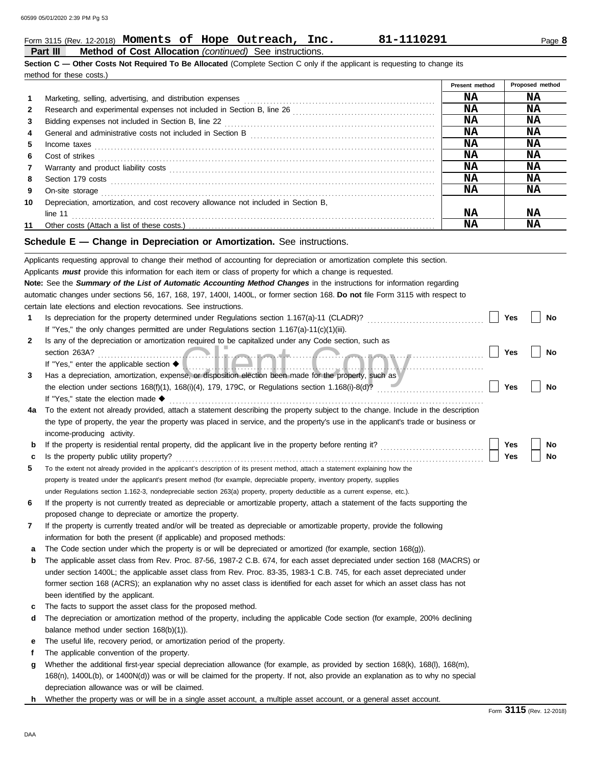Form 3115 (Rev. 12-2018) **Moments of Hope Outreach, Inc.** **81-1110291** Page **8**

**Part III** **Method of Cost Allocation** *(continued)* See instructions.

**Section C — Other Costs Not Required To Be Allocated** (Complete Section C only if the applicant is requesting to change its method for these costs.)

| | | Present method | Proposed method |
|---|---|---|---|
| 1 | Marketing, selling, advertising, and distribution expenses | NA | NA |
| 2 | Research and experimental expenses not included in Section B, line 26 | NA | NA |
| 3 | Bidding expenses not included in Section B, line 22 | NA | NA |
| 4 | General and administrative costs not included in Section B | NA | NA |
| 5 | Income taxes | NA | NA |
| 6 | Cost of strikes | NA | NA |
| 7 | Warranty and product liability costs | NA | NA |
| 8 | Section 179 costs | NA | NA |
| 9 | On-site storage | NA | NA |
| 10 | Depreciation, amortization, and cost recovery allowance not included in Section B, line 11 | NA | NA |
| 11 | Other costs (Attach a list of these costs.) | NA | NA |

## Schedule E — Change in Depreciation or Amortization. See instructions.

Applicants requesting approval to change their method of accounting for depreciation or amortization complete this section.
Applicants ***must*** provide this information for each item or class of property for which a change is requested.
**Note:** See the ***Summary of the List of Automatic Accounting Method Changes*** in the instructions for information regarding automatic changes under sections 56, 167, 168, 197, 1400I, 1400L, or former section 168. **Do not** file Form 3115 with respect to certain late elections and election revocations. See instructions.

**1** Is depreciation for the property determined under Regulations section 1.167(a)-11 (CLADR)? ☐ Yes ☐ No
If "Yes," the only changes permitted are under Regulations section 1.167(a)-11(c)(1)(iii).

**2** Is any of the depreciation or amortization required to be capitalized under any Code section, such as section 263A? ☐ Yes ☐ No
If "Yes," enter the applicable section ◆

**3** Has a depreciation, amortization, expense, or disposition election been made for the property, such as the election under sections 168(f)(1), 168(i)(4), 179, 179C, or Regulations section 1.168(i)-8(d)? ☐ Yes ☐ No
If "Yes," state the election made ◆

**4a** To the extent not already provided, attach a statement describing the property subject to the change. Include in the description the type of property, the year the property was placed in service, and the property's use in the applicant's trade or business or income-producing activity.

**b** If the property is residential rental property, did the applicant live in the property before renting it? ☐ Yes ☐ No

**c** Is the property public utility property? ☐ Yes ☐ No

**5** To the extent not already provided in the applicant's description of its present method, attach a statement explaining how the property is treated under the applicant's present method (for example, depreciable property, inventory property, supplies under Regulations section 1.162-3, nondepreciable section 263(a) property, property deductible as a current expense, etc.).

**6** If the property is not currently treated as depreciable or amortizable property, attach a statement of the facts supporting the proposed change to depreciate or amortize the property.

**7** If the property is currently treated and/or will be treated as depreciable or amortizable property, provide the following information for both the present (if applicable) and proposed methods:

**a** The Code section under which the property is or will be depreciated or amortized (for example, section 168(g)).

**b** The applicable asset class from Rev. Proc. 87-56, 1987-2 C.B. 674, for each asset depreciated under section 168 (MACRS) or under section 1400L; the applicable asset class from Rev. Proc. 83-35, 1983-1 C.B. 745, for each asset depreciated under former section 168 (ACRS); an explanation why no asset class is identified for each asset for which an asset class has not been identified by the applicant.

**c** The facts to support the asset class for the proposed method.

**d** The depreciation or amortization method of the property, including the applicable Code section (for example, 200% declining balance method under section 168(b)(1)).

**e** The useful life, recovery period, or amortization period of the property.

**f** The applicable convention of the property.

**g** Whether the additional first-year special depreciation allowance (for example, as provided by section 168(k), 168(l), 168(m), 168(n), 1400L(b), or 1400N(d)) was or will be claimed for the property. If not, also provide an explanation as to why no special depreciation allowance was or will be claimed.

**h** Whether the property was or will be in a single asset account, a multiple asset account, or a general asset account.

Form **3115** (Rev. 12-2018)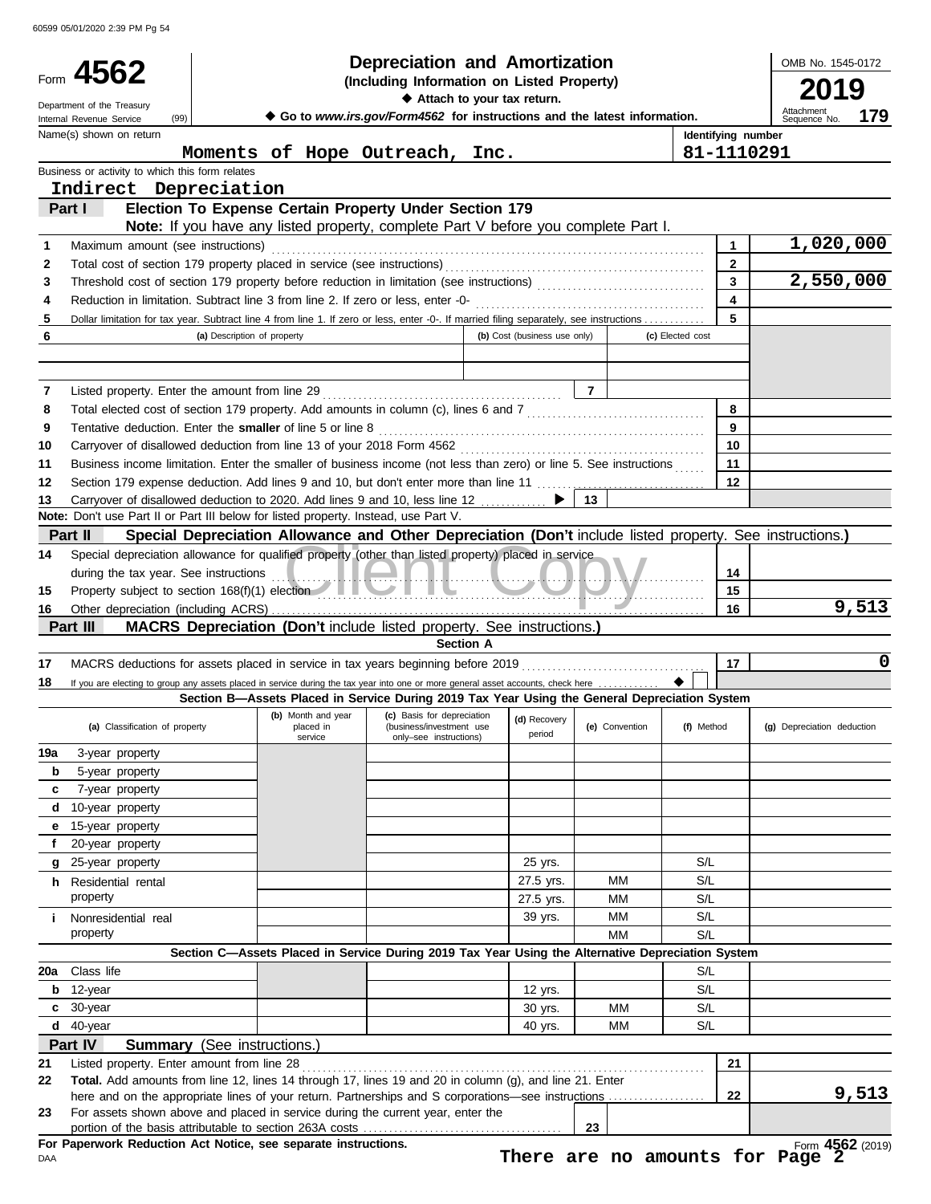Form **4562**

Department of the Treasury
Internal Revenue Service (99)

# Depreciation and Amortization

**(Including Information on Listed Property)**

◆ Attach to your tax return.

◆ Go to *www.irs.gov/Form4562* for instructions and the latest information.

OMB No. 1545-0172

**2019**

Attachment Sequence No. **179**

Name(s) shown on return: **Moments of Hope Outreach, Inc.**

Identifying number: **81-1110291**

Business or activity to which this form relates: **Indirect Depreciation**

## Part I Election To Expense Certain Property Under Section 179

**Note:** If you have any listed property, complete Part V before you complete Part I.

| | | | |
|---|---|---|---|
| 1 | Maximum amount (see instructions) | 1 | 1,020,000 |
| 2 | Total cost of section 179 property placed in service (see instructions) | 2 | |
| 3 | Threshold cost of section 179 property before reduction in limitation (see instructions) | 3 | 2,550,000 |
| 4 | Reduction in limitation. Subtract line 3 from line 2. If zero or less, enter -0- | 4 | |
| 5 | Dollar limitation for tax year. Subtract line 4 from line 1. If zero or less, enter -0-. If married filing separately, see instructions | 5 | |

| 6 | (a) Description of property | (b) Cost (business use only) | (c) Elected cost |
|---|---|---|---|
| | | | |
| | | | |

| | | | |
|---|---|---|---|
| 7 | Listed property. Enter the amount from line 29 | 7 | |
| 8 | Total elected cost of section 179 property. Add amounts in column (c), lines 6 and 7 | 8 | |
| 9 | Tentative deduction. Enter the **smaller** of line 5 or line 8 | 9 | |
| 10 | Carryover of disallowed deduction from line 13 of your 2018 Form 4562 | 10 | |
| 11 | Business income limitation. Enter the smaller of business income (not less than zero) or line 5. See instructions | 11 | |
| 12 | Section 179 expense deduction. Add lines 9 and 10, but don't enter more than line 11 | 12 | |
| 13 | Carryover of disallowed deduction to 2020. Add lines 9 and 10, less line 12 ▶ | 13 | |

**Note:** Don't use Part II or Part III below for listed property. Instead, use Part V.

## Part II Special Depreciation Allowance and Other Depreciation (Don't include listed property. See instructions.)

| | | | |
|---|---|---|---|
| 14 | Special depreciation allowance for qualified property (other than listed property) placed in service during the tax year. See instructions | 14 | |
| 15 | Property subject to section 168(f)(1) election | 15 | |
| 16 | Other depreciation (including ACRS) | 16 | 9,513 |

## Part III MACRS Depreciation (Don't include listed property. See instructions.)

**Section A**

| | | | |
|---|---|---|---|
| 17 | MACRS deductions for assets placed in service in tax years beginning before 2019 | 17 | 0 |
| 18 | If you are electing to group any assets placed in service during the tax year into one or more general asset accounts, check here ◆ | | |

**Section B—Assets Placed in Service During 2019 Tax Year Using the General Depreciation System**

| (a) Classification of property | (b) Month and year placed in service | (c) Basis for depreciation (business/investment use only–see instructions) | (d) Recovery period | (e) Convention | (f) Method | (g) Depreciation deduction |
|---|---|---|---|---|---|---|
| 19a 3-year property | | | | | | |
| b 5-year property | | | | | | |
| c 7-year property | | | | | | |
| d 10-year property | | | | | | |
| e 15-year property | | | | | | |
| f 20-year property | | | | | | |
| g 25-year property | | | 25 yrs. | | S/L | |
| h Residential rental property | | | 27.5 yrs. | MM | S/L | |
| | | | 27.5 yrs. | MM | S/L | |
| i Nonresidential real property | | | 39 yrs. | MM | S/L | |
| | | | | MM | S/L | |

**Section C—Assets Placed in Service During 2019 Tax Year Using the Alternative Depreciation System**

| (a) Classification of property | (b) Month and year placed in service | (c) Basis for depreciation | (d) Recovery period | (e) Convention | (f) Method | (g) Depreciation deduction |
|---|---|---|---|---|---|---|
| 20a Class life | | | | | S/L | |
| b 12-year | | | 12 yrs. | | S/L | |
| c 30-year | | | 30 yrs. | MM | S/L | |
| d 40-year | | | 40 yrs. | MM | S/L | |

## Part IV Summary (See instructions.)

| | | | |
|---|---|---|---|
| 21 | Listed property. Enter amount from line 28 | 21 | |
| 22 | **Total.** Add amounts from line 12, lines 14 through 17, lines 19 and 20 in column (g), and line 21. Enter here and on the appropriate lines of your return. Partnerships and S corporations—see instructions | 22 | 9,513 |
| 23 | For assets shown above and placed in service during the current year, enter the portion of the basis attributable to section 263A costs | 23 | |

**For Paperwork Reduction Act Notice, see separate instructions.**

DAA

Form **4562** (2019)

**There are no amounts for Page 2**